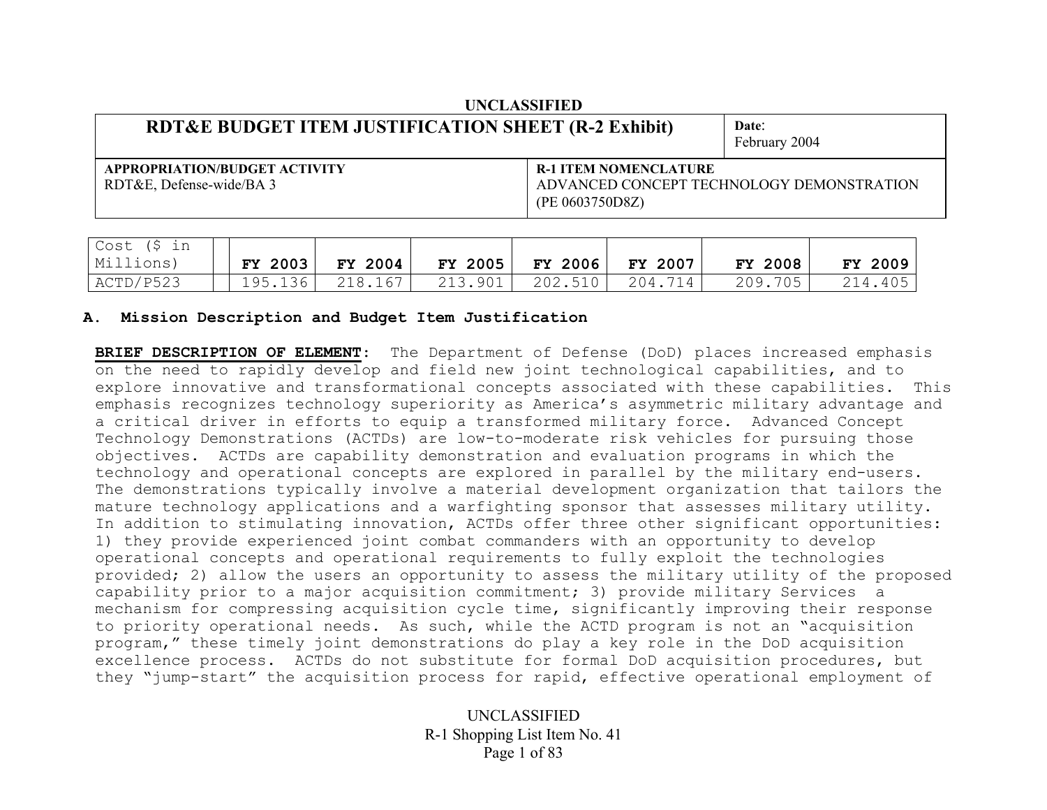UNCLASSIFIED

| RDT&E BUDGET ITEM JUSTIFICATION SHEET (R-2 Exhibit) | Date: February 2004 |
|---|---|
| **APPROPRIATION/BUDGET ACTIVITY** RDT&E, Defense-wide/BA 3 | **R-1 ITEM NOMENCLATURE** ADVANCED CONCEPT TECHNOLOGY DEMONSTRATION (PE 0603750D8Z) |

| Cost ($ in Millions) | FY 2003 | FY 2004 | FY 2005 | FY 2006 | FY 2007 | FY 2008 | FY 2009 |
|---|---|---|---|---|---|---|---|
| ACTD/P523 | 195.136 | 218.167 | 213.901 | 202.510 | 204.714 | 209.705 | 214.405 |

## A. Mission Description and Budget Item Justification

**BRIEF DESCRIPTION OF ELEMENT:** The Department of Defense (DoD) places increased emphasis on the need to rapidly develop and field new joint technological capabilities, and to explore innovative and transformational concepts associated with these capabilities. This emphasis recognizes technology superiority as America's asymmetric military advantage and a critical driver in efforts to equip a transformed military force. Advanced Concept Technology Demonstrations (ACTDs) are low-to-moderate risk vehicles for pursuing those objectives. ACTDs are capability demonstration and evaluation programs in which the technology and operational concepts are explored in parallel by the military end-users. The demonstrations typically involve a material development organization that tailors the mature technology applications and a warfighting sponsor that assesses military utility. In addition to stimulating innovation, ACTDs offer three other significant opportunities: 1) they provide experienced joint combat commanders with an opportunity to develop operational concepts and operational requirements to fully exploit the technologies provided; 2) allow the users an opportunity to assess the military utility of the proposed capability prior to a major acquisition commitment; 3) provide military Services a mechanism for compressing acquisition cycle time, significantly improving their response to priority operational needs. As such, while the ACTD program is not an "acquisition program," these timely joint demonstrations do play a key role in the DoD acquisition excellence process. ACTDs do not substitute for formal DoD acquisition procedures, but they "jump-start" the acquisition process for rapid, effective operational employment of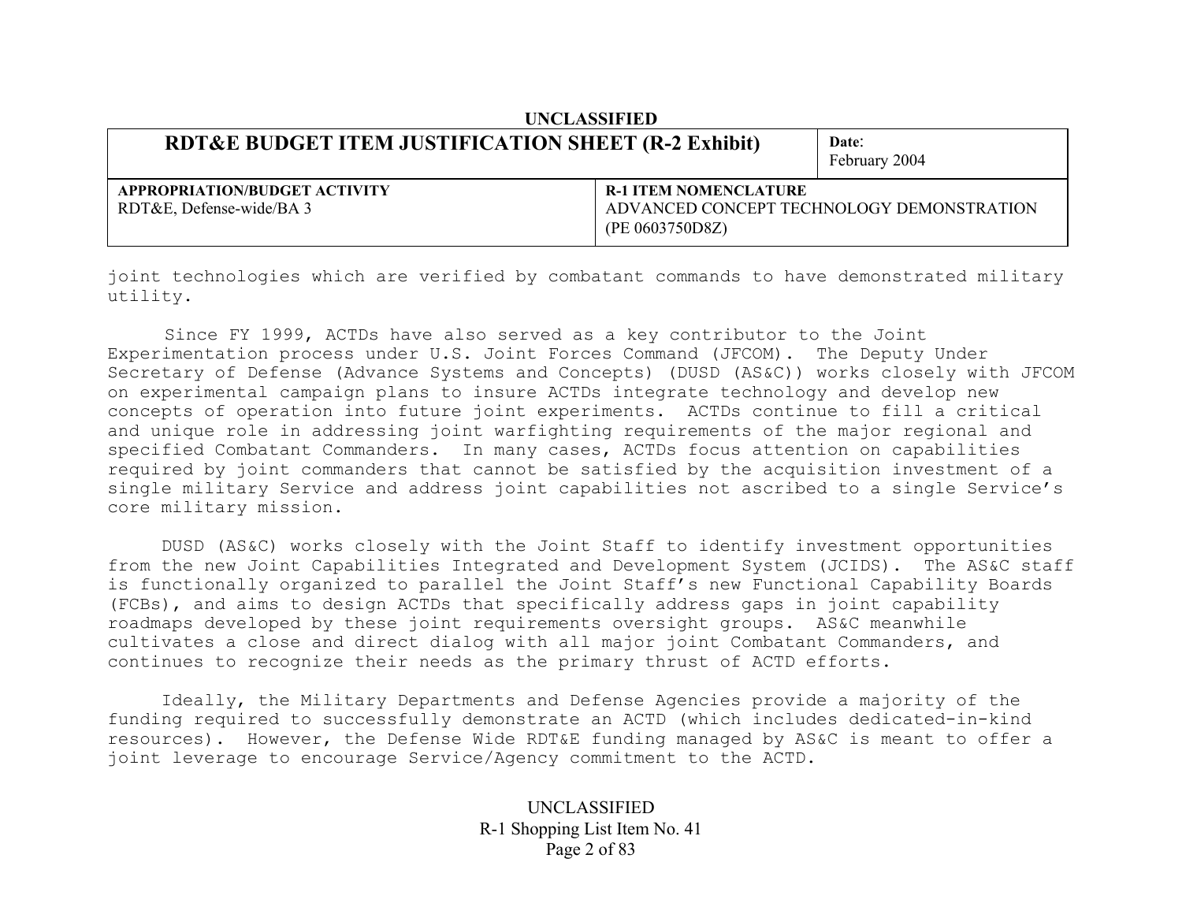joint technologies which are verified by combatant commands to have demonstrated military utility.

Since FY 1999, ACTDs have also served as a key contributor to the Joint Experimentation process under U.S. Joint Forces Command (JFCOM). The Deputy Under Secretary of Defense (Advance Systems and Concepts) (DUSD (AS&C)) works closely with JFCOM on experimental campaign plans to insure ACTDs integrate technology and develop new concepts of operation into future joint experiments. ACTDs continue to fill a critical and unique role in addressing joint warfighting requirements of the major regional and specified Combatant Commanders. In many cases, ACTDs focus attention on capabilities required by joint commanders that cannot be satisfied by the acquisition investment of a single military Service and address joint capabilities not ascribed to a single Service's core military mission.

DUSD (AS&C) works closely with the Joint Staff to identify investment opportunities from the new Joint Capabilities Integrated and Development System (JCIDS). The AS&C staff is functionally organized to parallel the Joint Staff's new Functional Capability Boards (FCBs), and aims to design ACTDs that specifically address gaps in joint capability roadmaps developed by these joint requirements oversight groups. AS&C meanwhile cultivates a close and direct dialog with all major joint Combatant Commanders, and continues to recognize their needs as the primary thrust of ACTD efforts.

Ideally, the Military Departments and Defense Agencies provide a majority of the funding required to successfully demonstrate an ACTD (which includes dedicated-in-kind resources). However, the Defense Wide RDT&E funding managed by AS&C is meant to offer a joint leverage to encourage Service/Agency commitment to the ACTD.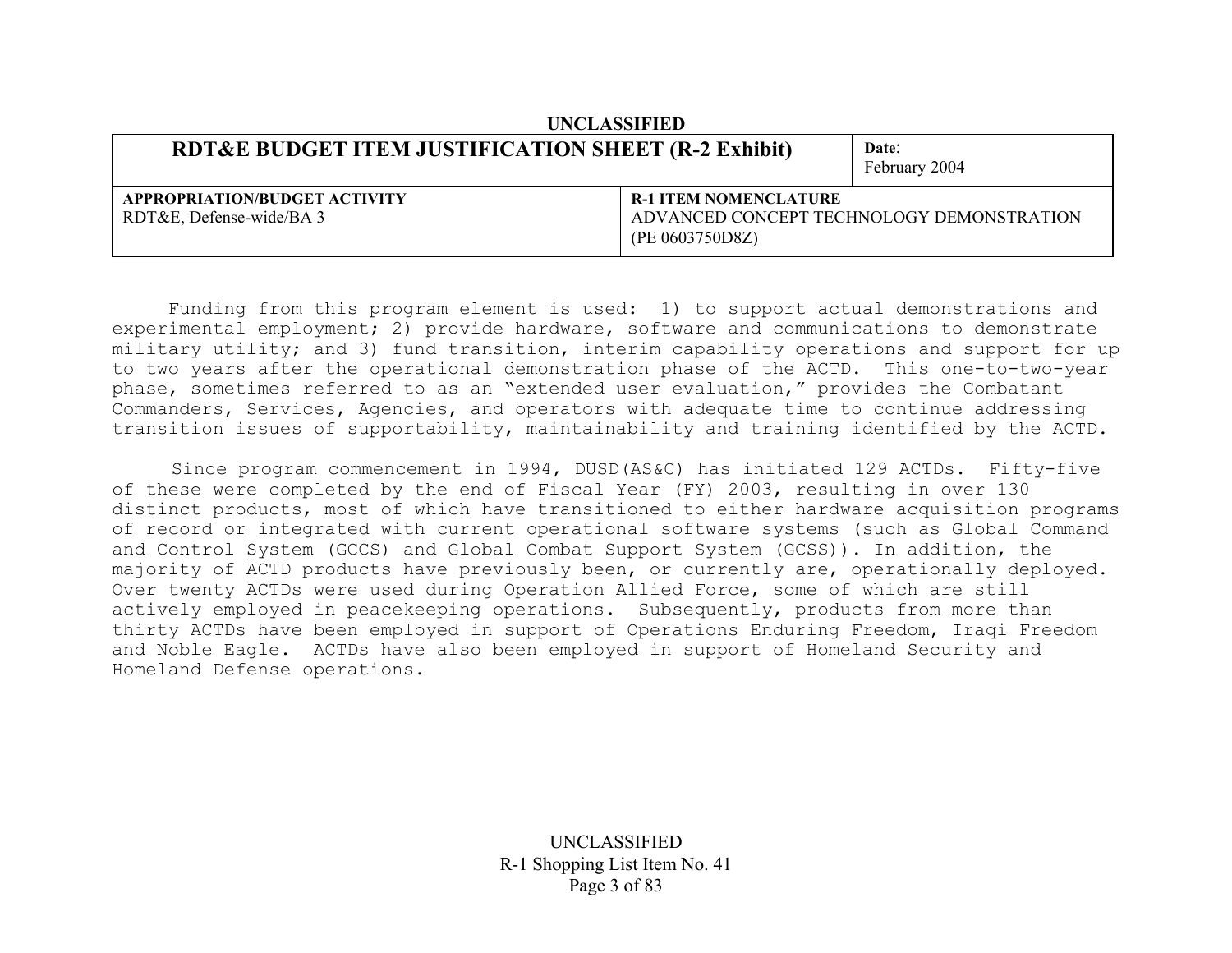| RDT&E BUDGET ITEM JUSTIFICATION SHEET (R-2 Exhibit) | | Date: February 2004 |
|---|---|---|
| **APPROPRIATION/BUDGET ACTIVITY** RDT&E, Defense-wide/BA 3 | **R-1 ITEM NOMENCLATURE** ADVANCED CONCEPT TECHNOLOGY DEMONSTRATION (PE 0603750D8Z) | |

Funding from this program element is used: 1) to support actual demonstrations and experimental employment; 2) provide hardware, software and communications to demonstrate military utility; and 3) fund transition, interim capability operations and support for up to two years after the operational demonstration phase of the ACTD. This one-to-two-year phase, sometimes referred to as an "extended user evaluation," provides the Combatant Commanders, Services, Agencies, and operators with adequate time to continue addressing transition issues of supportability, maintainability and training identified by the ACTD.

Since program commencement in 1994, DUSD(AS&C) has initiated 129 ACTDs. Fifty-five of these were completed by the end of Fiscal Year (FY) 2003, resulting in over 130 distinct products, most of which have transitioned to either hardware acquisition programs of record or integrated with current operational software systems (such as Global Command and Control System (GCCS) and Global Combat Support System (GCSS)). In addition, the majority of ACTD products have previously been, or currently are, operationally deployed. Over twenty ACTDs were used during Operation Allied Force, some of which are still actively employed in peacekeeping operations. Subsequently, products from more than thirty ACTDs have been employed in support of Operations Enduring Freedom, Iraqi Freedom and Noble Eagle. ACTDs have also been employed in support of Homeland Security and Homeland Defense operations.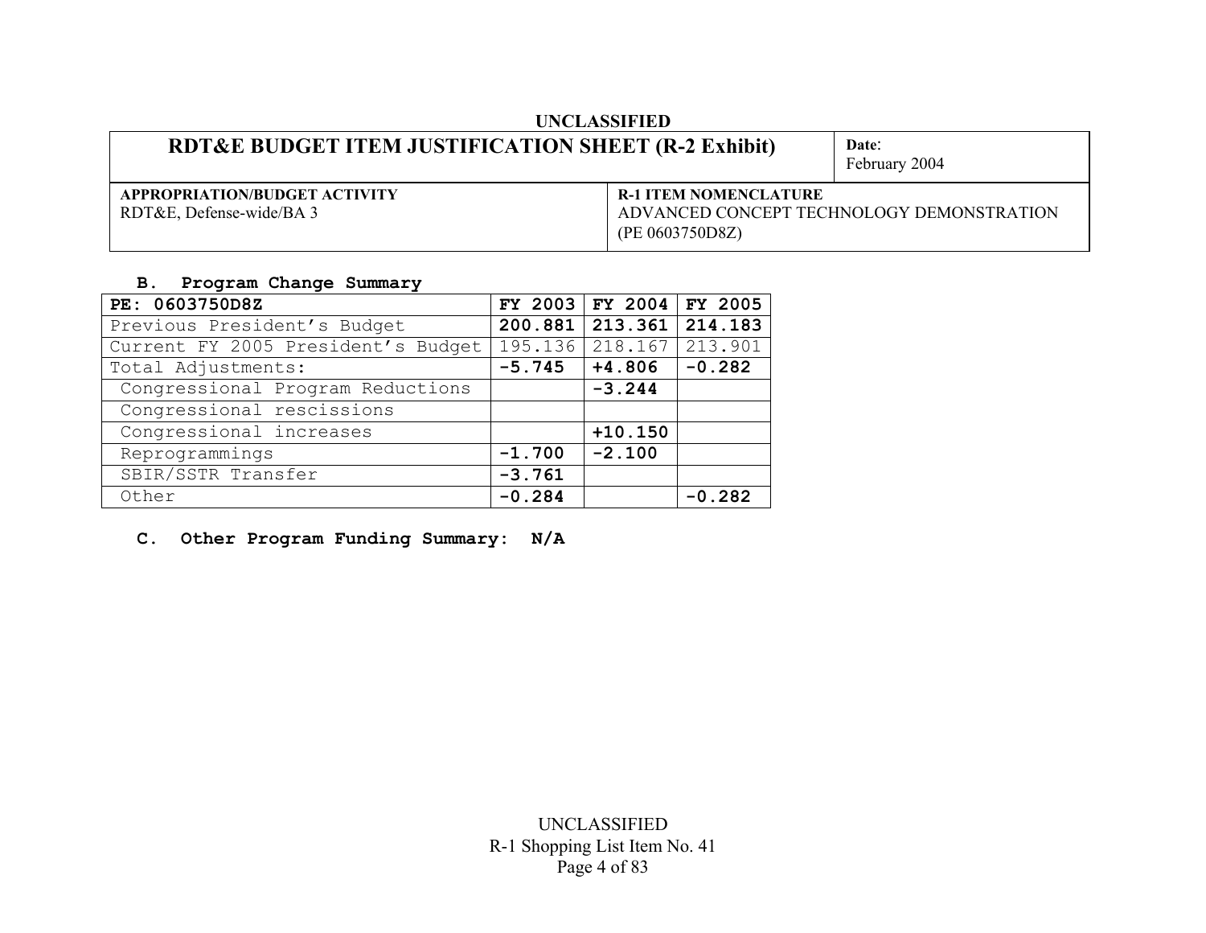UNCLASSIFIED

| RDT&E BUDGET ITEM JUSTIFICATION SHEET (R-2 Exhibit) | Date: February 2004 |
|---|---|
| **APPROPRIATION/BUDGET ACTIVITY** RDT&E, Defense-wide/BA 3 | **R-1 ITEM NOMENCLATURE** ADVANCED CONCEPT TECHNOLOGY DEMONSTRATION (PE 0603750D8Z) |

## B. Program Change Summary

| PE: 0603750D8Z | FY 2003 | FY 2004 | FY 2005 |
|---|---|---|---|
| Previous President's Budget | **200.881** | **213.361** | **214.183** |
| Current FY 2005 President's Budget | 195.136 | 218.167 | 213.901 |
| Total Adjustments: | **-5.745** | **+4.806** | **-0.282** |
| Congressional Program Reductions | | **-3.244** | |
| Congressional rescissions | | | |
| Congressional increases | | **+10.150** | |
| Reprogrammings | **-1.700** | **-2.100** | |
| SBIR/SSTR Transfer | **-3.761** | | |
| Other | **-0.284** | | **-0.282** |

## C. Other Program Funding Summary: N/A

UNCLASSIFIED

R-1 Shopping List Item No. 41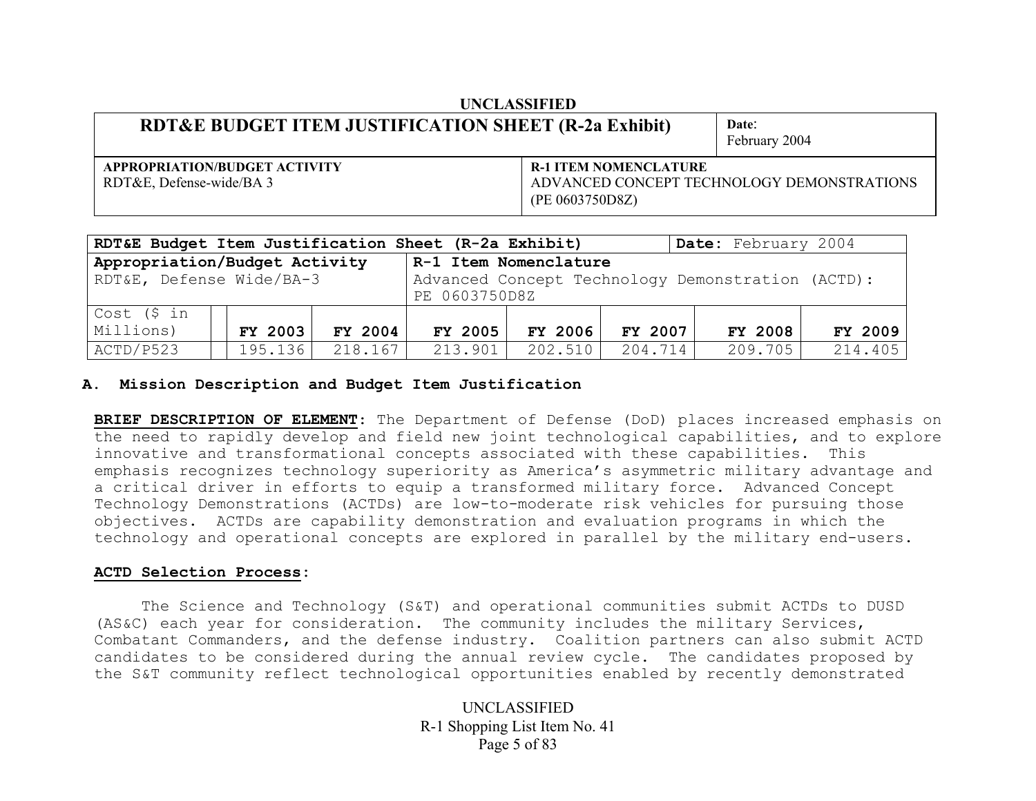UNCLASSIFIED

| RDT&E BUDGET ITEM JUSTIFICATION SHEET (R-2a Exhibit) | Date: February 2004 |
|---|---|
| **APPROPRIATION/BUDGET ACTIVITY** RDT&E, Defense-wide/BA 3 | **R-1 ITEM NOMENCLATURE** ADVANCED CONCEPT TECHNOLOGY DEMONSTRATIONS (PE 0603750D8Z) |

| RDT&E Budget Item Justification Sheet (R-2a Exhibit) | | | | | | | Date: February 2004 |
|---|---|---|---|---|---|---|---|
| **Appropriation/Budget Activity** RDT&E, Defense Wide/BA-3 | | | **R-1 Item Nomenclature** Advanced Concept Technology Demonstration (ACTD): PE 0603750D8Z | | | | |
| Cost ($ in Millions) | **FY 2003** | **FY 2004** | **FY 2005** | **FY 2006** | **FY 2007** | **FY 2008** | **FY 2009** |
| ACTD/P523 | 195.136 | 218.167 | 213.901 | 202.510 | 204.714 | 209.705 | 214.405 |

## A. Mission Description and Budget Item Justification

**BRIEF DESCRIPTION OF ELEMENT:** The Department of Defense (DoD) places increased emphasis on the need to rapidly develop and field new joint technological capabilities, and to explore innovative and transformational concepts associated with these capabilities. This emphasis recognizes technology superiority as America's asymmetric military advantage and a critical driver in efforts to equip a transformed military force. Advanced Concept Technology Demonstrations (ACTDs) are low-to-moderate risk vehicles for pursuing those objectives. ACTDs are capability demonstration and evaluation programs in which the technology and operational concepts are explored in parallel by the military end-users.

**ACTD Selection Process:**

The Science and Technology (S&T) and operational communities submit ACTDs to DUSD (AS&C) each year for consideration. The community includes the military Services, Combatant Commanders, and the defense industry. Coalition partners can also submit ACTD candidates to be considered during the annual review cycle. The candidates proposed by the S&T community reflect technological opportunities enabled by recently demonstrated

UNCLASSIFIED
R-1 Shopping List Item No. 41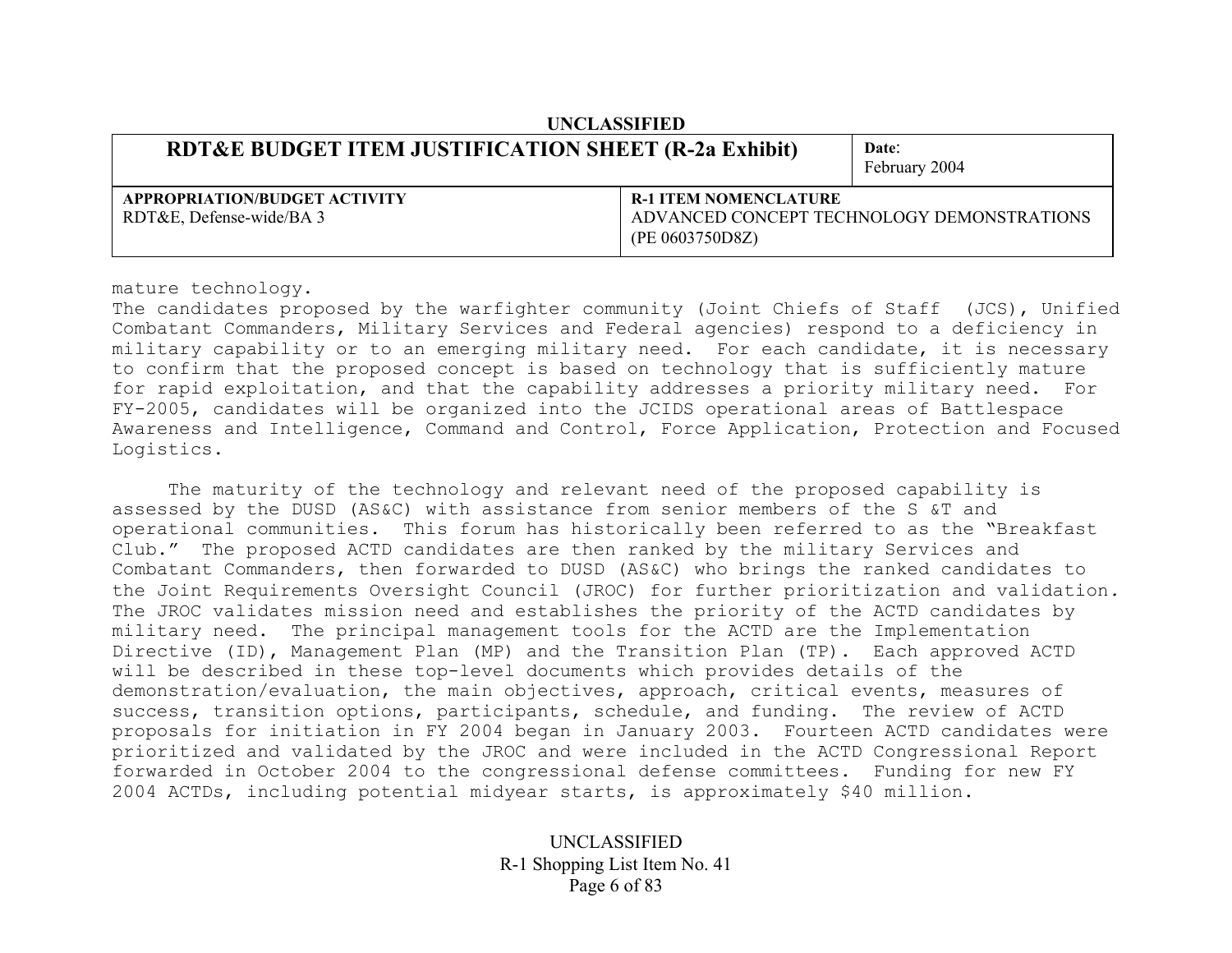| RDT&E BUDGET ITEM JUSTIFICATION SHEET (R-2a Exhibit) | | Date: February 2004 |
| --- | --- | --- |
| **APPROPRIATION/BUDGET ACTIVITY** RDT&E, Defense-wide/BA 3 | **R-1 ITEM NOMENCLATURE** ADVANCED CONCEPT TECHNOLOGY DEMONSTRATIONS (PE 0603750D8Z) | |

mature technology.
The candidates proposed by the warfighter community (Joint Chiefs of Staff (JCS), Unified Combatant Commanders, Military Services and Federal agencies) respond to a deficiency in military capability or to an emerging military need. For each candidate, it is necessary to confirm that the proposed concept is based on technology that is sufficiently mature for rapid exploitation, and that the capability addresses a priority military need. For FY-2005, candidates will be organized into the JCIDS operational areas of Battlespace Awareness and Intelligence, Command and Control, Force Application, Protection and Focused Logistics.

The maturity of the technology and relevant need of the proposed capability is assessed by the DUSD (AS&C) with assistance from senior members of the S &T and operational communities. This forum has historically been referred to as the "Breakfast Club." The proposed ACTD candidates are then ranked by the military Services and Combatant Commanders, then forwarded to DUSD (AS&C) who brings the ranked candidates to the Joint Requirements Oversight Council (JROC) for further prioritization and validation. The JROC validates mission need and establishes the priority of the ACTD candidates by military need. The principal management tools for the ACTD are the Implementation Directive (ID), Management Plan (MP) and the Transition Plan (TP). Each approved ACTD will be described in these top-level documents which provides details of the demonstration/evaluation, the main objectives, approach, critical events, measures of success, transition options, participants, schedule, and funding. The review of ACTD proposals for initiation in FY 2004 began in January 2003. Fourteen ACTD candidates were prioritized and validated by the JROC and were included in the ACTD Congressional Report forwarded in October 2004 to the congressional defense committees. Funding for new FY 2004 ACTDs, including potential midyear starts, is approximately $40 million.

R-1 Shopping List Item No. 41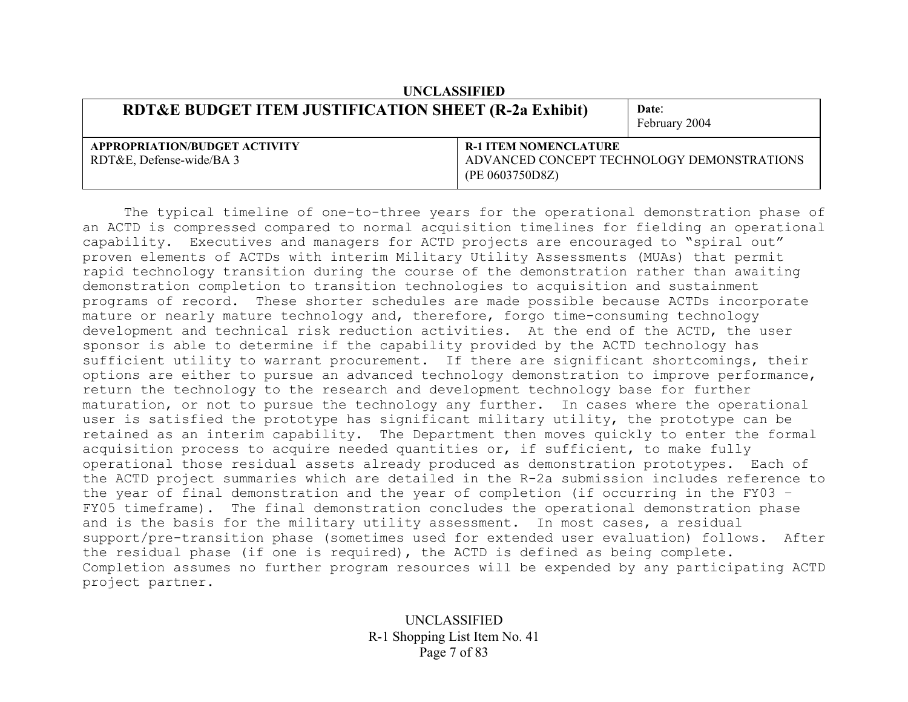The typical timeline of one-to-three years for the operational demonstration phase of an ACTD is compressed compared to normal acquisition timelines for fielding an operational capability. Executives and managers for ACTD projects are encouraged to "spiral out" proven elements of ACTDs with interim Military Utility Assessments (MUAs) that permit rapid technology transition during the course of the demonstration rather than awaiting demonstration completion to transition technologies to acquisition and sustainment programs of record. These shorter schedules are made possible because ACTDs incorporate mature or nearly mature technology and, therefore, forgo time-consuming technology development and technical risk reduction activities. At the end of the ACTD, the user sponsor is able to determine if the capability provided by the ACTD technology has sufficient utility to warrant procurement. If there are significant shortcomings, their options are either to pursue an advanced technology demonstration to improve performance, return the technology to the research and development technology base for further maturation, or not to pursue the technology any further. In cases where the operational user is satisfied the prototype has significant military utility, the prototype can be retained as an interim capability. The Department then moves quickly to enter the formal acquisition process to acquire needed quantities or, if sufficient, to make fully operational those residual assets already produced as demonstration prototypes. Each of the ACTD project summaries which are detailed in the R-2a submission includes reference to the year of final demonstration and the year of completion (if occurring in the FY03 – FY05 timeframe). The final demonstration concludes the operational demonstration phase and is the basis for the military utility assessment. In most cases, a residual support/pre-transition phase (sometimes used for extended user evaluation) follows. After the residual phase (if one is required), the ACTD is defined as being complete. Completion assumes no further program resources will be expended by any participating ACTD project partner.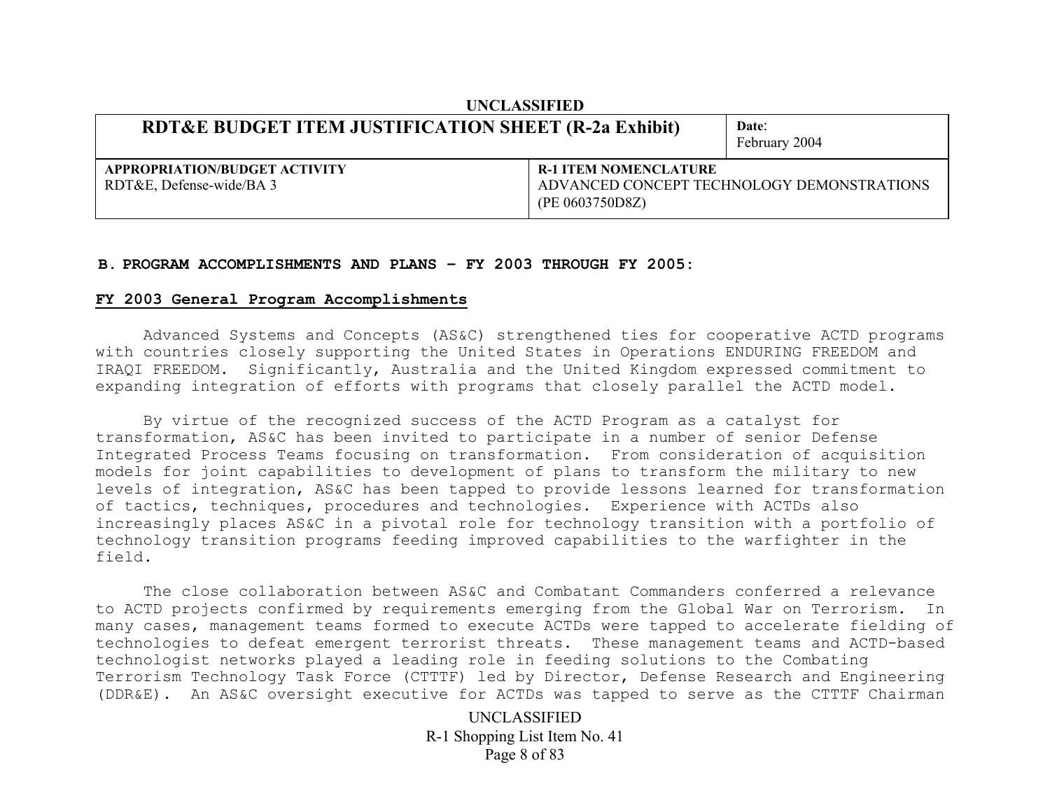## B. PROGRAM ACCOMPLISHMENTS AND PLANS – FY 2003 THROUGH FY 2005:

### FY 2003 General Program Accomplishments

Advanced Systems and Concepts (AS&C) strengthened ties for cooperative ACTD programs with countries closely supporting the United States in Operations ENDURING FREEDOM and IRAQI FREEDOM. Significantly, Australia and the United Kingdom expressed commitment to expanding integration of efforts with programs that closely parallel the ACTD model.

By virtue of the recognized success of the ACTD Program as a catalyst for transformation, AS&C has been invited to participate in a number of senior Defense Integrated Process Teams focusing on transformation. From consideration of acquisition models for joint capabilities to development of plans to transform the military to new levels of integration, AS&C has been tapped to provide lessons learned for transformation of tactics, techniques, procedures and technologies. Experience with ACTDs also increasingly places AS&C in a pivotal role for technology transition with a portfolio of technology transition programs feeding improved capabilities to the warfighter in the field.

The close collaboration between AS&C and Combatant Commanders conferred a relevance to ACTD projects confirmed by requirements emerging from the Global War on Terrorism. In many cases, management teams formed to execute ACTDs were tapped to accelerate fielding of technologies to defeat emergent terrorist threats. These management teams and ACTD-based technologist networks played a leading role in feeding solutions to the Combating Terrorism Technology Task Force (CTTTF) led by Director, Defense Research and Engineering (DDR&E). An AS&C oversight executive for ACTDs was tapped to serve as the CTTTF Chairman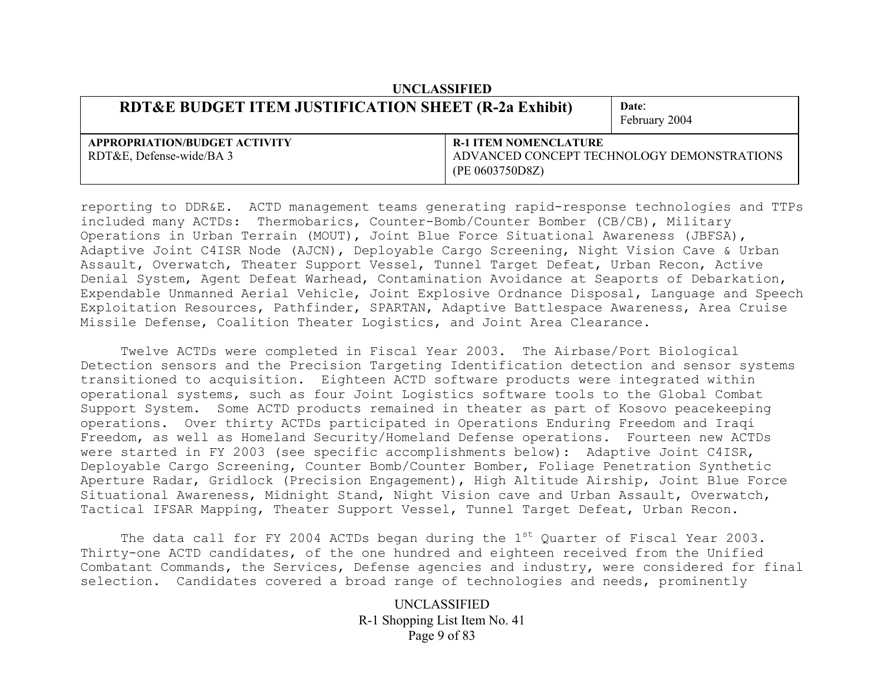| RDT&E BUDGET ITEM JUSTIFICATION SHEET (R-2a Exhibit) | | Date: February 2004 |
| --- | --- | --- |
| APPROPRIATION/BUDGET ACTIVITY<br>RDT&E, Defense-wide/BA 3 | R-1 ITEM NOMENCLATURE<br>ADVANCED CONCEPT TECHNOLOGY DEMONSTRATIONS (PE 0603750D8Z) | |

reporting to DDR&E. ACTD management teams generating rapid-response technologies and TTPs included many ACTDs: Thermobarics, Counter-Bomb/Counter Bomber (CB/CB), Military Operations in Urban Terrain (MOUT), Joint Blue Force Situational Awareness (JBFSA), Adaptive Joint C4ISR Node (AJCN), Deployable Cargo Screening, Night Vision Cave & Urban Assault, Overwatch, Theater Support Vessel, Tunnel Target Defeat, Urban Recon, Active Denial System, Agent Defeat Warhead, Contamination Avoidance at Seaports of Debarkation, Expendable Unmanned Aerial Vehicle, Joint Explosive Ordnance Disposal, Language and Speech Exploitation Resources, Pathfinder, SPARTAN, Adaptive Battlespace Awareness, Area Cruise Missile Defense, Coalition Theater Logistics, and Joint Area Clearance.

Twelve ACTDs were completed in Fiscal Year 2003. The Airbase/Port Biological Detection sensors and the Precision Targeting Identification detection and sensor systems transitioned to acquisition. Eighteen ACTD software products were integrated within operational systems, such as four Joint Logistics software tools to the Global Combat Support System. Some ACTD products remained in theater as part of Kosovo peacekeeping operations. Over thirty ACTDs participated in Operations Enduring Freedom and Iraqi Freedom, as well as Homeland Security/Homeland Defense operations. Fourteen new ACTDs were started in FY 2003 (see specific accomplishments below): Adaptive Joint C4ISR, Deployable Cargo Screening, Counter Bomb/Counter Bomber, Foliage Penetration Synthetic Aperture Radar, Gridlock (Precision Engagement), High Altitude Airship, Joint Blue Force Situational Awareness, Midnight Stand, Night Vision cave and Urban Assault, Overwatch, Tactical IFSAR Mapping, Theater Support Vessel, Tunnel Target Defeat, Urban Recon.

The data call for FY 2004 ACTDs began during the 1st Quarter of Fiscal Year 2003. Thirty-one ACTD candidates, of the one hundred and eighteen received from the Unified Combatant Commands, the Services, Defense agencies and industry, were considered for final selection. Candidates covered a broad range of technologies and needs, prominently

R-1 Shopping List Item No. 41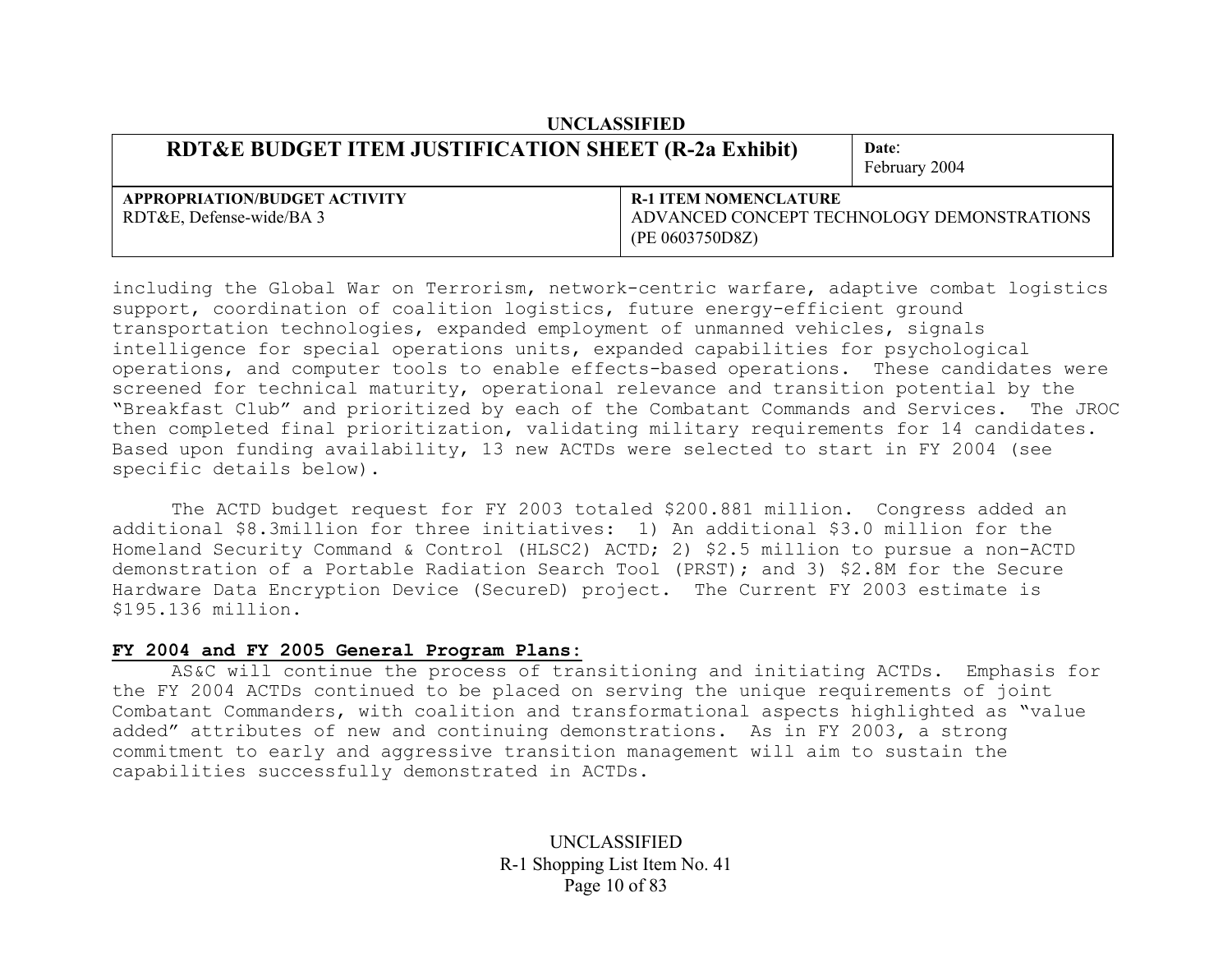including the Global War on Terrorism, network-centric warfare, adaptive combat logistics support, coordination of coalition logistics, future energy-efficient ground transportation technologies, expanded employment of unmanned vehicles, signals intelligence for special operations units, expanded capabilities for psychological operations, and computer tools to enable effects-based operations. These candidates were screened for technical maturity, operational relevance and transition potential by the "Breakfast Club" and prioritized by each of the Combatant Commands and Services. The JROC then completed final prioritization, validating military requirements for 14 candidates. Based upon funding availability, 13 new ACTDs were selected to start in FY 2004 (see specific details below).

The ACTD budget request for FY 2003 totaled $200.881 million. Congress added an additional $8.3million for three initiatives: 1) An additional $3.0 million for the Homeland Security Command & Control (HLSC2) ACTD; 2) $2.5 million to pursue a non-ACTD demonstration of a Portable Radiation Search Tool (PRST); and 3) $2.8M for the Secure Hardware Data Encryption Device (SecureD) project. The Current FY 2003 estimate is $195.136 million.

**FY 2004 and FY 2005 General Program Plans:**

AS&C will continue the process of transitioning and initiating ACTDs. Emphasis for the FY 2004 ACTDs continued to be placed on serving the unique requirements of joint Combatant Commanders, with coalition and transformational aspects highlighted as "value added" attributes of new and continuing demonstrations. As in FY 2003, a strong commitment to early and aggressive transition management will aim to sustain the capabilities successfully demonstrated in ACTDs.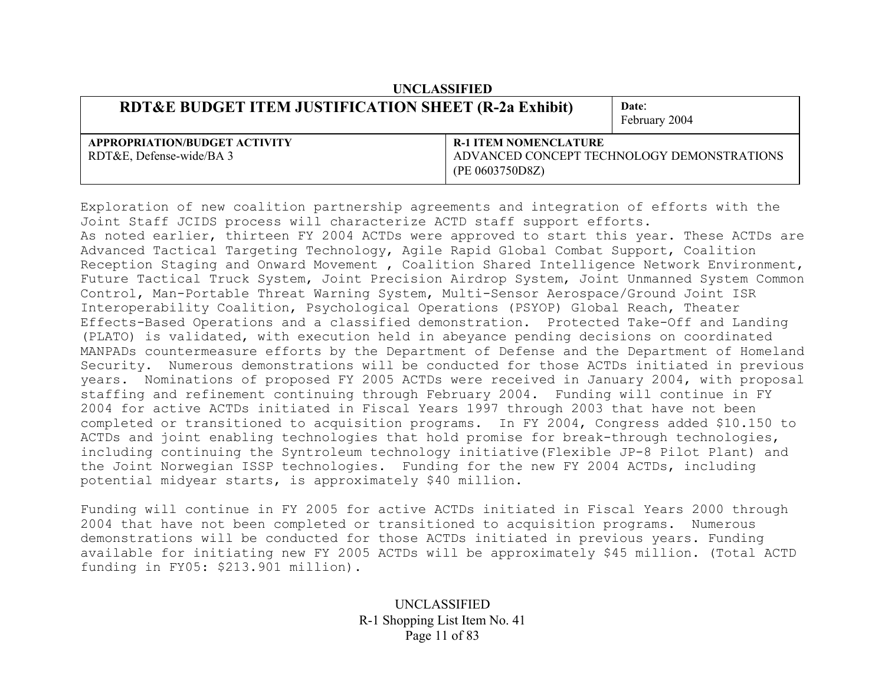**UNCLASSIFIED**

| RDT&E BUDGET ITEM JUSTIFICATION SHEET (R-2a Exhibit) | | Date: February 2004 |
|---|---|---|
| **APPROPRIATION/BUDGET ACTIVITY** RDT&E, Defense-wide/BA 3 | **R-1 ITEM NOMENCLATURE** ADVANCED CONCEPT TECHNOLOGY DEMONSTRATIONS (PE 0603750D8Z) | |

Exploration of new coalition partnership agreements and integration of efforts with the Joint Staff JCIDS process will characterize ACTD staff support efforts.
As noted earlier, thirteen FY 2004 ACTDs were approved to start this year. These ACTDs are Advanced Tactical Targeting Technology, Agile Rapid Global Combat Support, Coalition Reception Staging and Onward Movement , Coalition Shared Intelligence Network Environment, Future Tactical Truck System, Joint Precision Airdrop System, Joint Unmanned System Common Control, Man-Portable Threat Warning System, Multi-Sensor Aerospace/Ground Joint ISR Interoperability Coalition, Psychological Operations (PSYOP) Global Reach, Theater Effects-Based Operations and a classified demonstration. Protected Take-Off and Landing (PLATO) is validated, with execution held in abeyance pending decisions on coordinated MANPADs countermeasure efforts by the Department of Defense and the Department of Homeland Security. Numerous demonstrations will be conducted for those ACTDs initiated in previous years. Nominations of proposed FY 2005 ACTDs were received in January 2004, with proposal staffing and refinement continuing through February 2004. Funding will continue in FY 2004 for active ACTDs initiated in Fiscal Years 1997 through 2003 that have not been completed or transitioned to acquisition programs. In FY 2004, Congress added $10.150 to ACTDs and joint enabling technologies that hold promise for break-through technologies, including continuing the Syntroleum technology initiative(Flexible JP-8 Pilot Plant) and the Joint Norwegian ISSP technologies. Funding for the new FY 2004 ACTDs, including potential midyear starts, is approximately $40 million.

Funding will continue in FY 2005 for active ACTDs initiated in Fiscal Years 2000 through 2004 that have not been completed or transitioned to acquisition programs. Numerous demonstrations will be conducted for those ACTDs initiated in previous years. Funding available for initiating new FY 2005 ACTDs will be approximately $45 million. (Total ACTD funding in FY05: $213.901 million).

UNCLASSIFIED
R-1 Shopping List Item No. 41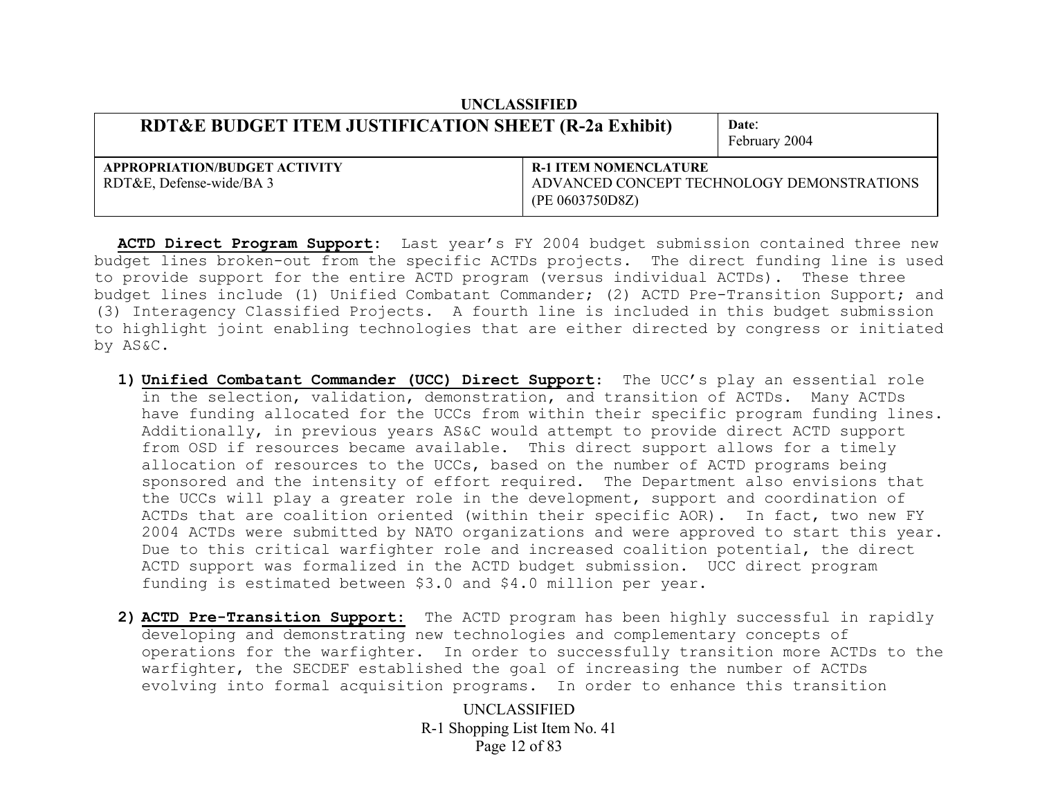**ACTD Direct Program Support**: Last year's FY 2004 budget submission contained three new budget lines broken-out from the specific ACTDs projects. The direct funding line is used to provide support for the entire ACTD program (versus individual ACTDs). These three budget lines include (1) Unified Combatant Commander; (2) ACTD Pre-Transition Support; and (3) Interagency Classified Projects. A fourth line is included in this budget submission to highlight joint enabling technologies that are either directed by congress or initiated by AS&C.

1) **Unified Combatant Commander (UCC) Direct Support**: The UCC's play an essential role in the selection, validation, demonstration, and transition of ACTDs. Many ACTDs have funding allocated for the UCCs from within their specific program funding lines. Additionally, in previous years AS&C would attempt to provide direct ACTD support from OSD if resources became available. This direct support allows for a timely allocation of resources to the UCCs, based on the number of ACTD programs being sponsored and the intensity of effort required. The Department also envisions that the UCCs will play a greater role in the development, support and coordination of ACTDs that are coalition oriented (within their specific AOR). In fact, two new FY 2004 ACTDs were submitted by NATO organizations and were approved to start this year. Due to this critical warfighter role and increased coalition potential, the direct ACTD support was formalized in the ACTD budget submission. UCC direct program funding is estimated between $3.0 and $4.0 million per year.

2) **ACTD Pre-Transition Support:** The ACTD program has been highly successful in rapidly developing and demonstrating new technologies and complementary concepts of operations for the warfighter. In order to successfully transition more ACTDs to the warfighter, the SECDEF established the goal of increasing the number of ACTDs evolving into formal acquisition programs. In order to enhance this transition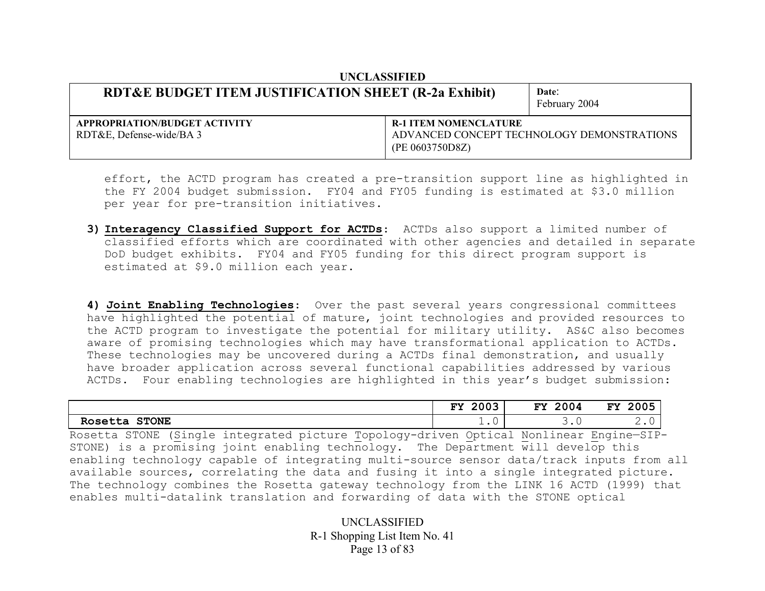effort, the ACTD program has created a pre-transition support line as highlighted in the FY 2004 budget submission. FY04 and FY05 funding is estimated at $3.0 million per year for pre-transition initiatives.

3) **Interagency Classified Support for ACTDs**: ACTDs also support a limited number of classified efforts which are coordinated with other agencies and detailed in separate DoD budget exhibits. FY04 and FY05 funding for this direct program support is estimated at $9.0 million each year.

4) **Joint Enabling Technologies**: Over the past several years congressional committees have highlighted the potential of mature, joint technologies and provided resources to the ACTD program to investigate the potential for military utility. AS&C also becomes aware of promising technologies which may have transformational application to ACTDs. These technologies may be uncovered during a ACTDs final demonstration, and usually have broader application across several functional capabilities addressed by various ACTDs. Four enabling technologies are highlighted in this year's budget submission:

| | FY 2003 | FY 2004 | FY 2005 |
|---|---|---|---|
| **Rosetta STONE** | 1.0 | 3.0 | 2.0 |

Rosetta STONE (Single integrated picture Topology-driven Optical Nonlinear Engine—SIP-STONE) is a promising joint enabling technology. The Department will develop this enabling technology capable of integrating multi-source sensor data/track inputs from all available sources, correlating the data and fusing it into a single integrated picture. The technology combines the Rosetta gateway technology from the LINK 16 ACTD (1999) that enables multi-datalink translation and forwarding of data with the STONE optical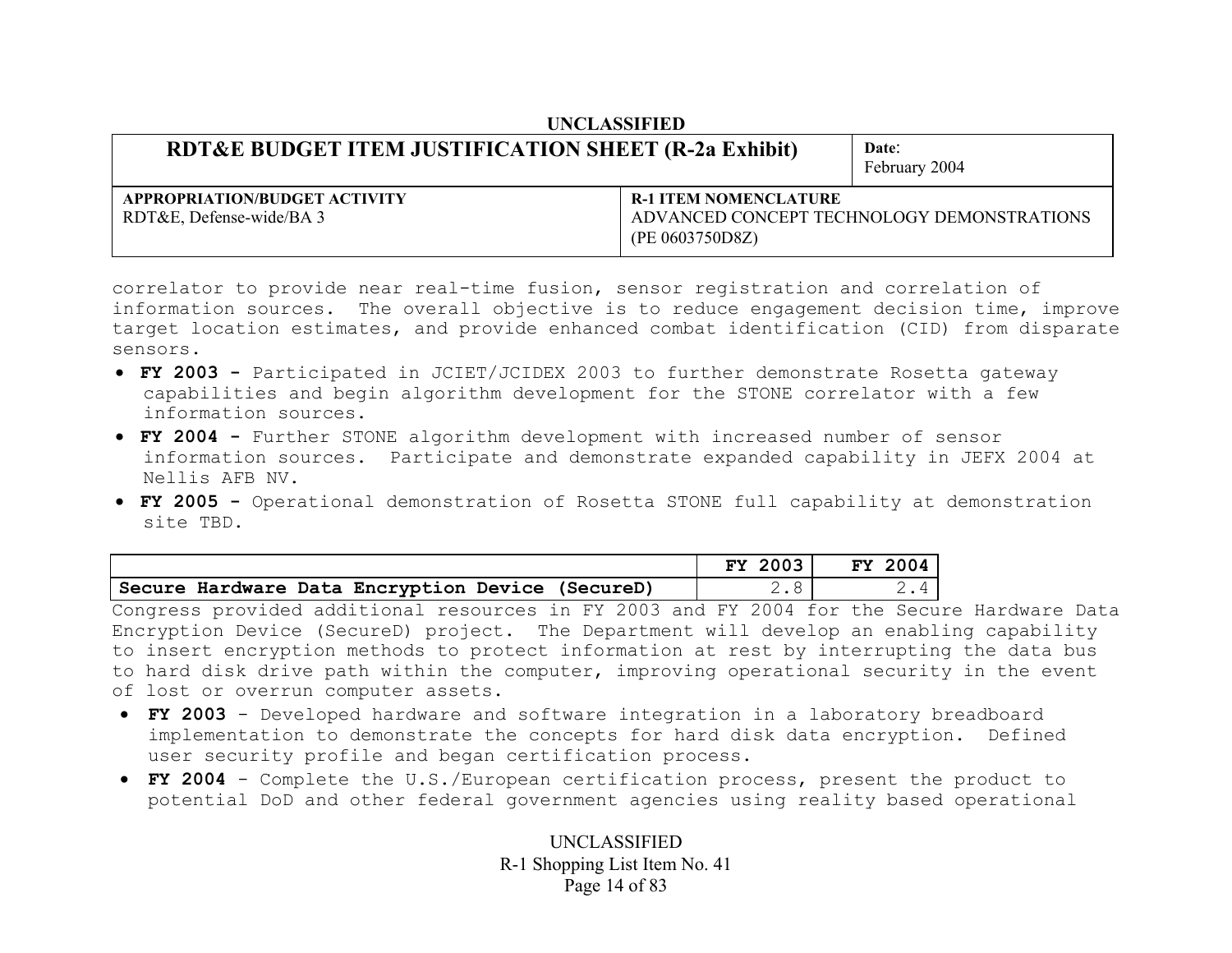correlator to provide near real-time fusion, sensor registration and correlation of information sources. The overall objective is to reduce engagement decision time, improve target location estimates, and provide enhanced combat identification (CID) from disparate sensors.

- **FY 2003 -** Participated in JCIET/JCIDEX 2003 to further demonstrate Rosetta gateway capabilities and begin algorithm development for the STONE correlator with a few information sources.
- **FY 2004 -** Further STONE algorithm development with increased number of sensor information sources. Participate and demonstrate expanded capability in JEFX 2004 at Nellis AFB NV.
- **FY 2005 -** Operational demonstration of Rosetta STONE full capability at demonstration site TBD.

| | FY 2003 | FY 2004 |
|---|---|---|
| **Secure Hardware Data Encryption Device (SecureD)** | 2.8 | 2.4 |

Congress provided additional resources in FY 2003 and FY 2004 for the Secure Hardware Data Encryption Device (SecureD) project. The Department will develop an enabling capability to insert encryption methods to protect information at rest by interrupting the data bus to hard disk drive path within the computer, improving operational security in the event of lost or overrun computer assets.

- **FY 2003** - Developed hardware and software integration in a laboratory breadboard implementation to demonstrate the concepts for hard disk data encryption. Defined user security profile and began certification process.
- **FY 2004** - Complete the U.S./European certification process, present the product to potential DoD and other federal government agencies using reality based operational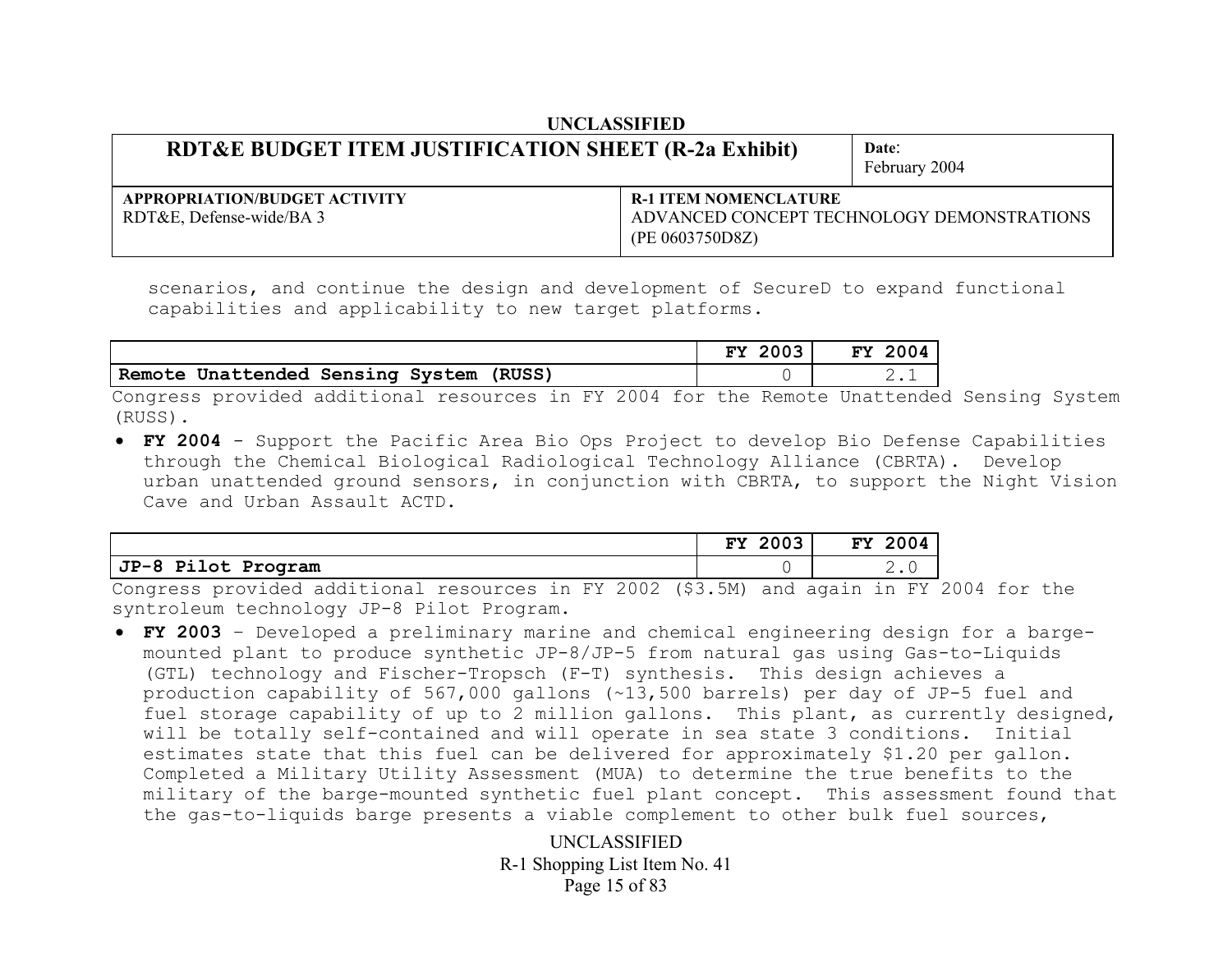scenarios, and continue the design and development of SecureD to expand functional capabilities and applicability to new target platforms.

| | FY 2003 | FY 2004 |
|---|---|---|
| **Remote Unattended Sensing System (RUSS)** | 0 | 2.1 |

Congress provided additional resources in FY 2004 for the Remote Unattended Sensing System (RUSS).

- **FY 2004** - Support the Pacific Area Bio Ops Project to develop Bio Defense Capabilities through the Chemical Biological Radiological Technology Alliance (CBRTA). Develop urban unattended ground sensors, in conjunction with CBRTA, to support the Night Vision Cave and Urban Assault ACTD.

| | FY 2003 | FY 2004 |
|---|---|---|
| **JP-8 Pilot Program** | 0 | 2.0 |

Congress provided additional resources in FY 2002 ($3.5M) and again in FY 2004 for the syntroleum technology JP-8 Pilot Program.

- **FY 2003** – Developed a preliminary marine and chemical engineering design for a barge-mounted plant to produce synthetic JP-8/JP-5 from natural gas using Gas-to-Liquids (GTL) technology and Fischer-Tropsch (F-T) synthesis. This design achieves a production capability of 567,000 gallons (~13,500 barrels) per day of JP-5 fuel and fuel storage capability of up to 2 million gallons. This plant, as currently designed, will be totally self-contained and will operate in sea state 3 conditions. Initial estimates state that this fuel can be delivered for approximately $1.20 per gallon. Completed a Military Utility Assessment (MUA) to determine the true benefits to the military of the barge-mounted synthetic fuel plant concept. This assessment found that the gas-to-liquids barge presents a viable complement to other bulk fuel sources,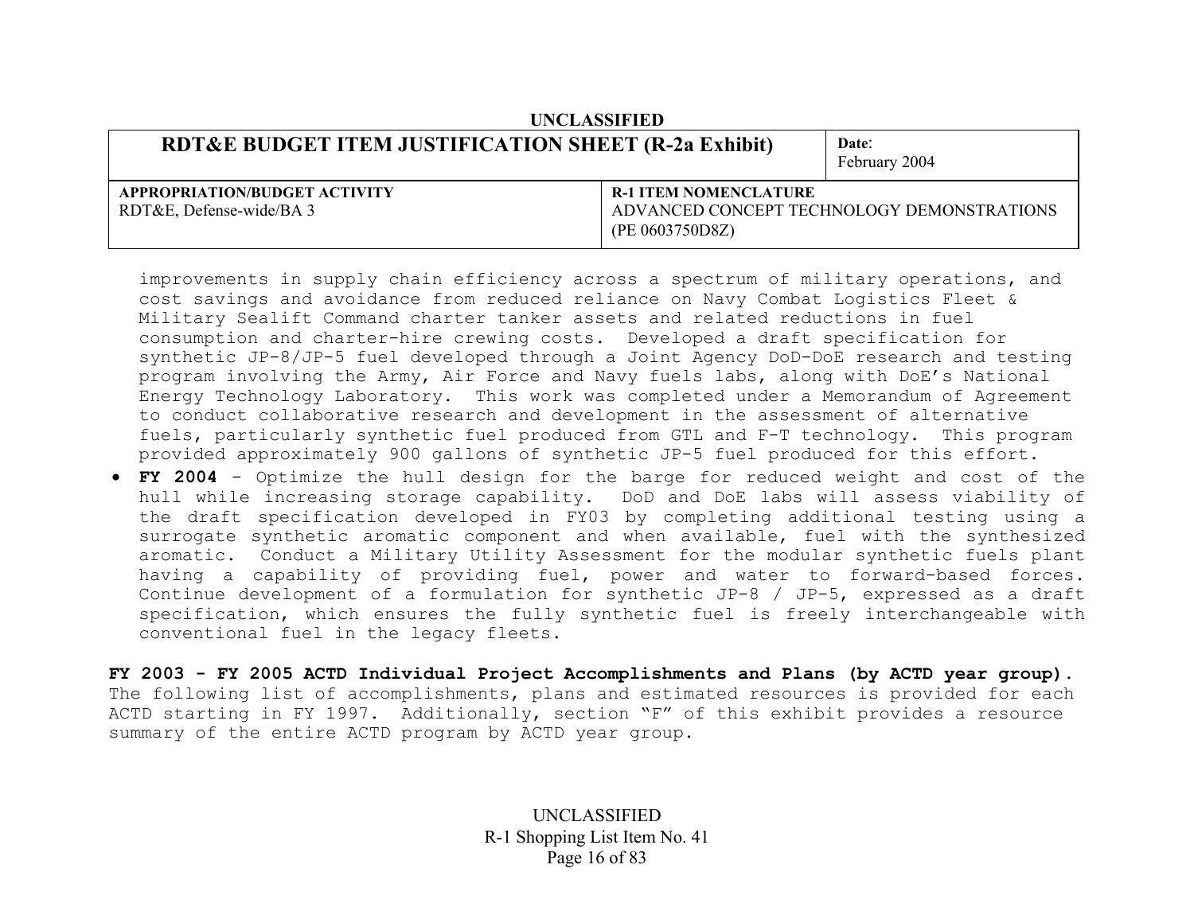| RDT&E BUDGET ITEM JUSTIFICATION SHEET (R-2a Exhibit) | | Date: February 2004 |
|---|---|---|
| **APPROPRIATION/BUDGET ACTIVITY** RDT&E, Defense-wide/BA 3 | **R-1 ITEM NOMENCLATURE** ADVANCED CONCEPT TECHNOLOGY DEMONSTRATIONS (PE 0603750D8Z) | |

improvements in supply chain efficiency across a spectrum of military operations, and cost savings and avoidance from reduced reliance on Navy Combat Logistics Fleet & Military Sealift Command charter tanker assets and related reductions in fuel consumption and charter-hire crewing costs. Developed a draft specification for synthetic JP-8/JP-5 fuel developed through a Joint Agency DoD-DoE research and testing program involving the Army, Air Force and Navy fuels labs, along with DoE's National Energy Technology Laboratory. This work was completed under a Memorandum of Agreement to conduct collaborative research and development in the assessment of alternative fuels, particularly synthetic fuel produced from GTL and F-T technology. This program provided approximately 900 gallons of synthetic JP-5 fuel produced for this effort.

- **FY 2004** - Optimize the hull design for the barge for reduced weight and cost of the hull while increasing storage capability. DoD and DoE labs will assess viability of the draft specification developed in FY03 by completing additional testing using a surrogate synthetic aromatic component and when available, fuel with the synthesized aromatic. Conduct a Military Utility Assessment for the modular synthetic fuels plant having a capability of providing fuel, power and water to forward-based forces. Continue development of a formulation for synthetic JP-8 / JP-5, expressed as a draft specification, which ensures the fully synthetic fuel is freely interchangeable with conventional fuel in the legacy fleets.

**FY 2003 - FY 2005 ACTD Individual Project Accomplishments and Plans (by ACTD year group).** The following list of accomplishments, plans and estimated resources is provided for each ACTD starting in FY 1997. Additionally, section "F" of this exhibit provides a resource summary of the entire ACTD program by ACTD year group.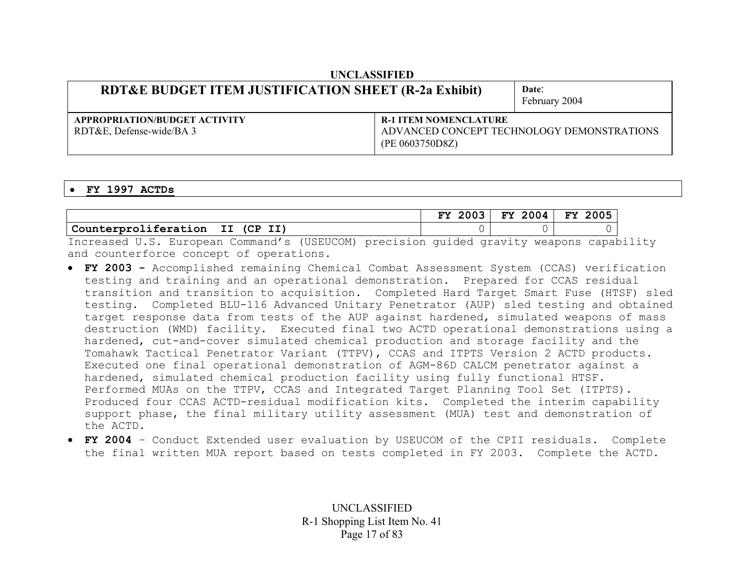UNCLASSIFIED

| RDT&E BUDGET ITEM JUSTIFICATION SHEET (R-2a Exhibit) | Date: February 2004 |
|---|---|
| **APPROPRIATION/BUDGET ACTIVITY** RDT&E, Defense-wide/BA 3 | **R-1 ITEM NOMENCLATURE** ADVANCED CONCEPT TECHNOLOGY DEMONSTRATIONS (PE 0603750D8Z) |

- **FY 1997 ACTDs**

| | FY 2003 | FY 2004 | FY 2005 |
|---|---|---|---|
| **Counterproliferation II (CP II)** | 0 | 0 | 0 |

Increased U.S. European Command's (USEUCOM) precision guided gravity weapons capability and counterforce concept of operations.

- **FY 2003 -** Accomplished remaining Chemical Combat Assessment System (CCAS) verification testing and training and an operational demonstration. Prepared for CCAS residual transition and transition to acquisition. Completed Hard Target Smart Fuse (HTSF) sled testing. Completed BLU-116 Advanced Unitary Penetrator (AUP) sled testing and obtained target response data from tests of the AUP against hardened, simulated weapons of mass destruction (WMD) facility. Executed final two ACTD operational demonstrations using a hardened, cut-and-cover simulated chemical production and storage facility and the Tomahawk Tactical Penetrator Variant (TTPV), CCAS and ITPTS Version 2 ACTD products. Executed one final operational demonstration of AGM-86D CALCM penetrator against a hardened, simulated chemical production facility using fully functional HTSF. Performed MUAs on the TTPV, CCAS and Integrated Target Planning Tool Set (ITPTS). Produced four CCAS ACTD-residual modification kits. Completed the interim capability support phase, the final military utility assessment (MUA) test and demonstration of the ACTD.
- **FY 2004** – Conduct Extended user evaluation by USEUCOM of the CPII residuals. Complete the final written MUA report based on tests completed in FY 2003. Complete the ACTD.

UNCLASSIFIED
R-1 Shopping List Item No. 41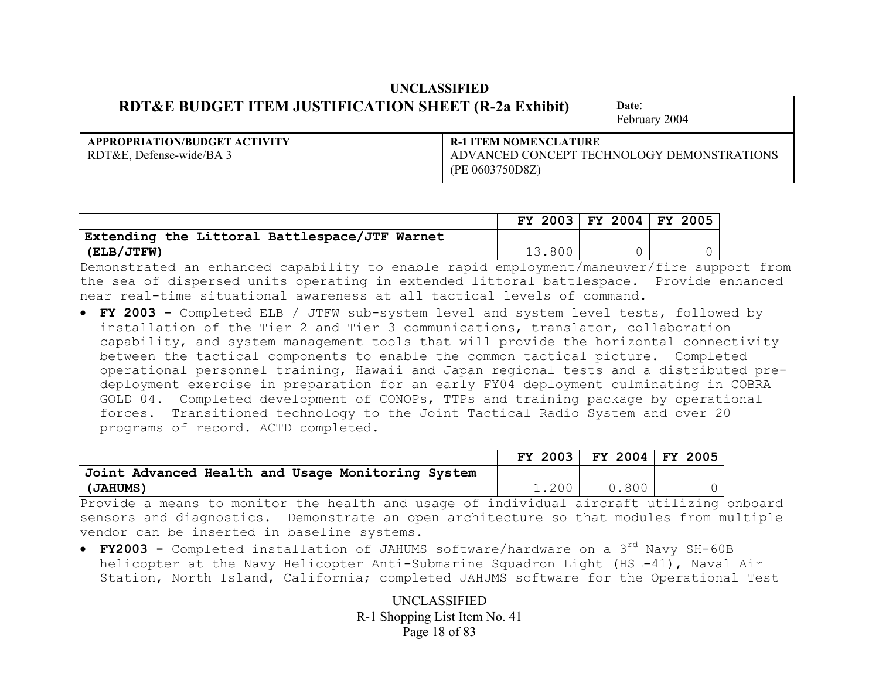UNCLASSIFIED

| RDT&E BUDGET ITEM JUSTIFICATION SHEET (R-2a Exhibit) | Date: February 2004 |
|---|---|
| **APPROPRIATION/BUDGET ACTIVITY** RDT&E, Defense-wide/BA 3 | **R-1 ITEM NOMENCLATURE** ADVANCED CONCEPT TECHNOLOGY DEMONSTRATIONS (PE 0603750D8Z) |

| | FY 2003 | FY 2004 | FY 2005 |
|---|---|---|---|
| **Extending the Littoral Battlespace/JTF Warnet (ELB/JTFW)** | 13.800 | 0 | 0 |

Demonstrated an enhanced capability to enable rapid employment/maneuver/fire support from the sea of dispersed units operating in extended littoral battlespace. Provide enhanced near real-time situational awareness at all tactical levels of command.

- **FY 2003 -** Completed ELB / JTFW sub-system level and system level tests, followed by installation of the Tier 2 and Tier 3 communications, translator, collaboration capability, and system management tools that will provide the horizontal connectivity between the tactical components to enable the common tactical picture. Completed operational personnel training, Hawaii and Japan regional tests and a distributed pre-deployment exercise in preparation for an early FY04 deployment culminating in COBRA GOLD 04. Completed development of CONOPs, TTPs and training package by operational forces. Transitioned technology to the Joint Tactical Radio System and over 20 programs of record. ACTD completed.

| | FY 2003 | FY 2004 | FY 2005 |
|---|---|---|---|
| **Joint Advanced Health and Usage Monitoring System (JAHUMS)** | 1.200 | 0.800 | 0 |

Provide a means to monitor the health and usage of individual aircraft utilizing onboard sensors and diagnostics. Demonstrate an open architecture so that modules from multiple vendor can be inserted in baseline systems.

- **FY2003 -** Completed installation of JAHUMS software/hardware on a 3rd Navy SH-60B helicopter at the Navy Helicopter Anti-Submarine Squadron Light (HSL-41), Naval Air Station, North Island, California; completed JAHUMS software for the Operational Test

UNCLASSIFIED

R-1 Shopping List Item No. 41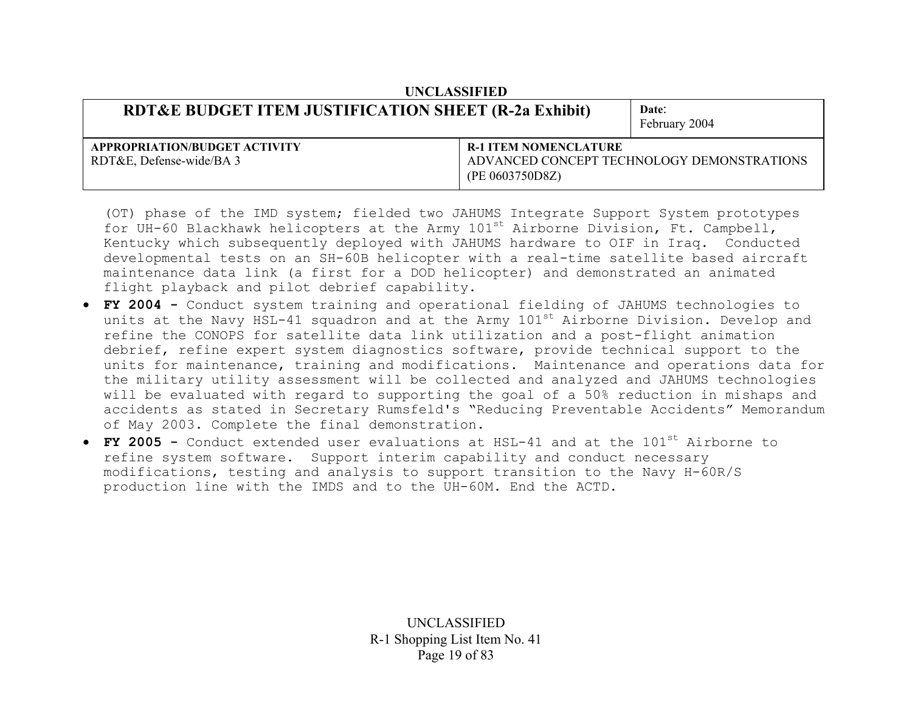(OT) phase of the IMD system; fielded two JAHUMS Integrate Support System prototypes for UH-60 Blackhawk helicopters at the Army 101st Airborne Division, Ft. Campbell, Kentucky which subsequently deployed with JAHUMS hardware to OIF in Iraq. Conducted developmental tests on an SH-60B helicopter with a real-time satellite based aircraft maintenance data link (a first for a DOD helicopter) and demonstrated an animated flight playback and pilot debrief capability.

- **FY 2004 -** Conduct system training and operational fielding of JAHUMS technologies to units at the Navy HSL-41 squadron and at the Army 101st Airborne Division. Develop and refine the CONOPS for satellite data link utilization and a post-flight animation debrief, refine expert system diagnostics software, provide technical support to the units for maintenance, training and modifications. Maintenance and operations data for the military utility assessment will be collected and analyzed and JAHUMS technologies will be evaluated with regard to supporting the goal of a 50% reduction in mishaps and accidents as stated in Secretary Rumsfeld's "Reducing Preventable Accidents" Memorandum of May 2003. Complete the final demonstration.
- **FY 2005 -** Conduct extended user evaluations at HSL-41 and at the 101st Airborne to refine system software. Support interim capability and conduct necessary modifications, testing and analysis to support transition to the Navy H-60R/S production line with the IMDS and to the UH-60M. End the ACTD.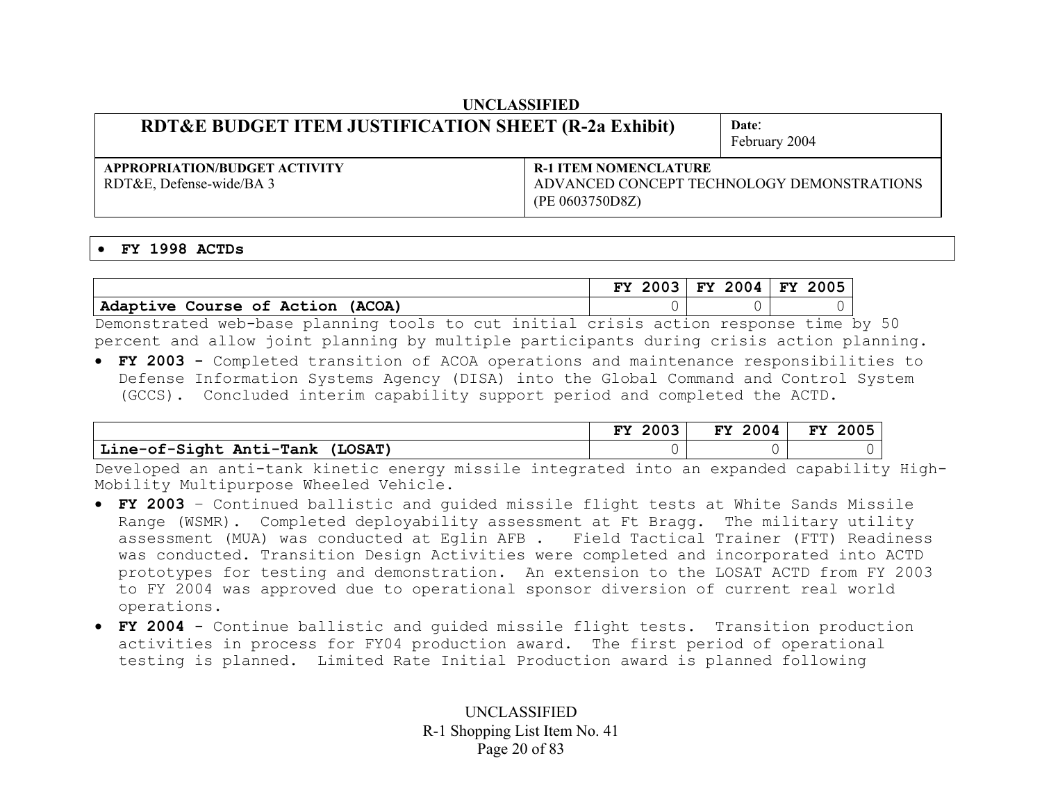UNCLASSIFIED

| RDT&E BUDGET ITEM JUSTIFICATION SHEET (R-2a Exhibit) | | Date: February 2004 |
|---|---|---|
| APPROPRIATION/BUDGET ACTIVITY<br>RDT&E, Defense-wide/BA 3 | R-1 ITEM NOMENCLATURE<br>ADVANCED CONCEPT TECHNOLOGY DEMONSTRATIONS (PE 0603750D8Z) | |

- **FY 1998 ACTDs**

| | FY 2003 | FY 2004 | FY 2005 |
|---|---|---|---|
| **Adaptive Course of Action (ACOA)** | 0 | 0 | 0 |

Demonstrated web-base planning tools to cut initial crisis action response time by 50 percent and allow joint planning by multiple participants during crisis action planning.

- **FY 2003 -** Completed transition of ACOA operations and maintenance responsibilities to Defense Information Systems Agency (DISA) into the Global Command and Control System (GCCS). Concluded interim capability support period and completed the ACTD.

| | FY 2003 | FY 2004 | FY 2005 |
|---|---|---|---|
| **Line-of-Sight Anti-Tank (LOSAT)** | 0 | 0 | 0 |

Developed an anti-tank kinetic energy missile integrated into an expanded capability High-Mobility Multipurpose Wheeled Vehicle.

- **FY 2003** – Continued ballistic and guided missile flight tests at White Sands Missile Range (WSMR). Completed deployability assessment at Ft Bragg. The military utility assessment (MUA) was conducted at Eglin AFB . Field Tactical Trainer (FTT) Readiness was conducted. Transition Design Activities were completed and incorporated into ACTD prototypes for testing and demonstration. An extension to the LOSAT ACTD from FY 2003 to FY 2004 was approved due to operational sponsor diversion of current real world operations.
- **FY 2004** - Continue ballistic and guided missile flight tests. Transition production activities in process for FY04 production award. The first period of operational testing is planned. Limited Rate Initial Production award is planned following

UNCLASSIFIED
R-1 Shopping List Item No. 41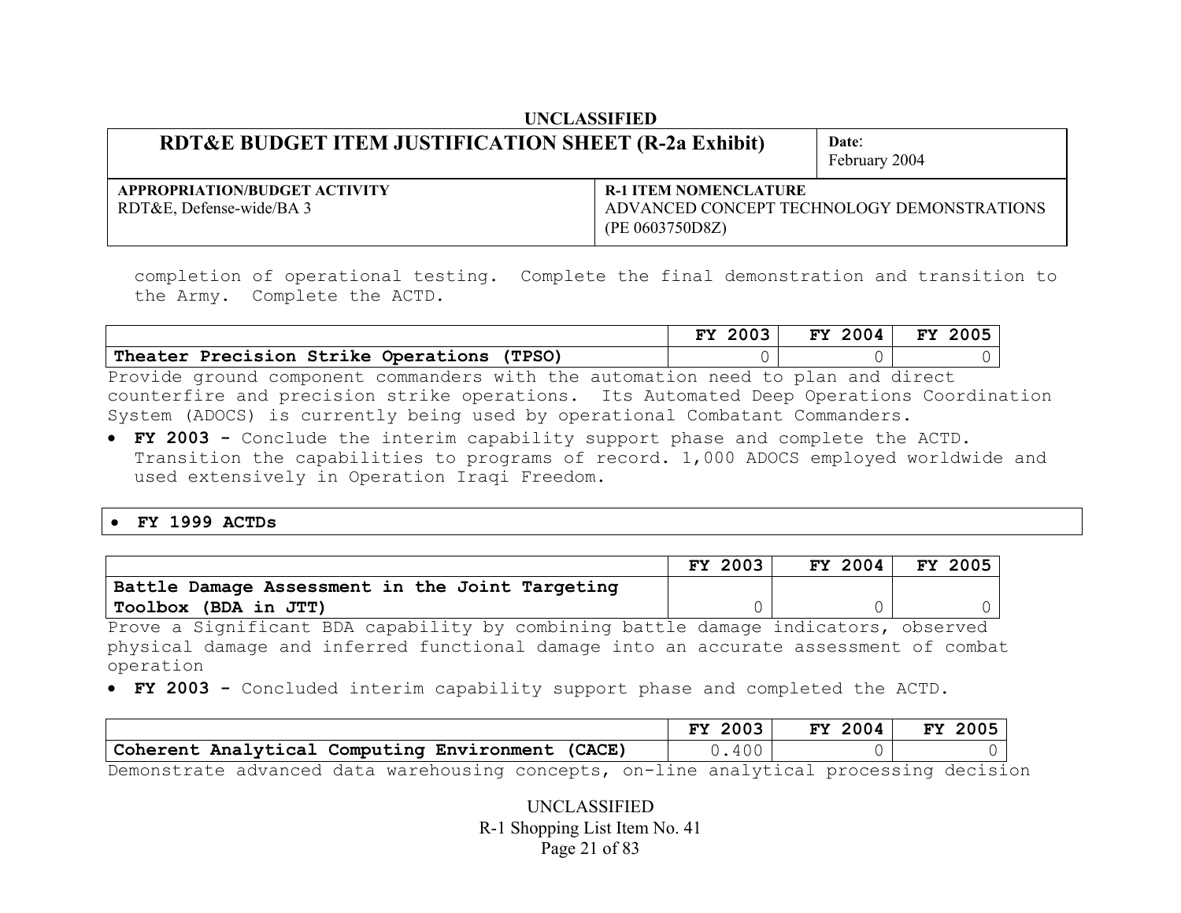completion of operational testing. Complete the final demonstration and transition to the Army. Complete the ACTD.

| | FY 2003 | FY 2004 | FY 2005 |
|---|---|---|---|
| **Theater Precision Strike Operations (TPSO)** | 0 | 0 | 0 |

Provide ground component commanders with the automation need to plan and direct counterfire and precision strike operations. Its Automated Deep Operations Coordination System (ADOCS) is currently being used by operational Combatant Commanders.

- **FY 2003 -** Conclude the interim capability support phase and complete the ACTD. Transition the capabilities to programs of record. 1,000 ADOCS employed worldwide and used extensively in Operation Iraqi Freedom.

- **FY 1999 ACTDs**

| | FY 2003 | FY 2004 | FY 2005 |
|---|---|---|---|
| **Battle Damage Assessment in the Joint Targeting Toolbox (BDA in JTT)** | 0 | 0 | 0 |

Prove a Significant BDA capability by combining battle damage indicators, observed physical damage and inferred functional damage into an accurate assessment of combat operation

- **FY 2003 -** Concluded interim capability support phase and completed the ACTD.

| | FY 2003 | FY 2004 | FY 2005 |
|---|---|---|---|
| **Coherent Analytical Computing Environment (CACE)** | 0.400 | 0 | 0 |

Demonstrate advanced data warehousing concepts, on-line analytical processing decision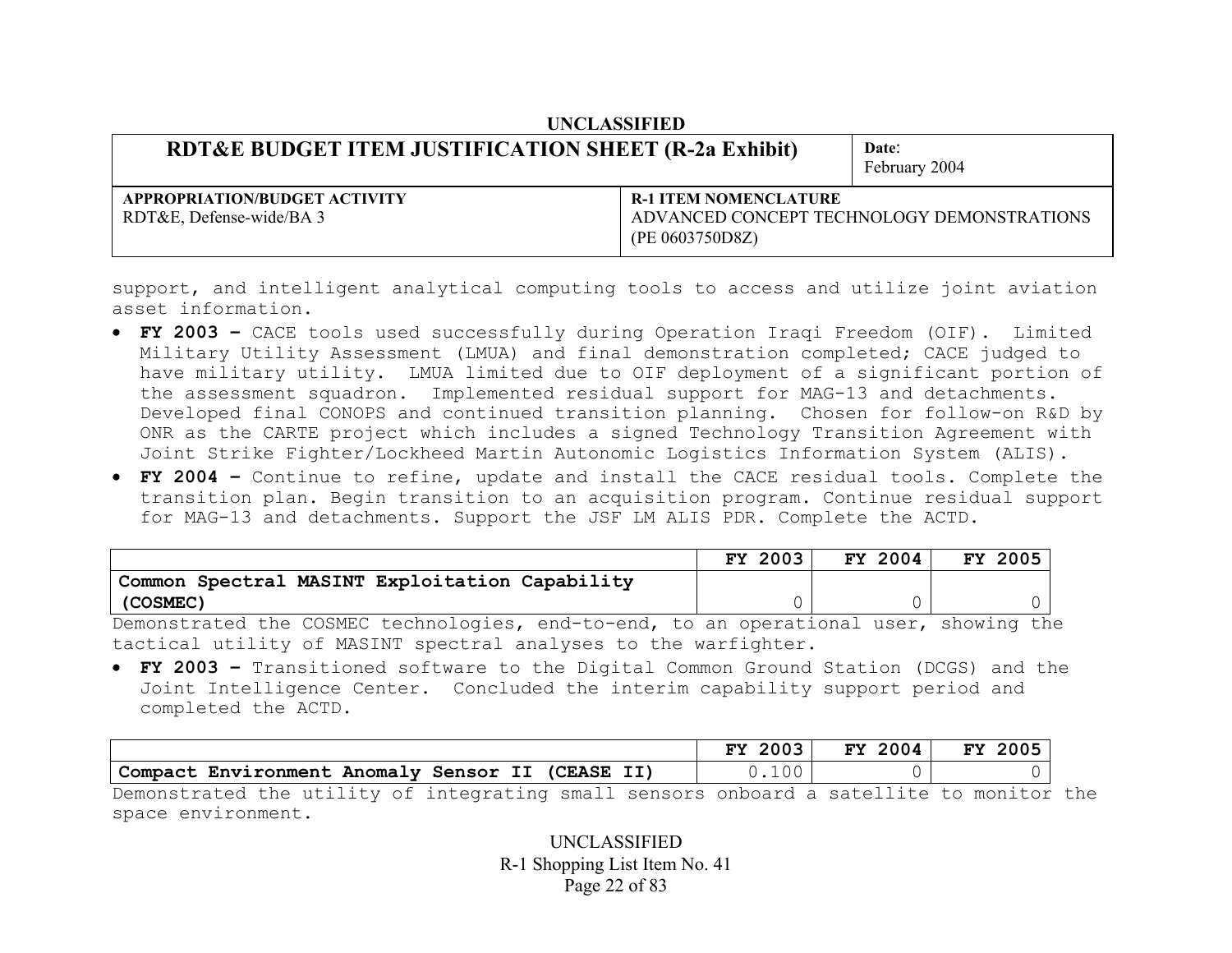support, and intelligent analytical computing tools to access and utilize joint aviation asset information.

- **FY 2003 –** CACE tools used successfully during Operation Iraqi Freedom (OIF). Limited Military Utility Assessment (LMUA) and final demonstration completed; CACE judged to have military utility. LMUA limited due to OIF deployment of a significant portion of the assessment squadron. Implemented residual support for MAG-13 and detachments. Developed final CONOPS and continued transition planning. Chosen for follow-on R&D by ONR as the CARTE project which includes a signed Technology Transition Agreement with Joint Strike Fighter/Lockheed Martin Autonomic Logistics Information System (ALIS).
- **FY 2004 –** Continue to refine, update and install the CACE residual tools. Complete the transition plan. Begin transition to an acquisition program. Continue residual support for MAG-13 and detachments. Support the JSF LM ALIS PDR. Complete the ACTD.

| | FY 2003 | FY 2004 | FY 2005 |
|---|---|---|---|
| **Common Spectral MASINT Exploitation Capability (COSMEC)** | 0 | 0 | 0 |

Demonstrated the COSMEC technologies, end-to-end, to an operational user, showing the tactical utility of MASINT spectral analyses to the warfighter.

- **FY 2003 –** Transitioned software to the Digital Common Ground Station (DCGS) and the Joint Intelligence Center. Concluded the interim capability support period and completed the ACTD.

| | FY 2003 | FY 2004 | FY 2005 |
|---|---|---|---|
| **Compact Environment Anomaly Sensor II (CEASE II)** | 0.100 | 0 | 0 |

Demonstrated the utility of integrating small sensors onboard a satellite to monitor the space environment.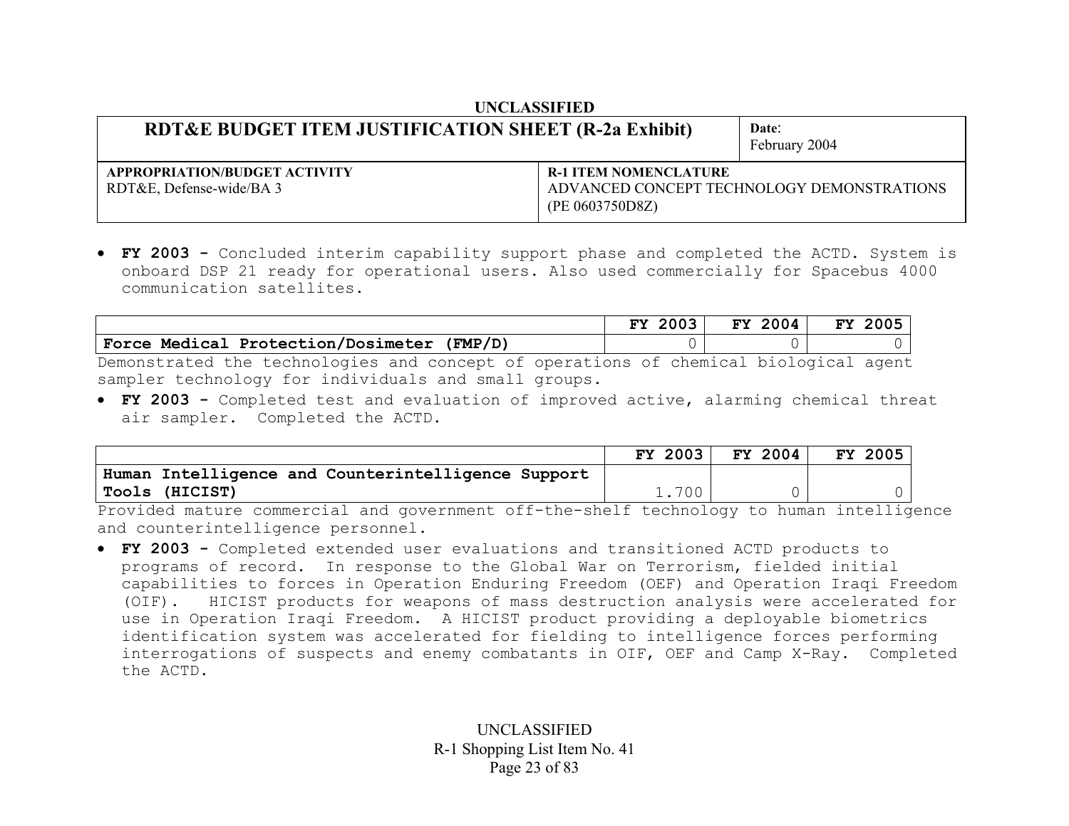UNCLASSIFIED

| RDT&E BUDGET ITEM JUSTIFICATION SHEET (R-2a Exhibit) | Date: February 2004 |
|---|---|
| **APPROPRIATION/BUDGET ACTIVITY** RDT&E, Defense-wide/BA 3 | **R-1 ITEM NOMENCLATURE** ADVANCED CONCEPT TECHNOLOGY DEMONSTRATIONS (PE 0603750D8Z) |

- **FY 2003 -** Concluded interim capability support phase and completed the ACTD. System is onboard DSP 21 ready for operational users. Also used commercially for Spacebus 4000 communication satellites.

| | FY 2003 | FY 2004 | FY 2005 |
|---|---|---|---|
| **Force Medical Protection/Dosimeter (FMP/D)** | 0 | 0 | 0 |

Demonstrated the technologies and concept of operations of chemical biological agent sampler technology for individuals and small groups.

- **FY 2003 -** Completed test and evaluation of improved active, alarming chemical threat air sampler. Completed the ACTD.

| | FY 2003 | FY 2004 | FY 2005 |
|---|---|---|---|
| **Human Intelligence and Counterintelligence Support Tools (HICIST)** | 1.700 | 0 | 0 |

Provided mature commercial and government off-the-shelf technology to human intelligence and counterintelligence personnel.

- **FY 2003 -** Completed extended user evaluations and transitioned ACTD products to programs of record. In response to the Global War on Terrorism, fielded initial capabilities to forces in Operation Enduring Freedom (OEF) and Operation Iraqi Freedom (OIF). HICIST products for weapons of mass destruction analysis were accelerated for use in Operation Iraqi Freedom. A HICIST product providing a deployable biometrics identification system was accelerated for fielding to intelligence forces performing interrogations of suspects and enemy combatants in OIF, OEF and Camp X-Ray. Completed the ACTD.

UNCLASSIFIED
R-1 Shopping List Item No. 41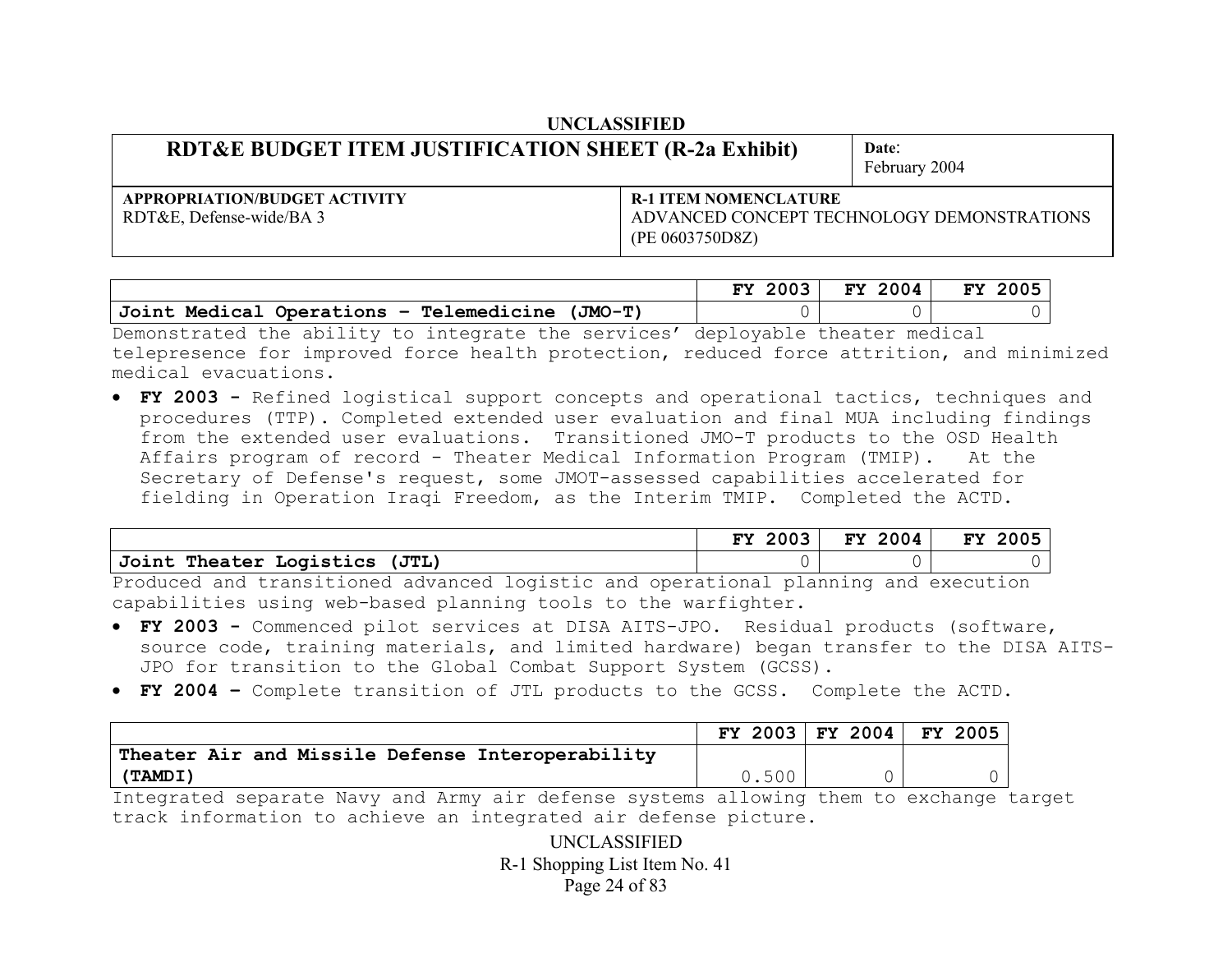UNCLASSIFIED

| **RDT&E BUDGET ITEM JUSTIFICATION SHEET (R-2a Exhibit)** | **Date**: February 2004 |
|---|---|
| **APPROPRIATION/BUDGET ACTIVITY** RDT&E, Defense-wide/BA 3 | **R-1 ITEM NOMENCLATURE** ADVANCED CONCEPT TECHNOLOGY DEMONSTRATIONS (PE 0603750D8Z) |

| | **FY 2003** | **FY 2004** | **FY 2005** |
|---|---|---|---|
| **Joint Medical Operations – Telemedicine (JMO-T)** | 0 | 0 | 0 |

Demonstrated the ability to integrate the services' deployable theater medical telepresence for improved force health protection, reduced force attrition, and minimized medical evacuations.

- **FY 2003 -** Refined logistical support concepts and operational tactics, techniques and procedures (TTP). Completed extended user evaluation and final MUA including findings from the extended user evaluations. Transitioned JMO-T products to the OSD Health Affairs program of record - Theater Medical Information Program (TMIP). At the Secretary of Defense's request, some JMOT-assessed capabilities accelerated for fielding in Operation Iraqi Freedom, as the Interim TMIP. Completed the ACTD.

| | **FY 2003** | **FY 2004** | **FY 2005** |
|---|---|---|---|
| **Joint Theater Logistics (JTL)** | 0 | 0 | 0 |

Produced and transitioned advanced logistic and operational planning and execution capabilities using web-based planning tools to the warfighter.

- **FY 2003 -** Commenced pilot services at DISA AITS-JPO. Residual products (software, source code, training materials, and limited hardware) began transfer to the DISA AITS-JPO for transition to the Global Combat Support System (GCSS).
- **FY 2004 –** Complete transition of JTL products to the GCSS. Complete the ACTD.

| | **FY 2003** | **FY 2004** | **FY 2005** |
|---|---|---|---|
| **Theater Air and Missile Defense Interoperability (TAMDI)** | 0.500 | 0 | 0 |

Integrated separate Navy and Army air defense systems allowing them to exchange target track information to achieve an integrated air defense picture.

UNCLASSIFIED
R-1 Shopping List Item No. 41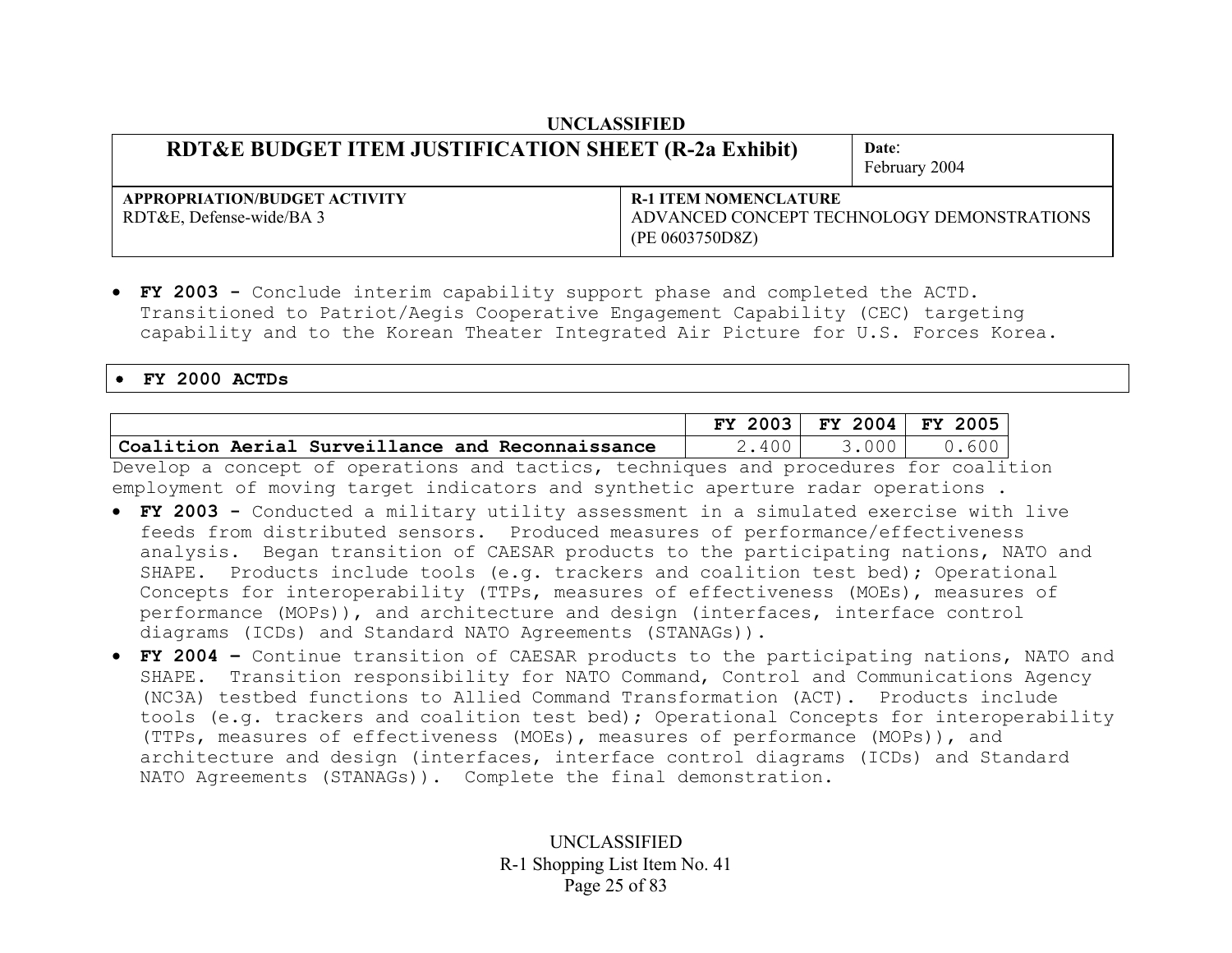| RDT&E BUDGET ITEM JUSTIFICATION SHEET (R-2a Exhibit) | | Date: February 2004 |
|---|---|---|
| **APPROPRIATION/BUDGET ACTIVITY** RDT&E, Defense-wide/BA 3 | **R-1 ITEM NOMENCLATURE** ADVANCED CONCEPT TECHNOLOGY DEMONSTRATIONS (PE 0603750D8Z) | |

- **FY 2003 -** Conclude interim capability support phase and completed the ACTD. Transitioned to Patriot/Aegis Cooperative Engagement Capability (CEC) targeting capability and to the Korean Theater Integrated Air Picture for U.S. Forces Korea.

- **FY 2000 ACTDs**

| | FY 2003 | FY 2004 | FY 2005 |
|---|---|---|---|
| **Coalition Aerial Surveillance and Reconnaissance** | 2.400 | 3.000 | 0.600 |

Develop a concept of operations and tactics, techniques and procedures for coalition employment of moving target indicators and synthetic aperture radar operations .

- **FY 2003 -** Conducted a military utility assessment in a simulated exercise with live feeds from distributed sensors. Produced measures of performance/effectiveness analysis. Began transition of CAESAR products to the participating nations, NATO and SHAPE. Products include tools (e.g. trackers and coalition test bed); Operational Concepts for interoperability (TTPs, measures of effectiveness (MOEs), measures of performance (MOPs)), and architecture and design (interfaces, interface control diagrams (ICDs) and Standard NATO Agreements (STANAGs)).
- **FY 2004 –** Continue transition of CAESAR products to the participating nations, NATO and SHAPE. Transition responsibility for NATO Command, Control and Communications Agency (NC3A) testbed functions to Allied Command Transformation (ACT). Products include tools (e.g. trackers and coalition test bed); Operational Concepts for interoperability (TTPs, measures of effectiveness (MOEs), measures of performance (MOPs)), and architecture and design (interfaces, interface control diagrams (ICDs) and Standard NATO Agreements (STANAGs)). Complete the final demonstration.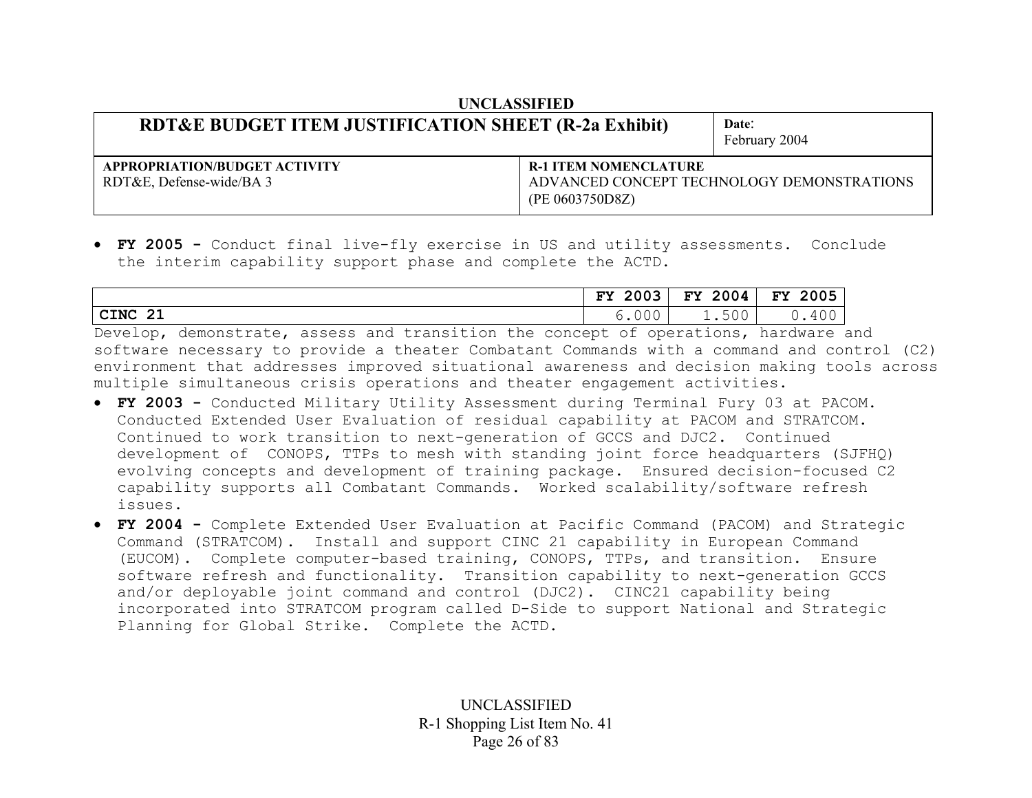**UNCLASSIFIED**

| **RDT&E BUDGET ITEM JUSTIFICATION SHEET (R-2a Exhibit)** | | **Date:** February 2004 |
|---|---|---|
| **APPROPRIATION/BUDGET ACTIVITY** RDT&E, Defense-wide/BA 3 | **R-1 ITEM NOMENCLATURE** ADVANCED CONCEPT TECHNOLOGY DEMONSTRATIONS (PE 0603750D8Z) | |

- **FY 2005 -** Conduct final live-fly exercise in US and utility assessments. Conclude the interim capability support phase and complete the ACTD.

| | FY 2003 | FY 2004 | FY 2005 |
|---|---|---|---|
| **CINC 21** | 6.000 | 1.500 | 0.400 |

Develop, demonstrate, assess and transition the concept of operations, hardware and software necessary to provide a theater Combatant Commands with a command and control (C2) environment that addresses improved situational awareness and decision making tools across multiple simultaneous crisis operations and theater engagement activities.

- **FY 2003 -** Conducted Military Utility Assessment during Terminal Fury 03 at PACOM. Conducted Extended User Evaluation of residual capability at PACOM and STRATCOM. Continued to work transition to next-generation of GCCS and DJC2. Continued development of CONOPS, TTPs to mesh with standing joint force headquarters (SJFHQ) evolving concepts and development of training package. Ensured decision-focused C2 capability supports all Combatant Commands. Worked scalability/software refresh issues.
- **FY 2004 -** Complete Extended User Evaluation at Pacific Command (PACOM) and Strategic Command (STRATCOM). Install and support CINC 21 capability in European Command (EUCOM). Complete computer-based training, CONOPS, TTPs, and transition. Ensure software refresh and functionality. Transition capability to next-generation GCCS and/or deployable joint command and control (DJC2). CINC21 capability being incorporated into STRATCOM program called D-Side to support National and Strategic Planning for Global Strike. Complete the ACTD.

UNCLASSIFIED
R-1 Shopping List Item No. 41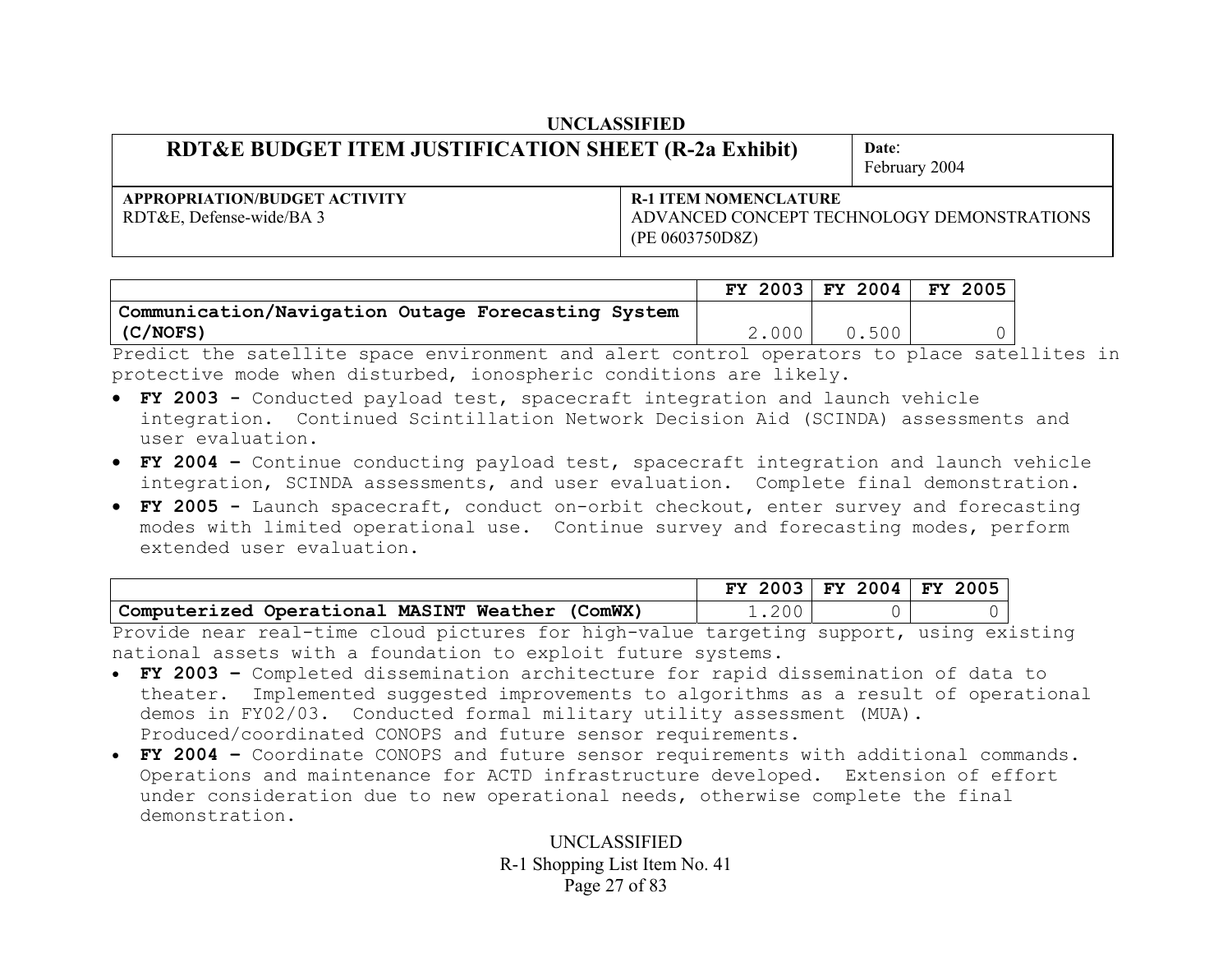UNCLASSIFIED

| RDT&E BUDGET ITEM JUSTIFICATION SHEET (R-2a Exhibit) | Date: February 2004 |
|---|---|
| **APPROPRIATION/BUDGET ACTIVITY** RDT&E, Defense-wide/BA 3 | **R-1 ITEM NOMENCLATURE** ADVANCED CONCEPT TECHNOLOGY DEMONSTRATIONS (PE 0603750D8Z) |

| | FY 2003 | FY 2004 | FY 2005 |
|---|---|---|---|
| **Communication/Navigation Outage Forecasting System (C/NOFS)** | 2.000 | 0.500 | 0 |

Predict the satellite space environment and alert control operators to place satellites in protective mode when disturbed, ionospheric conditions are likely.

- **FY 2003 -** Conducted payload test, spacecraft integration and launch vehicle integration. Continued Scintillation Network Decision Aid (SCINDA) assessments and user evaluation.
- **FY 2004 –** Continue conducting payload test, spacecraft integration and launch vehicle integration, SCINDA assessments, and user evaluation. Complete final demonstration.
- **FY 2005 -** Launch spacecraft, conduct on-orbit checkout, enter survey and forecasting modes with limited operational use. Continue survey and forecasting modes, perform extended user evaluation.

| | FY 2003 | FY 2004 | FY 2005 |
|---|---|---|---|
| **Computerized Operational MASINT Weather (ComWX)** | 1.200 | 0 | 0 |

Provide near real-time cloud pictures for high-value targeting support, using existing national assets with a foundation to exploit future systems.

- **FY 2003 –** Completed dissemination architecture for rapid dissemination of data to theater. Implemented suggested improvements to algorithms as a result of operational demos in FY02/03. Conducted formal military utility assessment (MUA). Produced/coordinated CONOPS and future sensor requirements.
- **FY 2004 –** Coordinate CONOPS and future sensor requirements with additional commands. Operations and maintenance for ACTD infrastructure developed. Extension of effort under consideration due to new operational needs, otherwise complete the final demonstration.

UNCLASSIFIED

R-1 Shopping List Item No. 41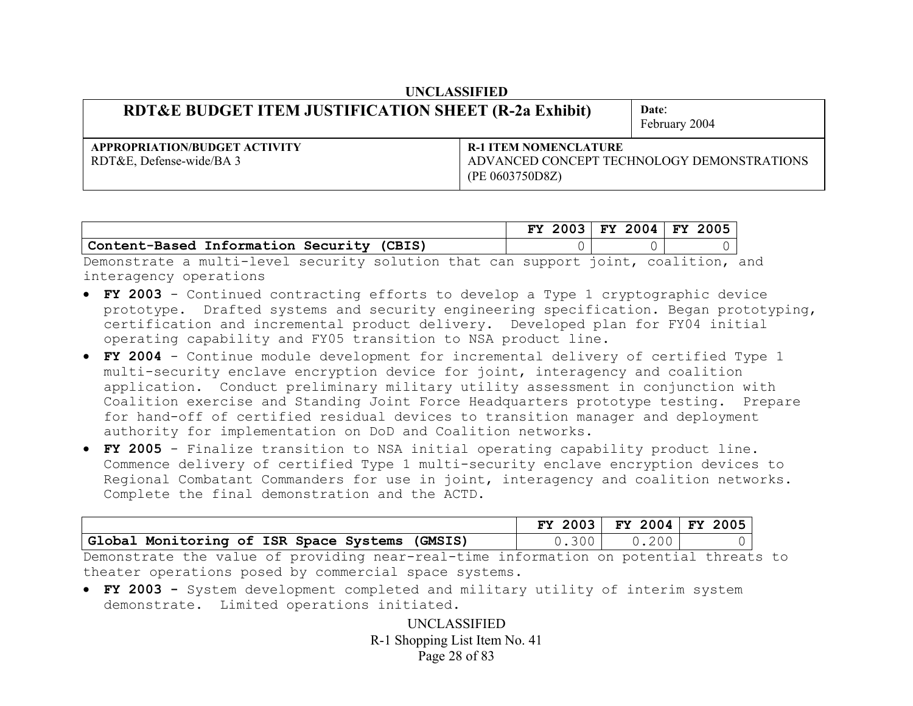UNCLASSIFIED

| RDT&E BUDGET ITEM JUSTIFICATION SHEET (R-2a Exhibit) | Date: February 2004 |
|---|---|
| **APPROPRIATION/BUDGET ACTIVITY** RDT&E, Defense-wide/BA 3 | **R-1 ITEM NOMENCLATURE** ADVANCED CONCEPT TECHNOLOGY DEMONSTRATIONS (PE 0603750D8Z) |

| | FY 2003 | FY 2004 | FY 2005 |
|---|---|---|---|
| **Content-Based Information Security (CBIS)** | 0 | 0 | 0 |

Demonstrate a multi-level security solution that can support joint, coalition, and interagency operations

- **FY 2003** - Continued contracting efforts to develop a Type 1 cryptographic device prototype. Drafted systems and security engineering specification. Began prototyping, certification and incremental product delivery. Developed plan for FY04 initial operating capability and FY05 transition to NSA product line.
- **FY 2004** - Continue module development for incremental delivery of certified Type 1 multi-security enclave encryption device for joint, interagency and coalition application. Conduct preliminary military utility assessment in conjunction with Coalition exercise and Standing Joint Force Headquarters prototype testing. Prepare for hand-off of certified residual devices to transition manager and deployment authority for implementation on DoD and Coalition networks.
- **FY 2005** - Finalize transition to NSA initial operating capability product line. Commence delivery of certified Type 1 multi-security enclave encryption devices to Regional Combatant Commanders for use in joint, interagency and coalition networks. Complete the final demonstration and the ACTD.

| | FY 2003 | FY 2004 | FY 2005 |
|---|---|---|---|
| **Global Monitoring of ISR Space Systems (GMSIS)** | 0.300 | 0.200 | 0 |

Demonstrate the value of providing near-real-time information on potential threats to theater operations posed by commercial space systems.

- **FY 2003 -** System development completed and military utility of interim system demonstrate. Limited operations initiated.

UNCLASSIFIED

R-1 Shopping List Item No. 41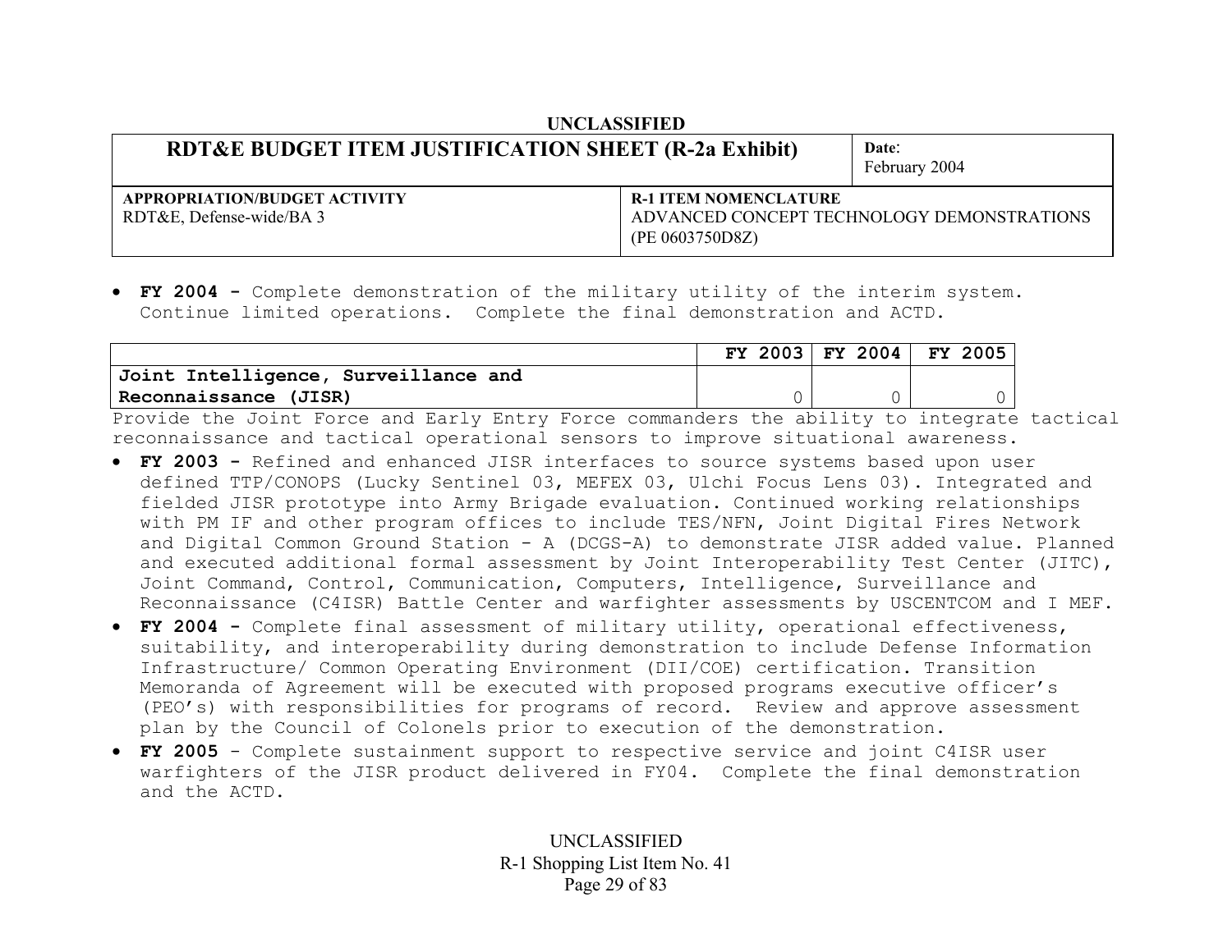UNCLASSIFIED

| RDT&E BUDGET ITEM JUSTIFICATION SHEET (R-2a Exhibit) | Date: February 2004 |
|---|---|
| **APPROPRIATION/BUDGET ACTIVITY** RDT&E, Defense-wide/BA 3 | **R-1 ITEM NOMENCLATURE** ADVANCED CONCEPT TECHNOLOGY DEMONSTRATIONS (PE 0603750D8Z) |

- **FY 2004 -** Complete demonstration of the military utility of the interim system. Continue limited operations. Complete the final demonstration and ACTD.

| | FY 2003 | FY 2004 | FY 2005 |
|---|---|---|---|
| **Joint Intelligence, Surveillance and Reconnaissance (JISR)** | 0 | 0 | 0 |

Provide the Joint Force and Early Entry Force commanders the ability to integrate tactical reconnaissance and tactical operational sensors to improve situational awareness.

- **FY 2003 -** Refined and enhanced JISR interfaces to source systems based upon user defined TTP/CONOPS (Lucky Sentinel 03, MEFEX 03, Ulchi Focus Lens 03). Integrated and fielded JISR prototype into Army Brigade evaluation. Continued working relationships with PM IF and other program offices to include TES/NFN, Joint Digital Fires Network and Digital Common Ground Station - A (DCGS-A) to demonstrate JISR added value. Planned and executed additional formal assessment by Joint Interoperability Test Center (JITC), Joint Command, Control, Communication, Computers, Intelligence, Surveillance and Reconnaissance (C4ISR) Battle Center and warfighter assessments by USCENTCOM and I MEF.
- **FY 2004 -** Complete final assessment of military utility, operational effectiveness, suitability, and interoperability during demonstration to include Defense Information Infrastructure/ Common Operating Environment (DII/COE) certification. Transition Memoranda of Agreement will be executed with proposed programs executive officer's (PEO's) with responsibilities for programs of record. Review and approve assessment plan by the Council of Colonels prior to execution of the demonstration.
- **FY 2005** - Complete sustainment support to respective service and joint C4ISR user warfighters of the JISR product delivered in FY04. Complete the final demonstration and the ACTD.

UNCLASSIFIED
R-1 Shopping List Item No. 41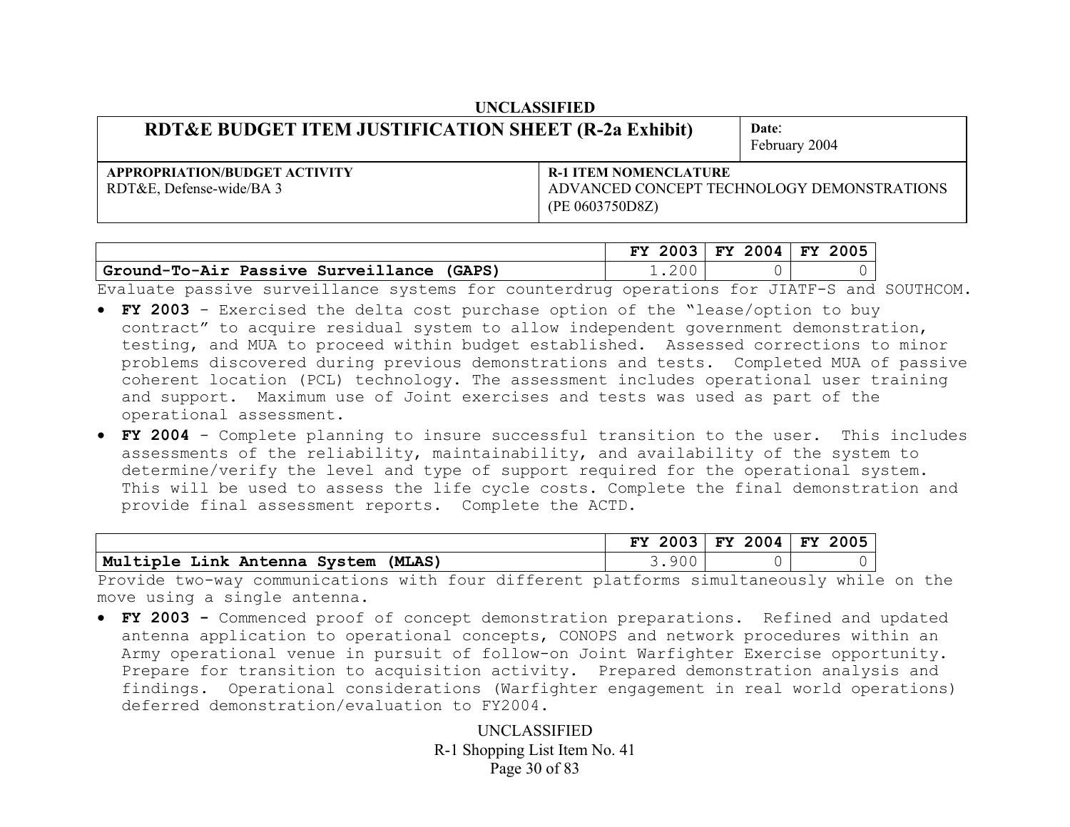UNCLASSIFIED

| RDT&E BUDGET ITEM JUSTIFICATION SHEET (R-2a Exhibit) | Date: February 2004 |
|---|---|
| **APPROPRIATION/BUDGET ACTIVITY** RDT&E, Defense-wide/BA 3 | **R-1 ITEM NOMENCLATURE** ADVANCED CONCEPT TECHNOLOGY DEMONSTRATIONS (PE 0603750D8Z) |

| | FY 2003 | FY 2004 | FY 2005 |
|---|---|---|---|
| **Ground-To-Air Passive Surveillance (GAPS)** | 1.200 | 0 | 0 |

Evaluate passive surveillance systems for counterdrug operations for JIATF-S and SOUTHCOM.

- **FY 2003** - Exercised the delta cost purchase option of the "lease/option to buy contract" to acquire residual system to allow independent government demonstration, testing, and MUA to proceed within budget established. Assessed corrections to minor problems discovered during previous demonstrations and tests. Completed MUA of passive coherent location (PCL) technology. The assessment includes operational user training and support. Maximum use of Joint exercises and tests was used as part of the operational assessment.
- **FY 2004** - Complete planning to insure successful transition to the user. This includes assessments of the reliability, maintainability, and availability of the system to determine/verify the level and type of support required for the operational system. This will be used to assess the life cycle costs. Complete the final demonstration and provide final assessment reports. Complete the ACTD.

| | FY 2003 | FY 2004 | FY 2005 |
|---|---|---|---|
| **Multiple Link Antenna System (MLAS)** | 3.900 | 0 | 0 |

Provide two-way communications with four different platforms simultaneously while on the move using a single antenna.

- **FY 2003 -** Commenced proof of concept demonstration preparations. Refined and updated antenna application to operational concepts, CONOPS and network procedures within an Army operational venue in pursuit of follow-on Joint Warfighter Exercise opportunity. Prepare for transition to acquisition activity. Prepared demonstration analysis and findings. Operational considerations (Warfighter engagement in real world operations) deferred demonstration/evaluation to FY2004.

UNCLASSIFIED
R-1 Shopping List Item No. 41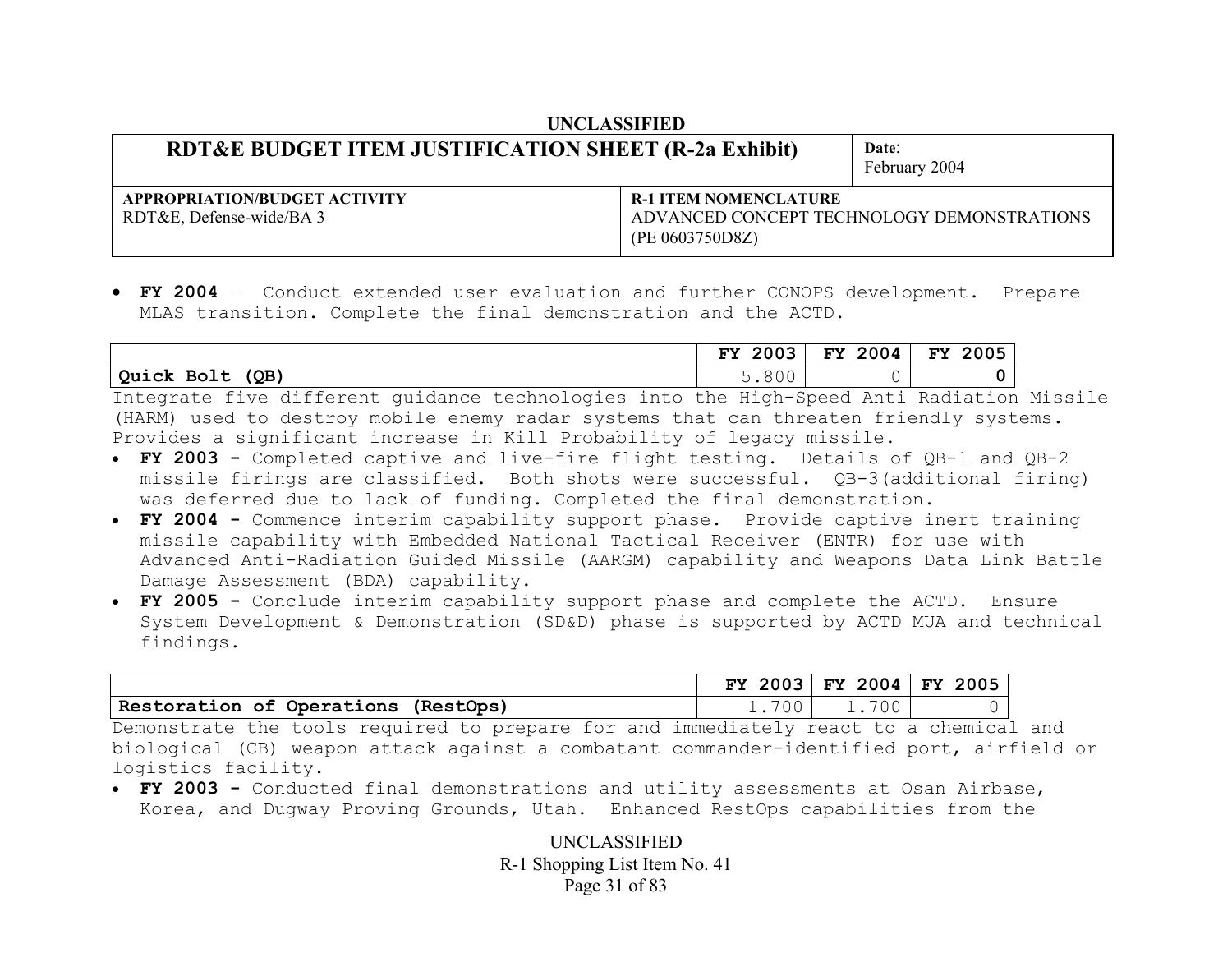UNCLASSIFIED

| RDT&E BUDGET ITEM JUSTIFICATION SHEET (R-2a Exhibit) | Date: February 2004 |
|---|---|
| APPROPRIATION/BUDGET ACTIVITY RDT&E, Defense-wide/BA 3 | R-1 ITEM NOMENCLATURE ADVANCED CONCEPT TECHNOLOGY DEMONSTRATIONS (PE 0603750D8Z) |

- **FY 2004** – Conduct extended user evaluation and further CONOPS development. Prepare MLAS transition. Complete the final demonstration and the ACTD.

| | FY 2003 | FY 2004 | FY 2005 |
|---|---|---|---|
| **Quick Bolt (QB)** | 5.800 | 0 | **0** |

Integrate five different guidance technologies into the High-Speed Anti Radiation Missile (HARM) used to destroy mobile enemy radar systems that can threaten friendly systems. Provides a significant increase in Kill Probability of legacy missile.

- **FY 2003 -** Completed captive and live-fire flight testing. Details of QB-1 and QB-2 missile firings are classified. Both shots were successful. QB-3(additional firing) was deferred due to lack of funding. Completed the final demonstration.
- **FY 2004 -** Commence interim capability support phase. Provide captive inert training missile capability with Embedded National Tactical Receiver (ENTR) for use with Advanced Anti-Radiation Guided Missile (AARGM) capability and Weapons Data Link Battle Damage Assessment (BDA) capability.
- **FY 2005 -** Conclude interim capability support phase and complete the ACTD. Ensure System Development & Demonstration (SD&D) phase is supported by ACTD MUA and technical findings.

| | FY 2003 | FY 2004 | FY 2005 |
|---|---|---|---|
| **Restoration of Operations (RestOps)** | 1.700 | 1.700 | 0 |

Demonstrate the tools required to prepare for and immediately react to a chemical and biological (CB) weapon attack against a combatant commander-identified port, airfield or logistics facility.

- **FY 2003 -** Conducted final demonstrations and utility assessments at Osan Airbase, Korea, and Dugway Proving Grounds, Utah. Enhanced RestOps capabilities from the

UNCLASSIFIED
R-1 Shopping List Item No. 41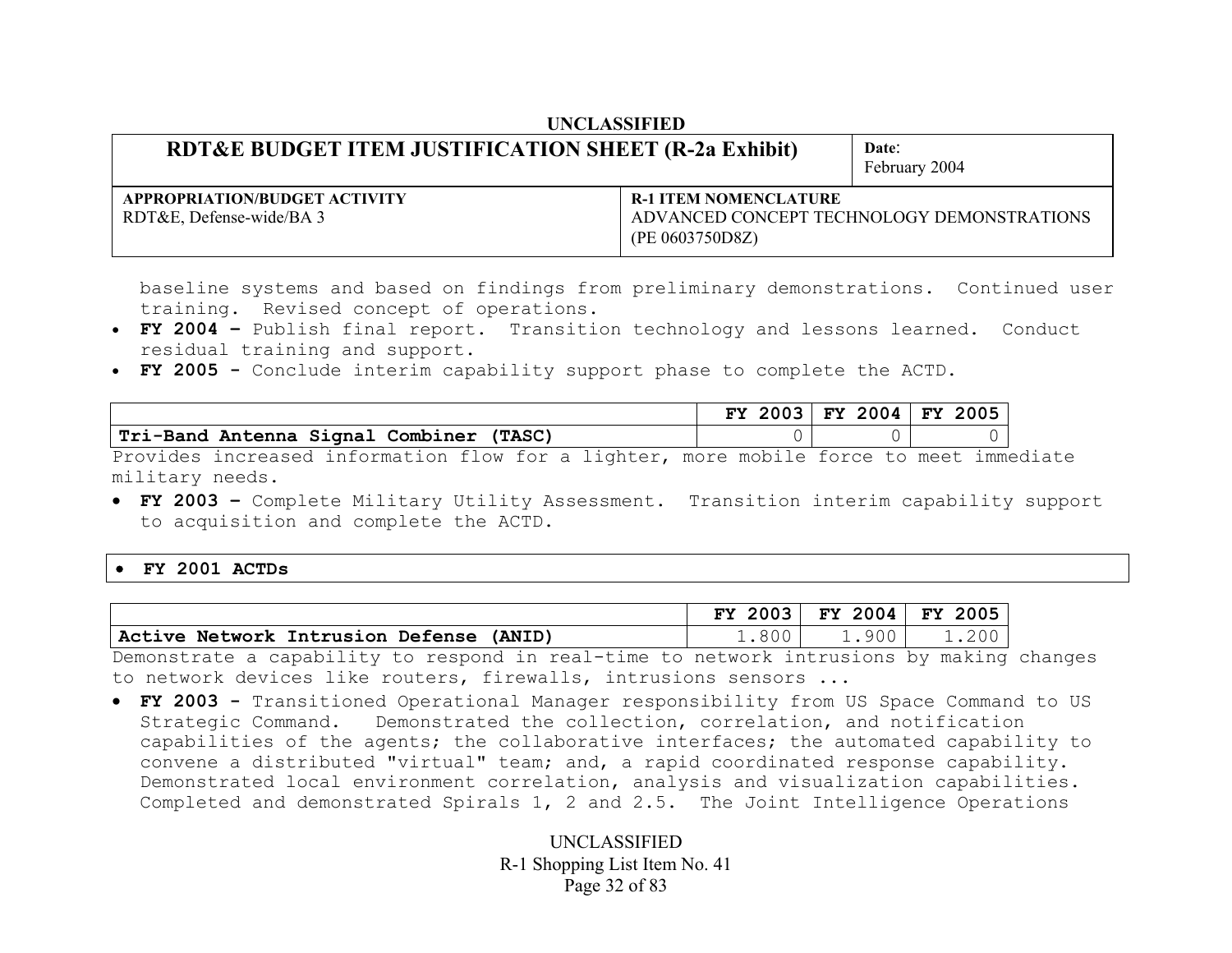baseline systems and based on findings from preliminary demonstrations. Continued user training. Revised concept of operations.

- **FY 2004 –** Publish final report. Transition technology and lessons learned. Conduct residual training and support.
- **FY 2005 -** Conclude interim capability support phase to complete the ACTD.

| | **FY 2003** | **FY 2004** | **FY 2005** |
|---|---|---|---|
| **Tri-Band Antenna Signal Combiner (TASC)** | 0 | 0 | 0 |

Provides increased information flow for a lighter, more mobile force to meet immediate military needs.

- **FY 2003 –** Complete Military Utility Assessment. Transition interim capability support to acquisition and complete the ACTD.

- **FY 2001 ACTDs**

| | **FY 2003** | **FY 2004** | **FY 2005** |
|---|---|---|---|
| **Active Network Intrusion Defense (ANID)** | 1.800 | 1.900 | 1.200 |

Demonstrate a capability to respond in real-time to network intrusions by making changes to network devices like routers, firewalls, intrusions sensors ...

- **FY 2003 -** Transitioned Operational Manager responsibility from US Space Command to US Strategic Command. Demonstrated the collection, correlation, and notification capabilities of the agents; the collaborative interfaces; the automated capability to convene a distributed "virtual" team; and, a rapid coordinated response capability. Demonstrated local environment correlation, analysis and visualization capabilities. Completed and demonstrated Spirals 1, 2 and 2.5. The Joint Intelligence Operations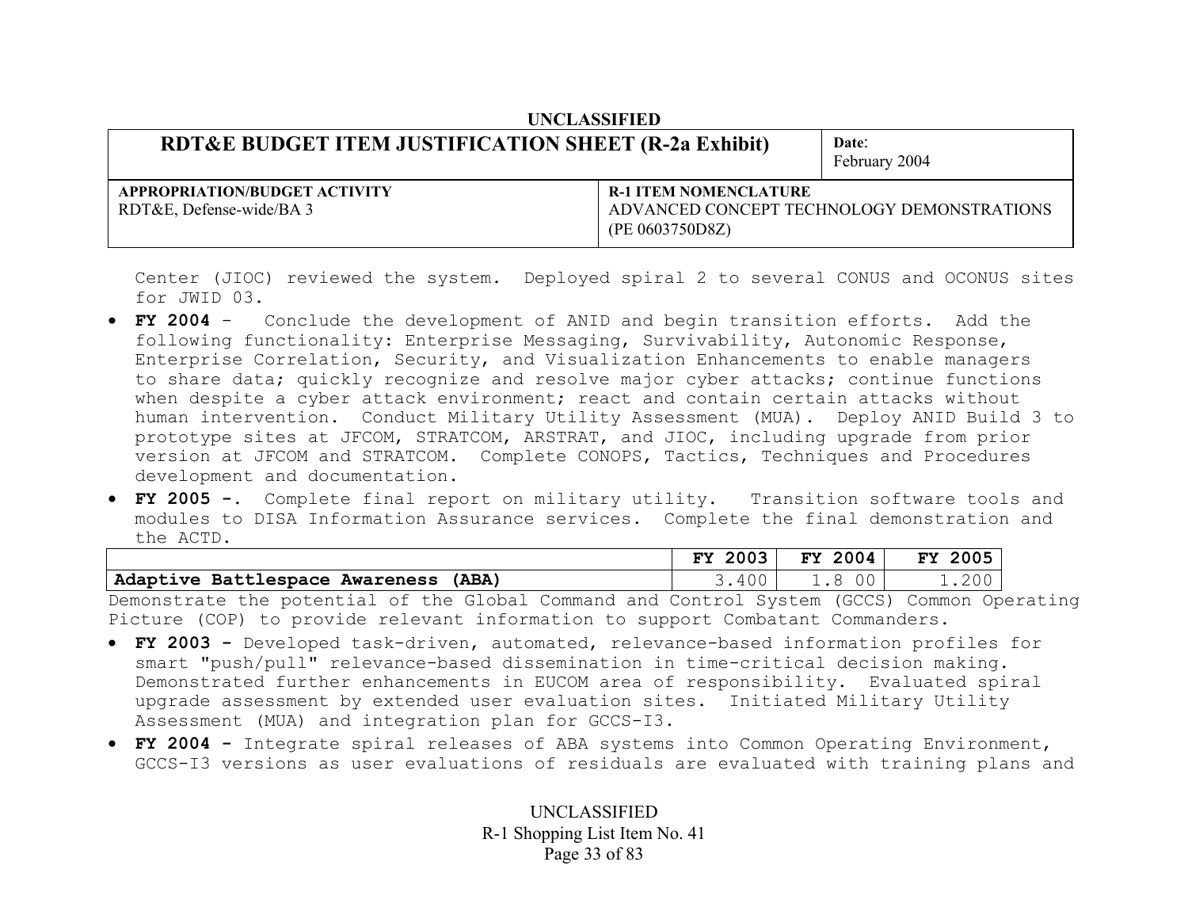UNCLASSIFIED

| RDT&E BUDGET ITEM JUSTIFICATION SHEET (R-2a Exhibit) | Date: February 2004 |
|---|---|
| APPROPRIATION/BUDGET ACTIVITY<br>RDT&E, Defense-wide/BA 3 | R-1 ITEM NOMENCLATURE<br>ADVANCED CONCEPT TECHNOLOGY DEMONSTRATIONS (PE 0603750D8Z) |

Center (JIOC) reviewed the system. Deployed spiral 2 to several CONUS and OCONUS sites for JWID 03.

- **FY 2004** - Conclude the development of ANID and begin transition efforts. Add the following functionality: Enterprise Messaging, Survivability, Autonomic Response, Enterprise Correlation, Security, and Visualization Enhancements to enable managers to share data; quickly recognize and resolve major cyber attacks; continue functions when despite a cyber attack environment; react and contain certain attacks without human intervention. Conduct Military Utility Assessment (MUA). Deploy ANID Build 3 to prototype sites at JFCOM, STRATCOM, ARSTRAT, and JIOC, including upgrade from prior version at JFCOM and STRATCOM. Complete CONOPS, Tactics, Techniques and Procedures development and documentation.
- **FY 2005 -**. Complete final report on military utility. Transition software tools and modules to DISA Information Assurance services. Complete the final demonstration and the ACTD.

| | FY 2003 | FY 2004 | FY 2005 |
|---|---|---|---|
| **Adaptive Battlespace Awareness (ABA)** | 3.400 | 1.8 00 | 1.200 |

Demonstrate the potential of the Global Command and Control System (GCCS) Common Operating Picture (COP) to provide relevant information to support Combatant Commanders.

- **FY 2003 -** Developed task-driven, automated, relevance-based information profiles for smart "push/pull" relevance-based dissemination in time-critical decision making. Demonstrated further enhancements in EUCOM area of responsibility. Evaluated spiral upgrade assessment by extended user evaluation sites. Initiated Military Utility Assessment (MUA) and integration plan for GCCS-I3.
- **FY 2004 -** Integrate spiral releases of ABA systems into Common Operating Environment, GCCS-I3 versions as user evaluations of residuals are evaluated with training plans and

UNCLASSIFIED
R-1 Shopping List Item No. 41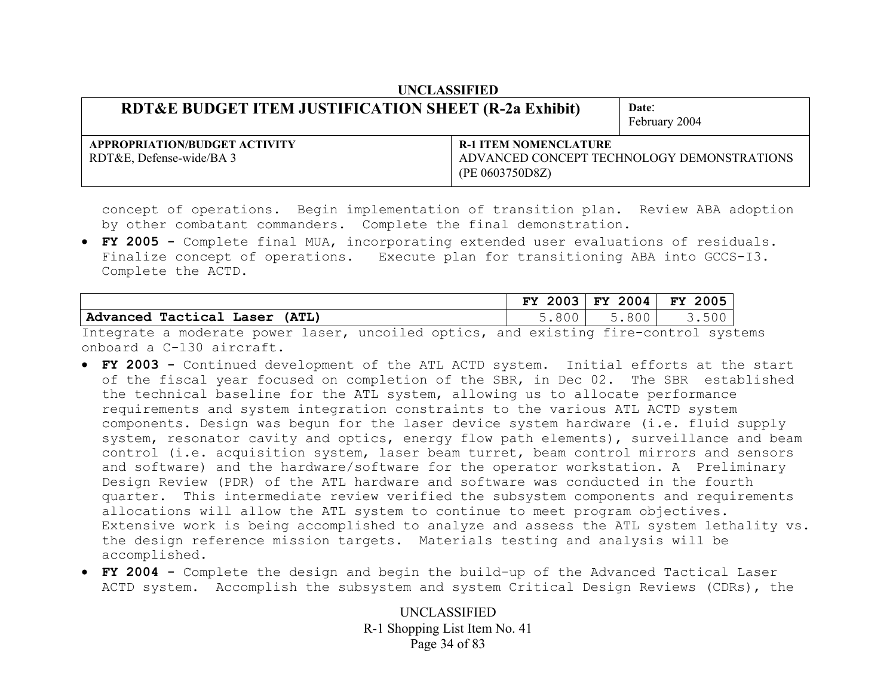concept of operations. Begin implementation of transition plan. Review ABA adoption by other combatant commanders. Complete the final demonstration.

- **FY 2005 -** Complete final MUA, incorporating extended user evaluations of residuals. Finalize concept of operations. Execute plan for transitioning ABA into GCCS-I3. Complete the ACTD.

| | FY 2003 | FY 2004 | FY 2005 |
|---|---|---|---|
| **Advanced Tactical Laser (ATL)** | 5.800 | 5.800 | 3.500 |

Integrate a moderate power laser, uncoiled optics, and existing fire-control systems onboard a C-130 aircraft.

- **FY 2003 -** Continued development of the ATL ACTD system. Initial efforts at the start of the fiscal year focused on completion of the SBR, in Dec 02. The SBR established the technical baseline for the ATL system, allowing us to allocate performance requirements and system integration constraints to the various ATL ACTD system components. Design was begun for the laser device system hardware (i.e. fluid supply system, resonator cavity and optics, energy flow path elements), surveillance and beam control (i.e. acquisition system, laser beam turret, beam control mirrors and sensors and software) and the hardware/software for the operator workstation. A Preliminary Design Review (PDR) of the ATL hardware and software was conducted in the fourth quarter. This intermediate review verified the subsystem components and requirements allocations will allow the ATL system to continue to meet program objectives. Extensive work is being accomplished to analyze and assess the ATL system lethality vs. the design reference mission targets. Materials testing and analysis will be accomplished.
- **FY 2004 -** Complete the design and begin the build-up of the Advanced Tactical Laser ACTD system. Accomplish the subsystem and system Critical Design Reviews (CDRs), the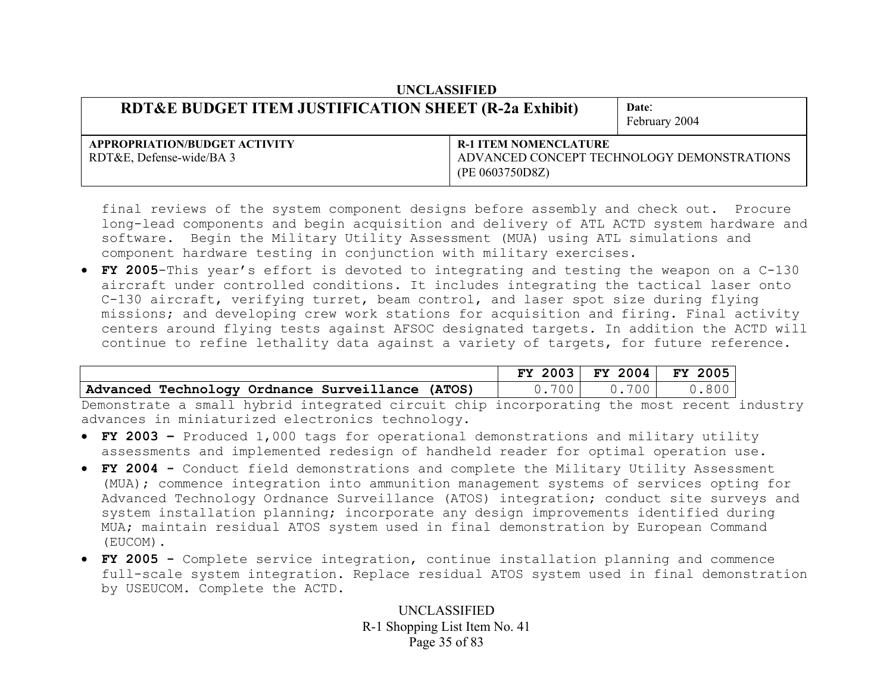final reviews of the system component designs before assembly and check out. Procure long-lead components and begin acquisition and delivery of ATL ACTD system hardware and software. Begin the Military Utility Assessment (MUA) using ATL simulations and component hardware testing in conjunction with military exercises.

- **FY 2005**-This year's effort is devoted to integrating and testing the weapon on a C-130 aircraft under controlled conditions. It includes integrating the tactical laser onto C-130 aircraft, verifying turret, beam control, and laser spot size during flying missions; and developing crew work stations for acquisition and firing. Final activity centers around flying tests against AFSOC designated targets. In addition the ACTD will continue to refine lethality data against a variety of targets, for future reference.

| | FY 2003 | FY 2004 | FY 2005 |
|---|---|---|---|
| **Advanced Technology Ordnance Surveillance (ATOS)** | 0.700 | 0.700 | 0.800 |

Demonstrate a small hybrid integrated circuit chip incorporating the most recent industry advances in miniaturized electronics technology.

- **FY 2003 –** Produced 1,000 tags for operational demonstrations and military utility assessments and implemented redesign of handheld reader for optimal operation use.
- **FY 2004 -** Conduct field demonstrations and complete the Military Utility Assessment (MUA); commence integration into ammunition management systems of services opting for Advanced Technology Ordnance Surveillance (ATOS) integration; conduct site surveys and system installation planning; incorporate any design improvements identified during MUA; maintain residual ATOS system used in final demonstration by European Command (EUCOM).
- **FY 2005 -** Complete service integration, continue installation planning and commence full-scale system integration. Replace residual ATOS system used in final demonstration by USEUCOM. Complete the ACTD.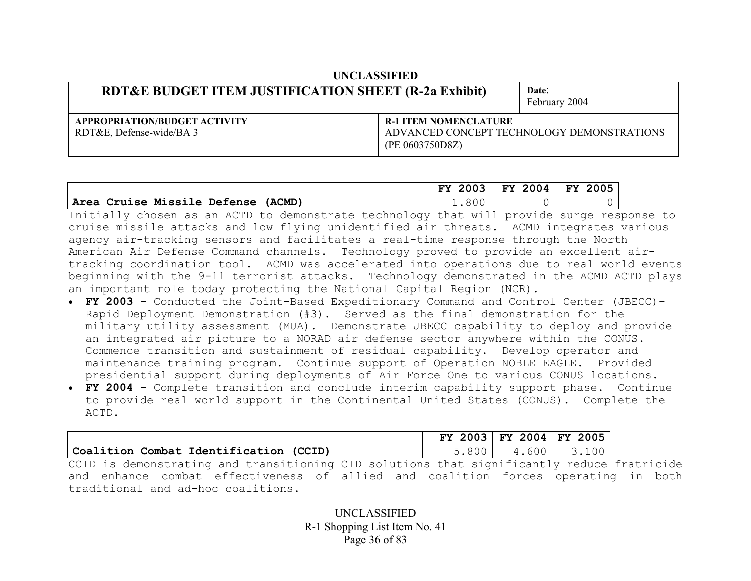UNCLASSIFIED

| RDT&E BUDGET ITEM JUSTIFICATION SHEET (R-2a Exhibit) | Date: February 2004 |
|---|---|
| **APPROPRIATION/BUDGET ACTIVITY** RDT&E, Defense-wide/BA 3 | **R-1 ITEM NOMENCLATURE** ADVANCED CONCEPT TECHNOLOGY DEMONSTRATIONS (PE 0603750D8Z) |

| | FY 2003 | FY 2004 | FY 2005 |
|---|---|---|---|
| **Area Cruise Missile Defense (ACMD)** | 1.800 | 0 | 0 |

Initially chosen as an ACTD to demonstrate technology that will provide surge response to cruise missile attacks and low flying unidentified air threats. ACMD integrates various agency air-tracking sensors and facilitates a real-time response through the North American Air Defense Command channels. Technology proved to provide an excellent air-tracking coordination tool. ACMD was accelerated into operations due to real world events beginning with the 9-11 terrorist attacks. Technology demonstrated in the ACMD ACTD plays an important role today protecting the National Capital Region (NCR).

- **FY 2003 -** Conducted the Joint-Based Expeditionary Command and Control Center (JBECC)-Rapid Deployment Demonstration (#3). Served as the final demonstration for the military utility assessment (MUA). Demonstrate JBECC capability to deploy and provide an integrated air picture to a NORAD air defense sector anywhere within the CONUS. Commence transition and sustainment of residual capability. Develop operator and maintenance training program. Continue support of Operation NOBLE EAGLE. Provided presidential support during deployments of Air Force One to various CONUS locations.
- **FY 2004 -** Complete transition and conclude interim capability support phase. Continue to provide real world support in the Continental United States (CONUS). Complete the ACTD.

| | FY 2003 | FY 2004 | FY 2005 |
|---|---|---|---|
| **Coalition Combat Identification (CCID)** | 5.800 | 4.600 | 3.100 |

CCID is demonstrating and transitioning CID solutions that significantly reduce fratricide and enhance combat effectiveness of allied and coalition forces operating in both traditional and ad-hoc coalitions.

UNCLASSIFIED

R-1 Shopping List Item No. 41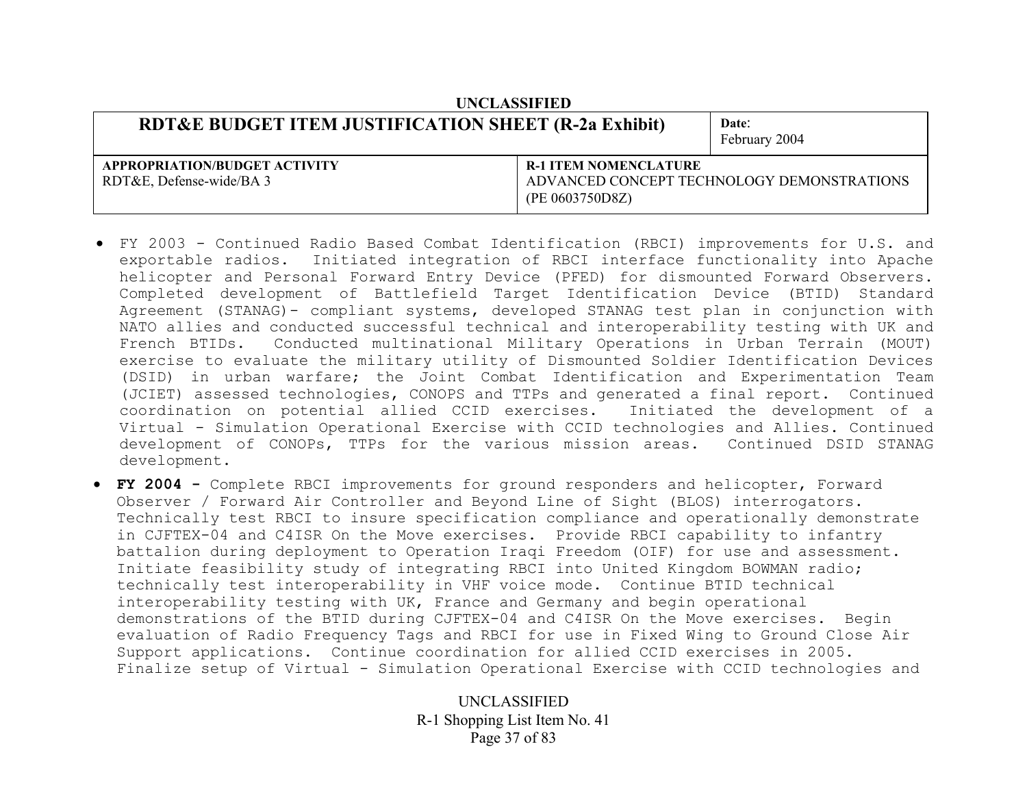| RDT&E BUDGET ITEM JUSTIFICATION SHEET (R-2a Exhibit) | | Date: February 2004 |
|---|---|---|
| APPROPRIATION/BUDGET ACTIVITY RDT&E, Defense-wide/BA 3 | R-1 ITEM NOMENCLATURE ADVANCED CONCEPT TECHNOLOGY DEMONSTRATIONS (PE 0603750D8Z) | |

- FY 2003 - Continued Radio Based Combat Identification (RBCI) improvements for U.S. and exportable radios. Initiated integration of RBCI interface functionality into Apache helicopter and Personal Forward Entry Device (PFED) for dismounted Forward Observers. Completed development of Battlefield Target Identification Device (BTID) Standard Agreement (STANAG)- compliant systems, developed STANAG test plan in conjunction with NATO allies and conducted successful technical and interoperability testing with UK and French BTIDs. Conducted multinational Military Operations in Urban Terrain (MOUT) exercise to evaluate the military utility of Dismounted Soldier Identification Devices (DSID) in urban warfare; the Joint Combat Identification and Experimentation Team (JCIET) assessed technologies, CONOPS and TTPs and generated a final report. Continued coordination on potential allied CCID exercises. Initiated the development of a Virtual - Simulation Operational Exercise with CCID technologies and Allies. Continued development of CONOPs, TTPs for the various mission areas. Continued DSID STANAG development.
- **FY 2004 -** Complete RBCI improvements for ground responders and helicopter, Forward Observer / Forward Air Controller and Beyond Line of Sight (BLOS) interrogators. Technically test RBCI to insure specification compliance and operationally demonstrate in CJFTEX-04 and C4ISR On the Move exercises. Provide RBCI capability to infantry battalion during deployment to Operation Iraqi Freedom (OIF) for use and assessment. Initiate feasibility study of integrating RBCI into United Kingdom BOWMAN radio; technically test interoperability in VHF voice mode. Continue BTID technical interoperability testing with UK, France and Germany and begin operational demonstrations of the BTID during CJFTEX-04 and C4ISR On the Move exercises. Begin evaluation of Radio Frequency Tags and RBCI for use in Fixed Wing to Ground Close Air Support applications. Continue coordination for allied CCID exercises in 2005. Finalize setup of Virtual - Simulation Operational Exercise with CCID technologies and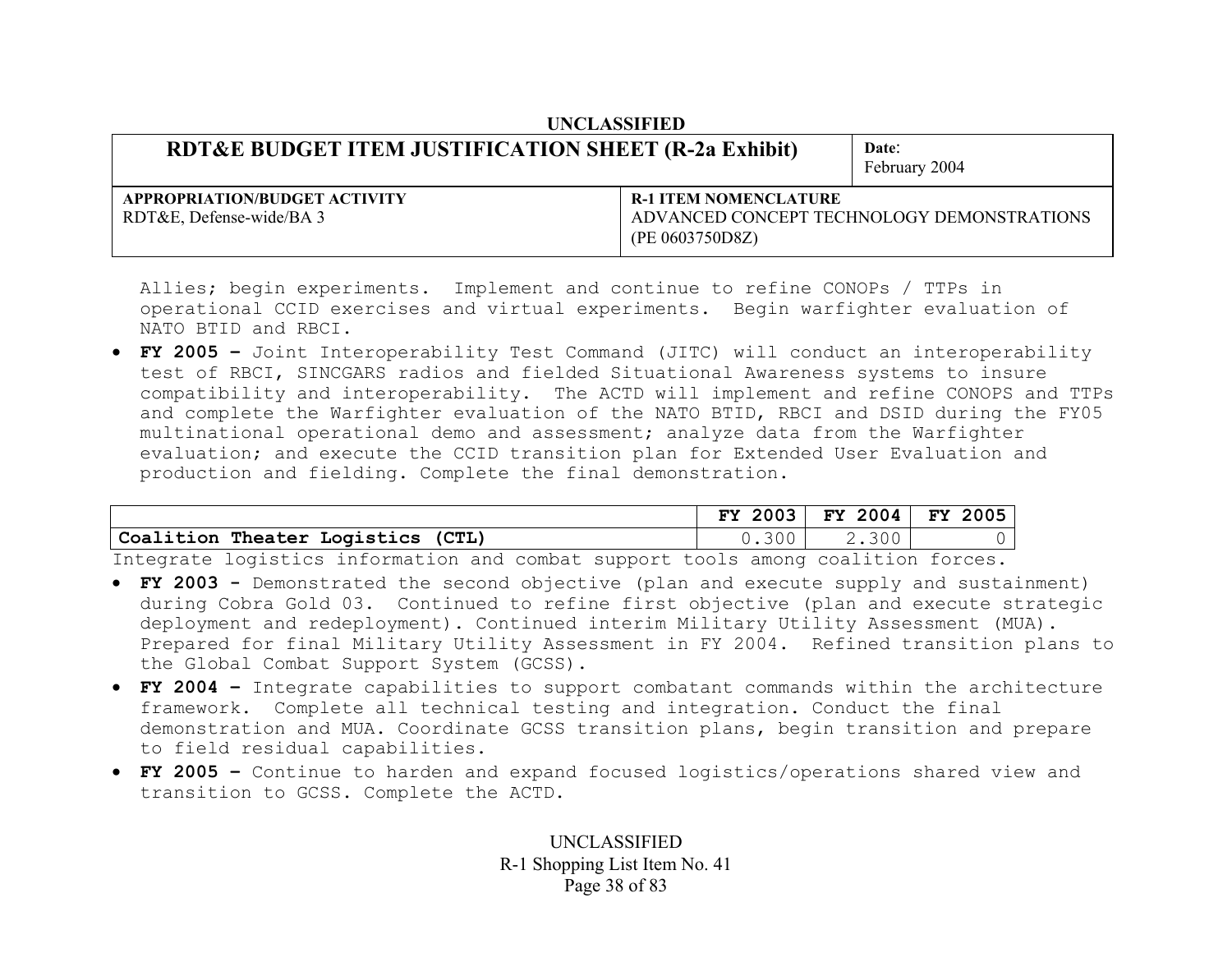Allies; begin experiments. Implement and continue to refine CONOPs / TTPs in operational CCID exercises and virtual experiments. Begin warfighter evaluation of NATO BTID and RBCI.

- **FY 2005 –** Joint Interoperability Test Command (JITC) will conduct an interoperability test of RBCI, SINCGARS radios and fielded Situational Awareness systems to insure compatibility and interoperability. The ACTD will implement and refine CONOPS and TTPs and complete the Warfighter evaluation of the NATO BTID, RBCI and DSID during the FY05 multinational operational demo and assessment; analyze data from the Warfighter evaluation; and execute the CCID transition plan for Extended User Evaluation and production and fielding. Complete the final demonstration.

| | FY 2003 | FY 2004 | FY 2005 |
|---|---|---|---|
| **Coalition Theater Logistics (CTL)** | 0.300 | 2.300 | 0 |

Integrate logistics information and combat support tools among coalition forces.

- **FY 2003 -** Demonstrated the second objective (plan and execute supply and sustainment) during Cobra Gold 03. Continued to refine first objective (plan and execute strategic deployment and redeployment). Continued interim Military Utility Assessment (MUA). Prepared for final Military Utility Assessment in FY 2004. Refined transition plans to the Global Combat Support System (GCSS).
- **FY 2004 –** Integrate capabilities to support combatant commands within the architecture framework. Complete all technical testing and integration. Conduct the final demonstration and MUA. Coordinate GCSS transition plans, begin transition and prepare to field residual capabilities.
- **FY 2005 –** Continue to harden and expand focused logistics/operations shared view and transition to GCSS. Complete the ACTD.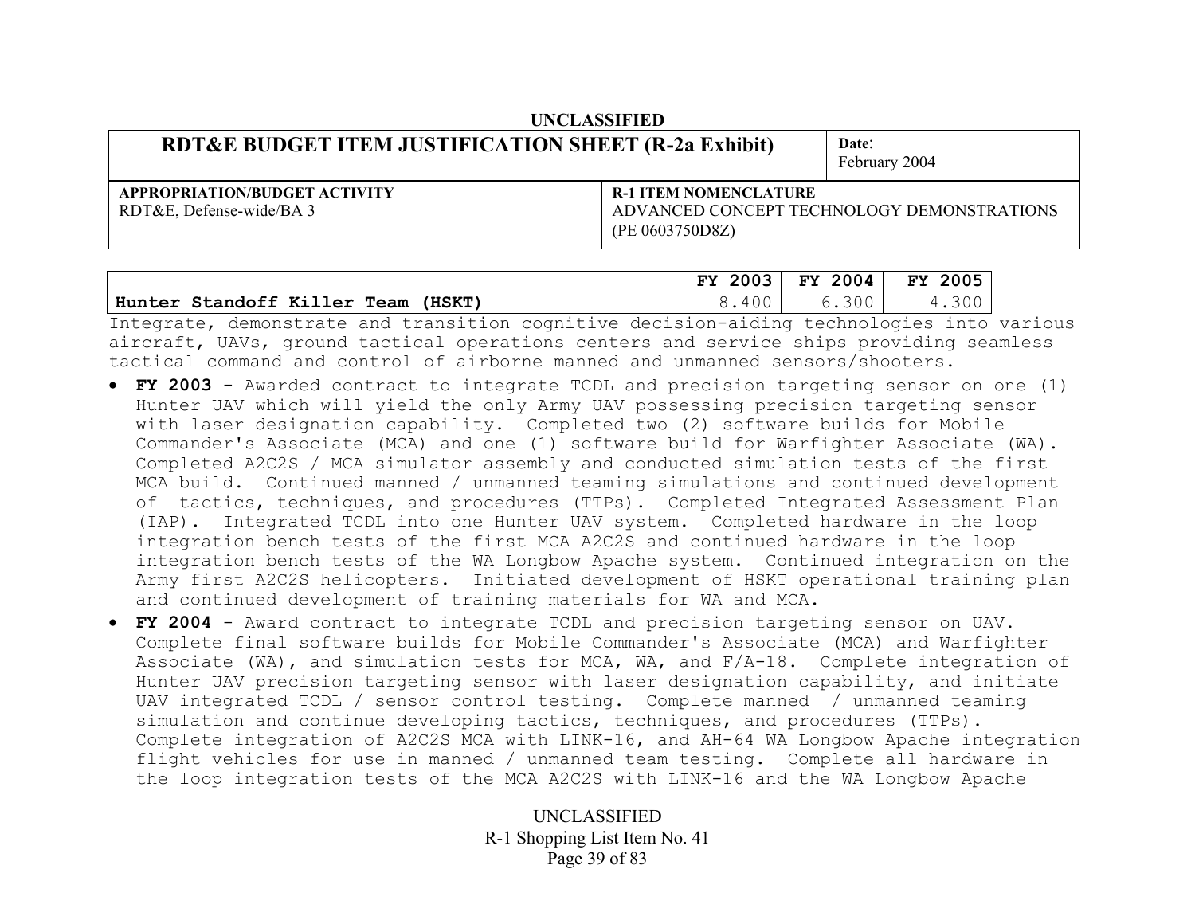UNCLASSIFIED

| RDT&E BUDGET ITEM JUSTIFICATION SHEET (R-2a Exhibit) | Date: February 2004 |
|---|---|
| **APPROPRIATION/BUDGET ACTIVITY** RDT&E, Defense-wide/BA 3 | **R-1 ITEM NOMENCLATURE** ADVANCED CONCEPT TECHNOLOGY DEMONSTRATIONS (PE 0603750D8Z) |

| | FY 2003 | FY 2004 | FY 2005 |
|---|---|---|---|
| **Hunter Standoff Killer Team (HSKT)** | 8.400 | 6.300 | 4.300 |

Integrate, demonstrate and transition cognitive decision-aiding technologies into various aircraft, UAVs, ground tactical operations centers and service ships providing seamless tactical command and control of airborne manned and unmanned sensors/shooters.

- **FY 2003** - Awarded contract to integrate TCDL and precision targeting sensor on one (1) Hunter UAV which will yield the only Army UAV possessing precision targeting sensor with laser designation capability. Completed two (2) software builds for Mobile Commander's Associate (MCA) and one (1) software build for Warfighter Associate (WA). Completed A2C2S / MCA simulator assembly and conducted simulation tests of the first MCA build. Continued manned / unmanned teaming simulations and continued development of tactics, techniques, and procedures (TTPs). Completed Integrated Assessment Plan (IAP). Integrated TCDL into one Hunter UAV system. Completed hardware in the loop integration bench tests of the first MCA A2C2S and continued hardware in the loop integration bench tests of the WA Longbow Apache system. Continued integration on the Army first A2C2S helicopters. Initiated development of HSKT operational training plan and continued development of training materials for WA and MCA.
- **FY 2004** - Award contract to integrate TCDL and precision targeting sensor on UAV. Complete final software builds for Mobile Commander's Associate (MCA) and Warfighter Associate (WA), and simulation tests for MCA, WA, and F/A-18. Complete integration of Hunter UAV precision targeting sensor with laser designation capability, and initiate UAV integrated TCDL / sensor control testing. Complete manned / unmanned teaming simulation and continue developing tactics, techniques, and procedures (TTPs). Complete integration of A2C2S MCA with LINK-16, and AH-64 WA Longbow Apache integration flight vehicles for use in manned / unmanned team testing. Complete all hardware in the loop integration tests of the MCA A2C2S with LINK-16 and the WA Longbow Apache

UNCLASSIFIED
R-1 Shopping List Item No. 41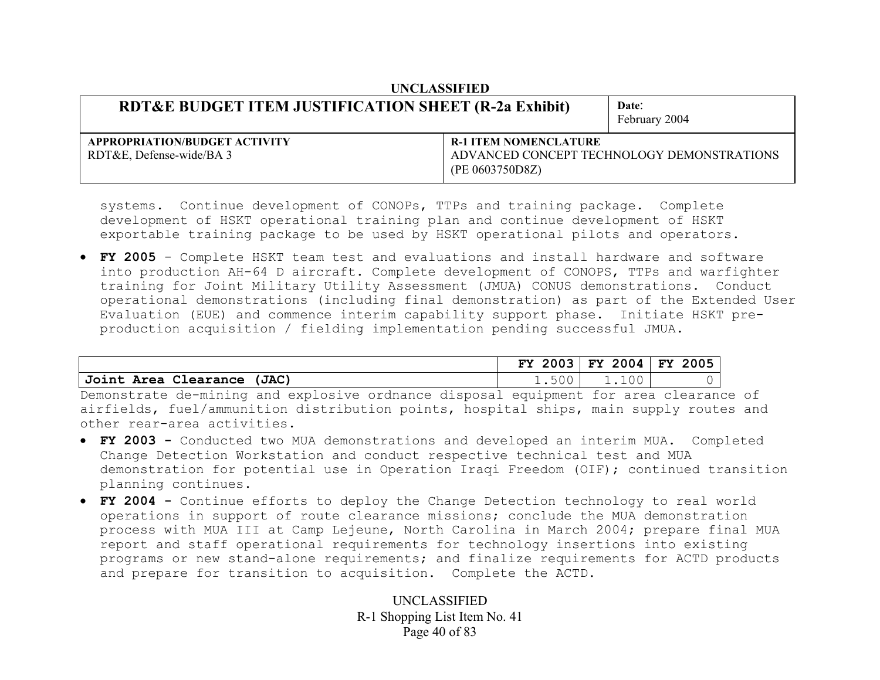systems. Continue development of CONOPs, TTPs and training package. Complete development of HSKT operational training plan and continue development of HSKT exportable training package to be used by HSKT operational pilots and operators.

- **FY 2005** - Complete HSKT team test and evaluations and install hardware and software into production AH-64 D aircraft. Complete development of CONOPS, TTPs and warfighter training for Joint Military Utility Assessment (JMUA) CONUS demonstrations. Conduct operational demonstrations (including final demonstration) as part of the Extended User Evaluation (EUE) and commence interim capability support phase. Initiate HSKT pre-production acquisition / fielding implementation pending successful JMUA.

| | FY 2003 | FY 2004 | FY 2005 |
|---|---|---|---|
| **Joint Area Clearance (JAC)** | 1.500 | 1.100 | 0 |

Demonstrate de-mining and explosive ordnance disposal equipment for area clearance of airfields, fuel/ammunition distribution points, hospital ships, main supply routes and other rear-area activities.

- **FY 2003 -** Conducted two MUA demonstrations and developed an interim MUA. Completed Change Detection Workstation and conduct respective technical test and MUA demonstration for potential use in Operation Iraqi Freedom (OIF); continued transition planning continues.
- **FY 2004 -** Continue efforts to deploy the Change Detection technology to real world operations in support of route clearance missions; conclude the MUA demonstration process with MUA III at Camp Lejeune, North Carolina in March 2004; prepare final MUA report and staff operational requirements for technology insertions into existing programs or new stand-alone requirements; and finalize requirements for ACTD products and prepare for transition to acquisition. Complete the ACTD.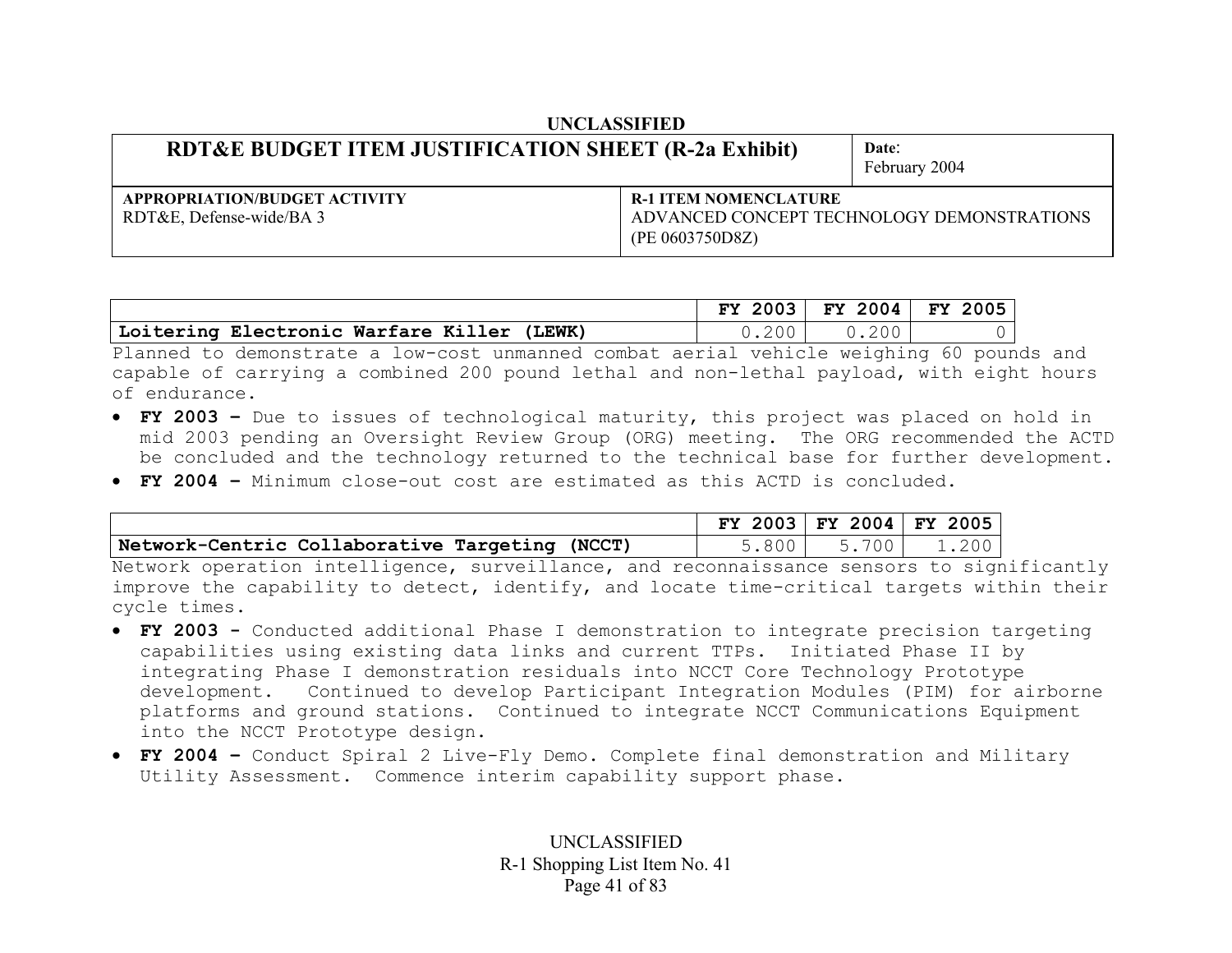UNCLASSIFIED

| RDT&E BUDGET ITEM JUSTIFICATION SHEET (R-2a Exhibit) | Date: February 2004 |
|---|---|
| **APPROPRIATION/BUDGET ACTIVITY** RDT&E, Defense-wide/BA 3 | **R-1 ITEM NOMENCLATURE** ADVANCED CONCEPT TECHNOLOGY DEMONSTRATIONS (PE 0603750D8Z) |

| | FY 2003 | FY 2004 | FY 2005 |
|---|---|---|---|
| **Loitering Electronic Warfare Killer (LEWK)** | 0.200 | 0.200 | 0 |

Planned to demonstrate a low-cost unmanned combat aerial vehicle weighing 60 pounds and capable of carrying a combined 200 pound lethal and non-lethal payload, with eight hours of endurance.

- **FY 2003 –** Due to issues of technological maturity, this project was placed on hold in mid 2003 pending an Oversight Review Group (ORG) meeting. The ORG recommended the ACTD be concluded and the technology returned to the technical base for further development.
- **FY 2004 –** Minimum close-out cost are estimated as this ACTD is concluded.

| | FY 2003 | FY 2004 | FY 2005 |
|---|---|---|---|
| **Network-Centric Collaborative Targeting (NCCT)** | 5.800 | 5.700 | 1.200 |

Network operation intelligence, surveillance, and reconnaissance sensors to significantly improve the capability to detect, identify, and locate time-critical targets within their cycle times.

- **FY 2003 -** Conducted additional Phase I demonstration to integrate precision targeting capabilities using existing data links and current TTPs. Initiated Phase II by integrating Phase I demonstration residuals into NCCT Core Technology Prototype development. Continued to develop Participant Integration Modules (PIM) for airborne platforms and ground stations. Continued to integrate NCCT Communications Equipment into the NCCT Prototype design.
- **FY 2004 –** Conduct Spiral 2 Live-Fly Demo. Complete final demonstration and Military Utility Assessment. Commence interim capability support phase.

UNCLASSIFIED
R-1 Shopping List Item No. 41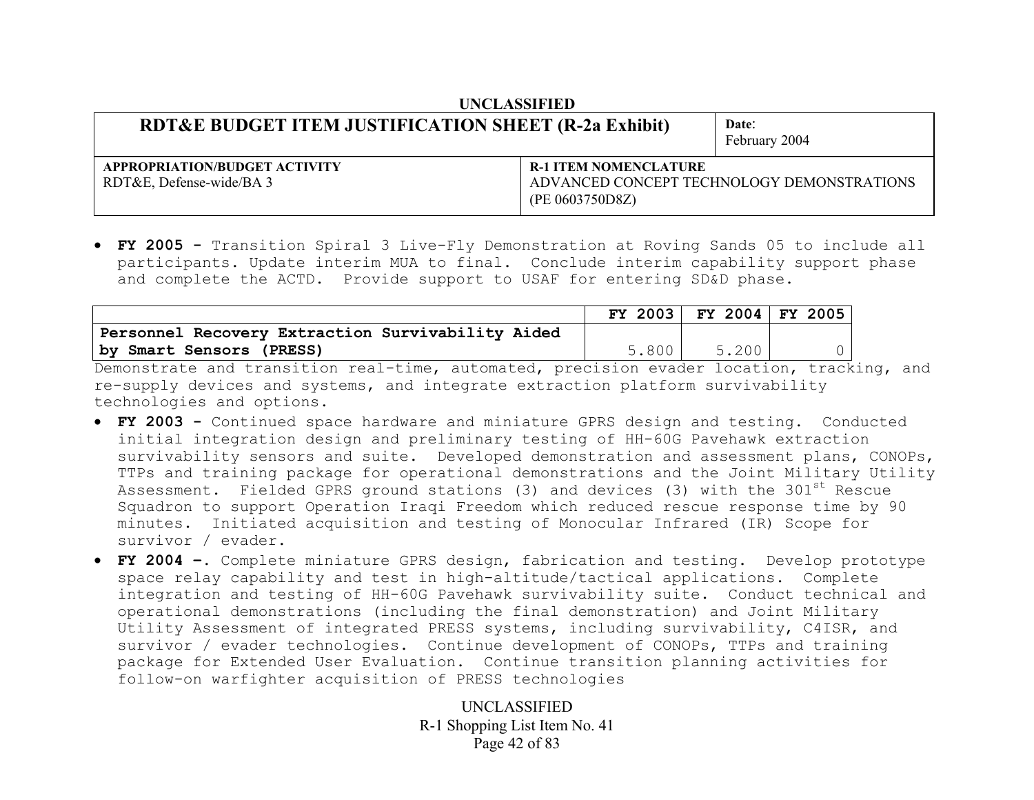| RDT&E BUDGET ITEM JUSTIFICATION SHEET (R-2a Exhibit) | | Date: February 2004 |
|---|---|---|
| APPROPRIATION/BUDGET ACTIVITY<br>RDT&E, Defense-wide/BA 3 | R-1 ITEM NOMENCLATURE<br>ADVANCED CONCEPT TECHNOLOGY DEMONSTRATIONS (PE 0603750D8Z) | |

- **FY 2005 -** Transition Spiral 3 Live-Fly Demonstration at Roving Sands 05 to include all participants. Update interim MUA to final. Conclude interim capability support phase and complete the ACTD. Provide support to USAF for entering SD&D phase.

| | FY 2003 | FY 2004 | FY 2005 |
|---|---|---|---|
| **Personnel Recovery Extraction Survivability Aided by Smart Sensors (PRESS)** | 5.800 | 5.200 | 0 |

Demonstrate and transition real-time, automated, precision evader location, tracking, and re-supply devices and systems, and integrate extraction platform survivability technologies and options.

- **FY 2003 -** Continued space hardware and miniature GPRS design and testing. Conducted initial integration design and preliminary testing of HH-60G Pavehawk extraction survivability sensors and suite. Developed demonstration and assessment plans, CONOPs, TTPs and training package for operational demonstrations and the Joint Military Utility Assessment. Fielded GPRS ground stations (3) and devices (3) with the 301st Rescue Squadron to support Operation Iraqi Freedom which reduced rescue response time by 90 minutes. Initiated acquisition and testing of Monocular Infrared (IR) Scope for survivor / evader.
- **FY 2004 –.** Complete miniature GPRS design, fabrication and testing. Develop prototype space relay capability and test in high-altitude/tactical applications. Complete integration and testing of HH-60G Pavehawk survivability suite. Conduct technical and operational demonstrations (including the final demonstration) and Joint Military Utility Assessment of integrated PRESS systems, including survivability, C4ISR, and survivor / evader technologies. Continue development of CONOPs, TTPs and training package for Extended User Evaluation. Continue transition planning activities for follow-on warfighter acquisition of PRESS technologies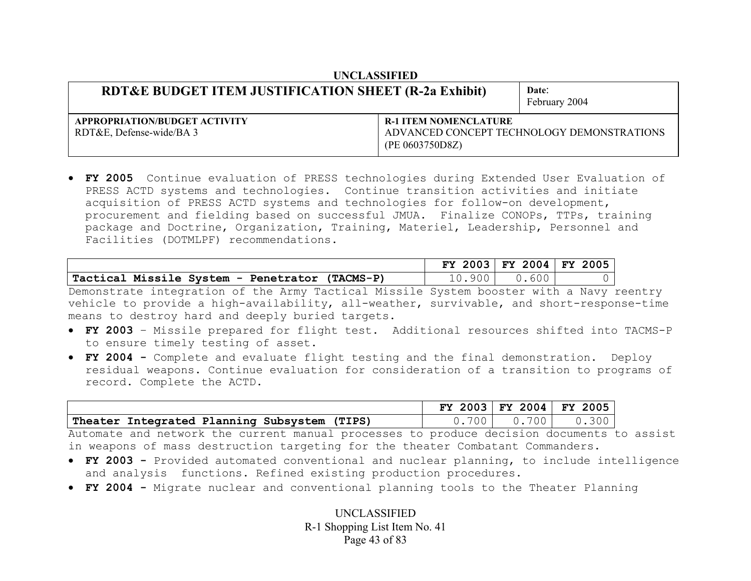- **FY 2005** Continue evaluation of PRESS technologies during Extended User Evaluation of PRESS ACTD systems and technologies. Continue transition activities and initiate acquisition of PRESS ACTD systems and technologies for follow-on development, procurement and fielding based on successful JMUA. Finalize CONOPs, TTPs, training package and Doctrine, Organization, Training, Materiel, Leadership, Personnel and Facilities (DOTMLPF) recommendations.

| | FY 2003 | FY 2004 | FY 2005 |
|---|---|---|---|
| **Tactical Missile System - Penetrator (TACMS-P)** | 10.900 | 0.600 | 0 |

Demonstrate integration of the Army Tactical Missile System booster with a Navy reentry vehicle to provide a high-availability, all-weather, survivable, and short-response-time means to destroy hard and deeply buried targets.

- **FY 2003** – Missile prepared for flight test. Additional resources shifted into TACMS-P to ensure timely testing of asset.
- **FY 2004 -** Complete and evaluate flight testing and the final demonstration. Deploy residual weapons. Continue evaluation for consideration of a transition to programs of record. Complete the ACTD.

| | FY 2003 | FY 2004 | FY 2005 |
|---|---|---|---|
| **Theater Integrated Planning Subsystem (TIPS)** | 0.700 | 0.700 | 0.300 |

Automate and network the current manual processes to produce decision documents to assist in weapons of mass destruction targeting for the theater Combatant Commanders.

- **FY 2003 -** Provided automated conventional and nuclear planning, to include intelligence and analysis functions. Refined existing production procedures.
- **FY 2004 -** Migrate nuclear and conventional planning tools to the Theater Planning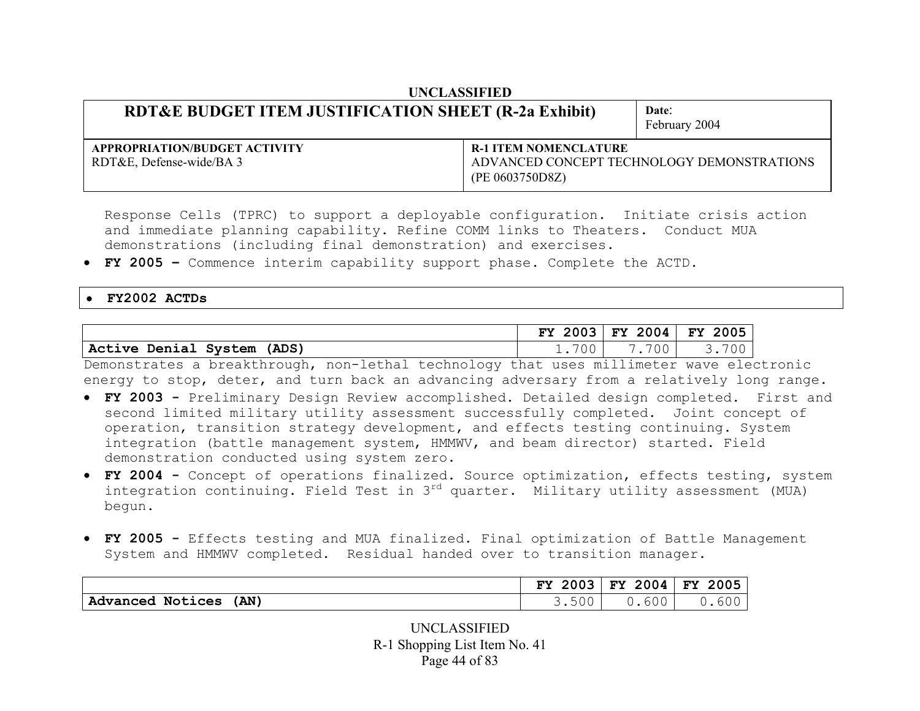Response Cells (TPRC) to support a deployable configuration. Initiate crisis action and immediate planning capability. Refine COMM links to Theaters. Conduct MUA demonstrations (including final demonstration) and exercises.

- **FY 2005 –** Commence interim capability support phase. Complete the ACTD.

- **FY2002 ACTDs**

| | FY 2003 | FY 2004 | FY 2005 |
|---|---|---|---|
| **Active Denial System (ADS)** | 1.700 | 7.700 | 3.700 |

Demonstrates a breakthrough, non-lethal technology that uses millimeter wave electronic energy to stop, deter, and turn back an advancing adversary from a relatively long range.

- **FY 2003 -** Preliminary Design Review accomplished. Detailed design completed. First and second limited military utility assessment successfully completed. Joint concept of operation, transition strategy development, and effects testing continuing. System integration (battle management system, HMMWV, and beam director) started. Field demonstration conducted using system zero.
- **FY 2004 -** Concept of operations finalized. Source optimization, effects testing, system integration continuing. Field Test in 3rd quarter. Military utility assessment (MUA) begun.
- **FY 2005 -** Effects testing and MUA finalized. Final optimization of Battle Management System and HMMWV completed. Residual handed over to transition manager.

| | FY 2003 | FY 2004 | FY 2005 |
|---|---|---|---|
| **Advanced Notices (AN)** | 3.500 | 0.600 | 0.600 |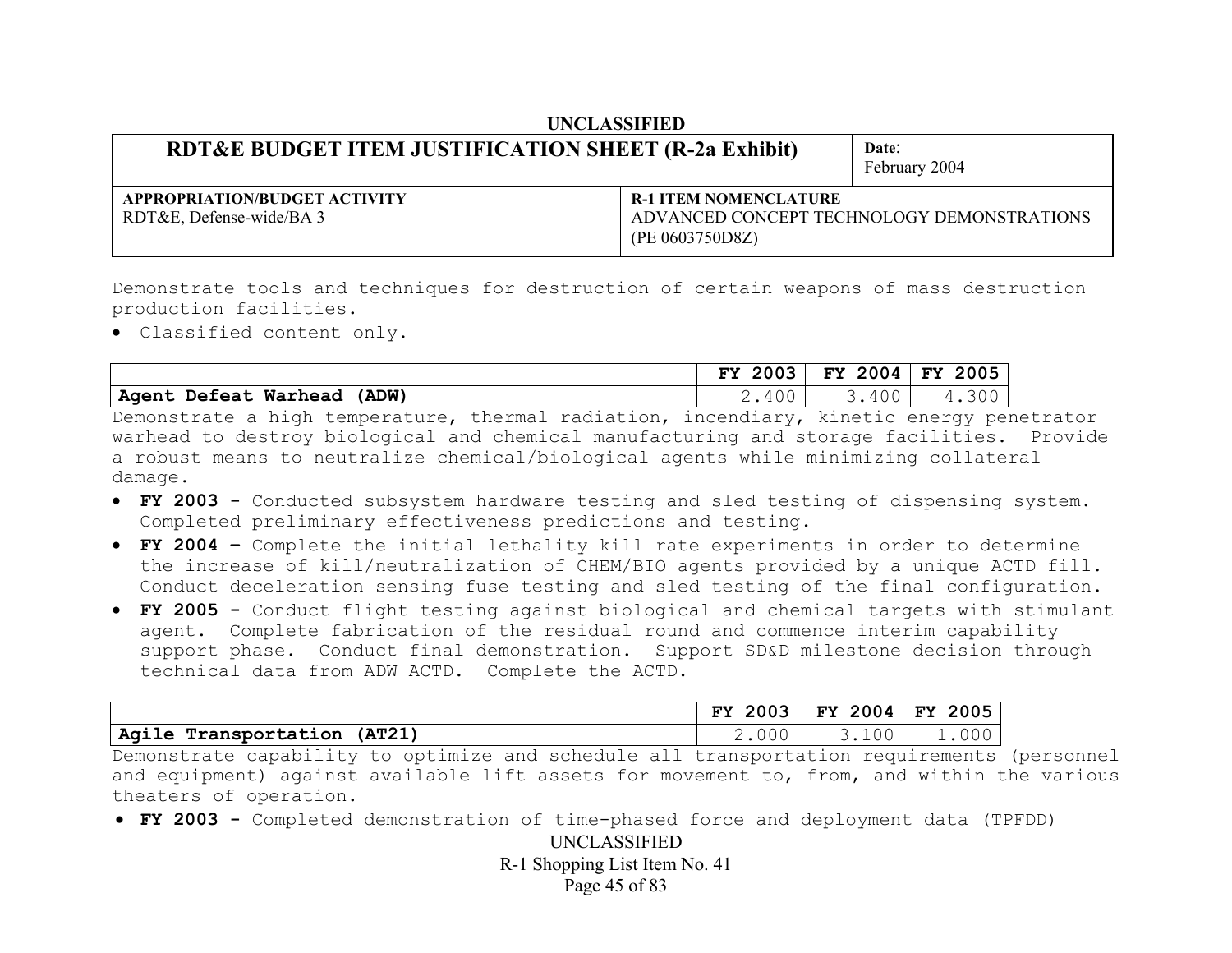Demonstrate tools and techniques for destruction of certain weapons of mass destruction production facilities.

- Classified content only.

| | FY 2003 | FY 2004 | FY 2005 |
|---|---|---|---|
| **Agent Defeat Warhead (ADW)** | 2.400 | 3.400 | 4.300 |

Demonstrate a high temperature, thermal radiation, incendiary, kinetic energy penetrator warhead to destroy biological and chemical manufacturing and storage facilities. Provide a robust means to neutralize chemical/biological agents while minimizing collateral damage.

- **FY 2003 -** Conducted subsystem hardware testing and sled testing of dispensing system. Completed preliminary effectiveness predictions and testing.
- **FY 2004 –** Complete the initial lethality kill rate experiments in order to determine the increase of kill/neutralization of CHEM/BIO agents provided by a unique ACTD fill. Conduct deceleration sensing fuse testing and sled testing of the final configuration.
- **FY 2005 -** Conduct flight testing against biological and chemical targets with stimulant agent. Complete fabrication of the residual round and commence interim capability support phase. Conduct final demonstration. Support SD&D milestone decision through technical data from ADW ACTD. Complete the ACTD.

| | FY 2003 | FY 2004 | FY 2005 |
|---|---|---|---|
| **Agile Transportation (AT21)** | 2.000 | 3.100 | 1.000 |

Demonstrate capability to optimize and schedule all transportation requirements (personnel and equipment) against available lift assets for movement to, from, and within the various theaters of operation.

- **FY 2003 -** Completed demonstration of time-phased force and deployment data (TPFDD)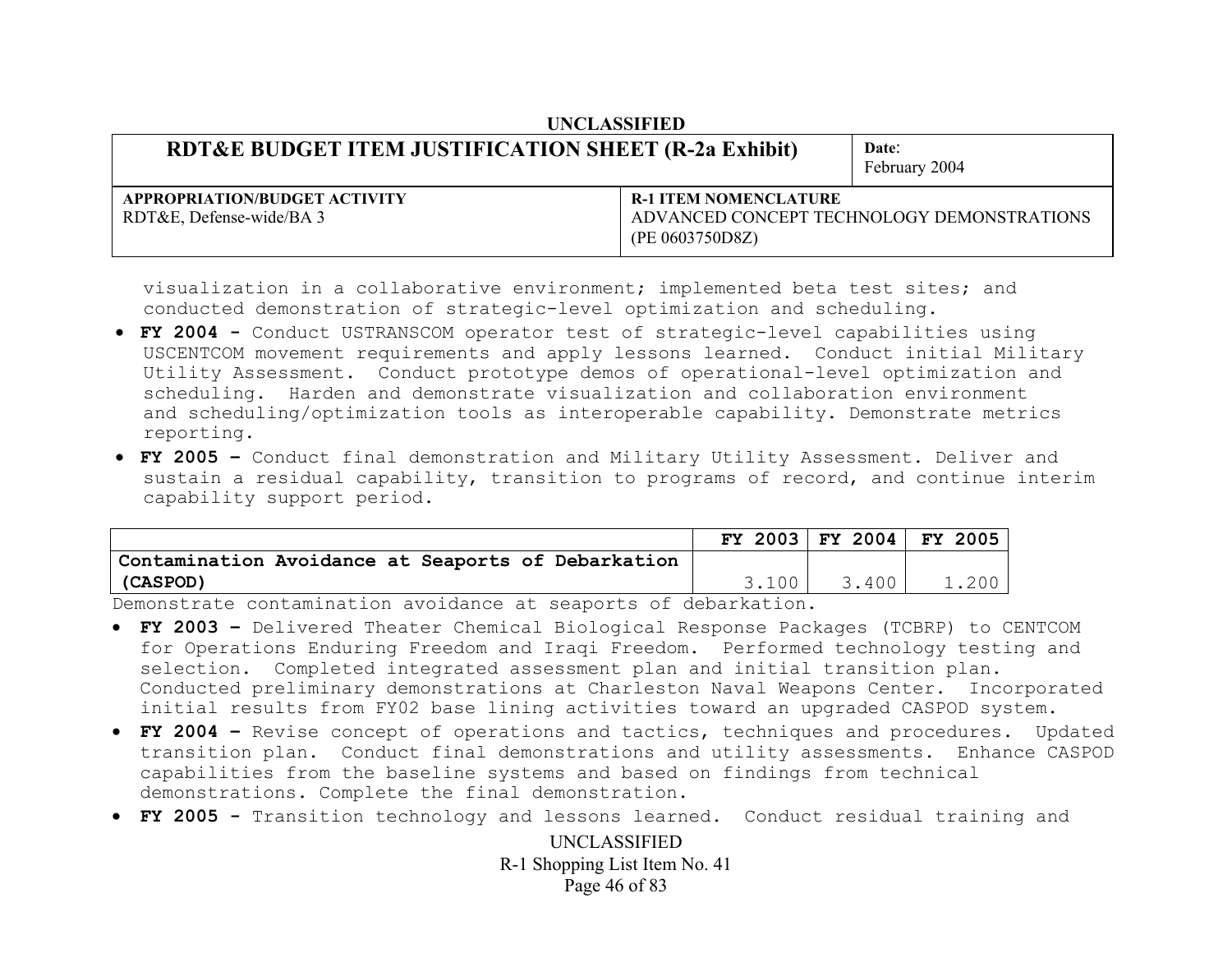visualization in a collaborative environment; implemented beta test sites; and conducted demonstration of strategic-level optimization and scheduling.

- **FY 2004 -** Conduct USTRANSCOM operator test of strategic-level capabilities using USCENTCOM movement requirements and apply lessons learned. Conduct initial Military Utility Assessment. Conduct prototype demos of operational-level optimization and scheduling. Harden and demonstrate visualization and collaboration environment and scheduling/optimization tools as interoperable capability. Demonstrate metrics reporting.
- **FY 2005 –** Conduct final demonstration and Military Utility Assessment. Deliver and sustain a residual capability, transition to programs of record, and continue interim capability support period.

| | FY 2003 | FY 2004 | FY 2005 |
|---|---|---|---|
| **Contamination Avoidance at Seaports of Debarkation (CASPOD)** | 3.100 | 3.400 | 1.200 |

Demonstrate contamination avoidance at seaports of debarkation.

- **FY 2003 –** Delivered Theater Chemical Biological Response Packages (TCBRP) to CENTCOM for Operations Enduring Freedom and Iraqi Freedom. Performed technology testing and selection. Completed integrated assessment plan and initial transition plan. Conducted preliminary demonstrations at Charleston Naval Weapons Center. Incorporated initial results from FY02 base lining activities toward an upgraded CASPOD system.
- **FY 2004 –** Revise concept of operations and tactics, techniques and procedures. Updated transition plan. Conduct final demonstrations and utility assessments. Enhance CASPOD capabilities from the baseline systems and based on findings from technical demonstrations. Complete the final demonstration.
- **FY 2005 -** Transition technology and lessons learned. Conduct residual training and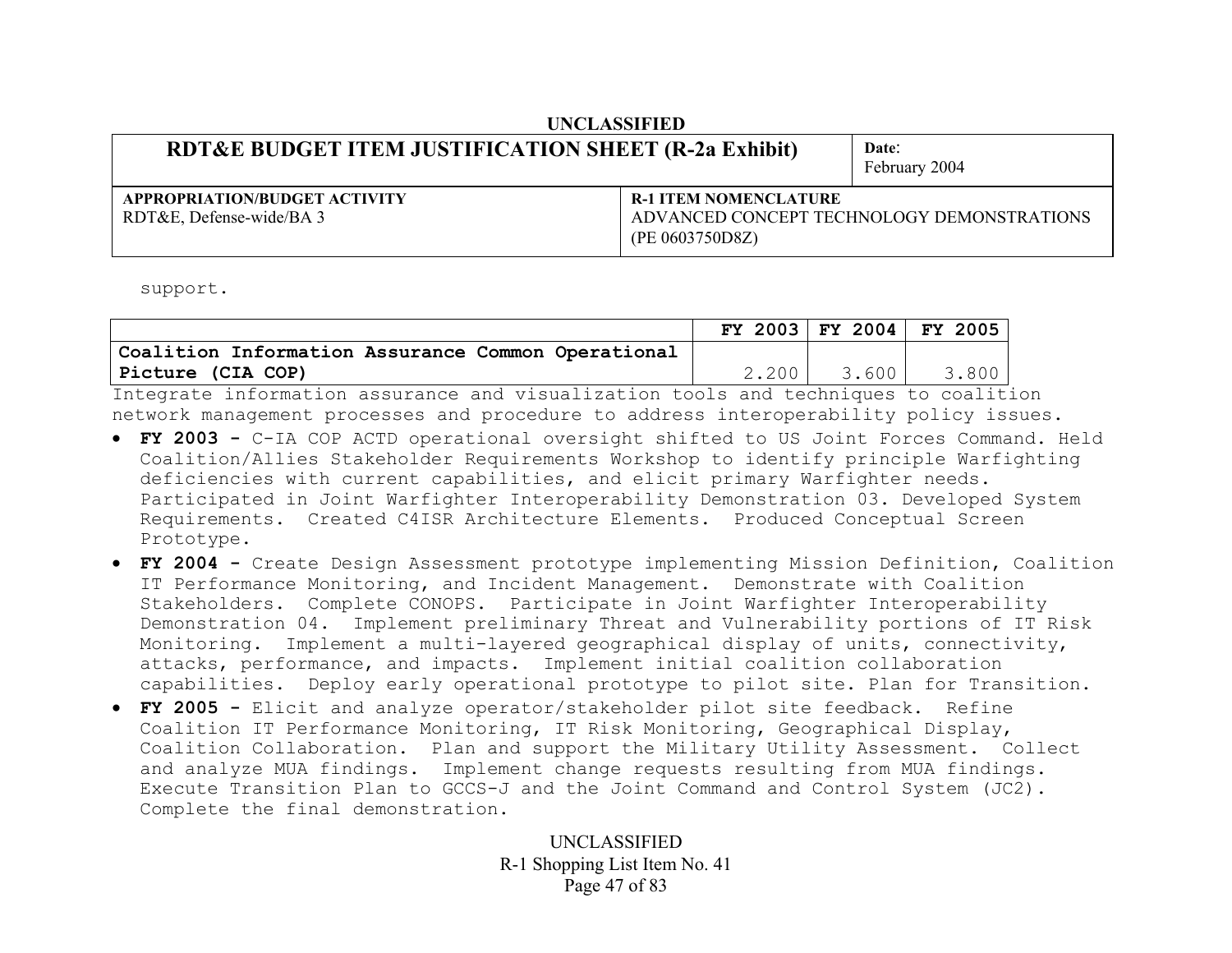support.

| | FY 2003 | FY 2004 | FY 2005 |
|---|---|---|---|
| **Coalition Information Assurance Common Operational Picture (CIA COP)** | 2.200 | 3.600 | 3.800 |

Integrate information assurance and visualization tools and techniques to coalition network management processes and procedure to address interoperability policy issues.

- **FY 2003 -** C-IA COP ACTD operational oversight shifted to US Joint Forces Command. Held Coalition/Allies Stakeholder Requirements Workshop to identify principle Warfighting deficiencies with current capabilities, and elicit primary Warfighter needs. Participated in Joint Warfighter Interoperability Demonstration 03. Developed System Requirements. Created C4ISR Architecture Elements. Produced Conceptual Screen Prototype.
- **FY 2004 -** Create Design Assessment prototype implementing Mission Definition, Coalition IT Performance Monitoring, and Incident Management. Demonstrate with Coalition Stakeholders. Complete CONOPS. Participate in Joint Warfighter Interoperability Demonstration 04. Implement preliminary Threat and Vulnerability portions of IT Risk Monitoring. Implement a multi-layered geographical display of units, connectivity, attacks, performance, and impacts. Implement initial coalition collaboration capabilities. Deploy early operational prototype to pilot site. Plan for Transition.
- **FY 2005 -** Elicit and analyze operator/stakeholder pilot site feedback. Refine Coalition IT Performance Monitoring, IT Risk Monitoring, Geographical Display, Coalition Collaboration. Plan and support the Military Utility Assessment. Collect and analyze MUA findings. Implement change requests resulting from MUA findings. Execute Transition Plan to GCCS-J and the Joint Command and Control System (JC2). Complete the final demonstration.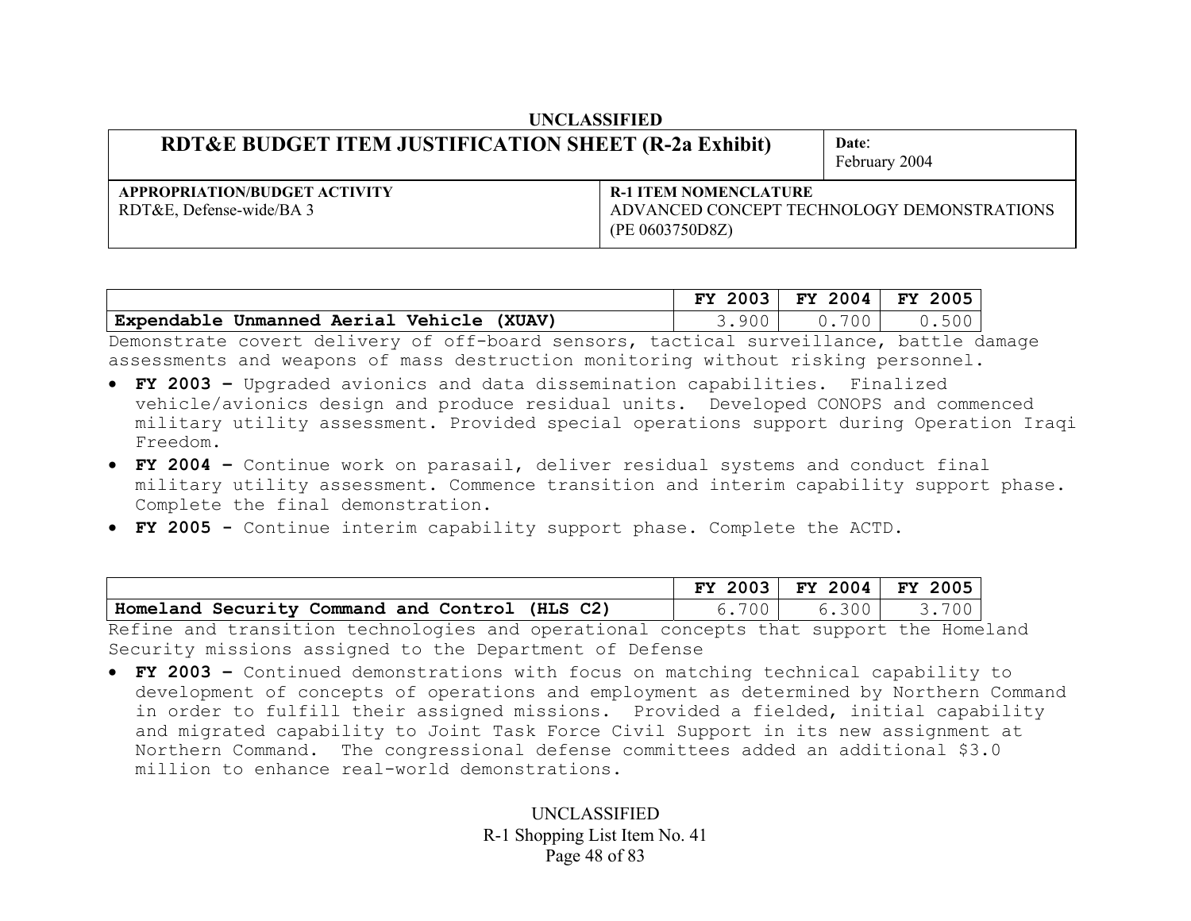UNCLASSIFIED

| RDT&E BUDGET ITEM JUSTIFICATION SHEET (R-2a Exhibit) | Date: February 2004 |
|---|---|
| **APPROPRIATION/BUDGET ACTIVITY** RDT&E, Defense-wide/BA 3 | **R-1 ITEM NOMENCLATURE** ADVANCED CONCEPT TECHNOLOGY DEMONSTRATIONS (PE 0603750D8Z) |

| | FY 2003 | FY 2004 | FY 2005 |
|---|---|---|---|
| **Expendable Unmanned Aerial Vehicle (XUAV)** | 3.900 | 0.700 | 0.500 |

Demonstrate covert delivery of off-board sensors, tactical surveillance, battle damage assessments and weapons of mass destruction monitoring without risking personnel.

- **FY 2003 –** Upgraded avionics and data dissemination capabilities. Finalized vehicle/avionics design and produce residual units. Developed CONOPS and commenced military utility assessment. Provided special operations support during Operation Iraqi Freedom.
- **FY 2004 –** Continue work on parasail, deliver residual systems and conduct final military utility assessment. Commence transition and interim capability support phase. Complete the final demonstration.
- **FY 2005 -** Continue interim capability support phase. Complete the ACTD.

| | FY 2003 | FY 2004 | FY 2005 |
|---|---|---|---|
| **Homeland Security Command and Control (HLS C2)** | 6.700 | 6.300 | 3.700 |

Refine and transition technologies and operational concepts that support the Homeland Security missions assigned to the Department of Defense

- **FY 2003 –** Continued demonstrations with focus on matching technical capability to development of concepts of operations and employment as determined by Northern Command in order to fulfill their assigned missions. Provided a fielded, initial capability and migrated capability to Joint Task Force Civil Support in its new assignment at Northern Command. The congressional defense committees added an additional $3.0 million to enhance real-world demonstrations.

UNCLASSIFIED
R-1 Shopping List Item No. 41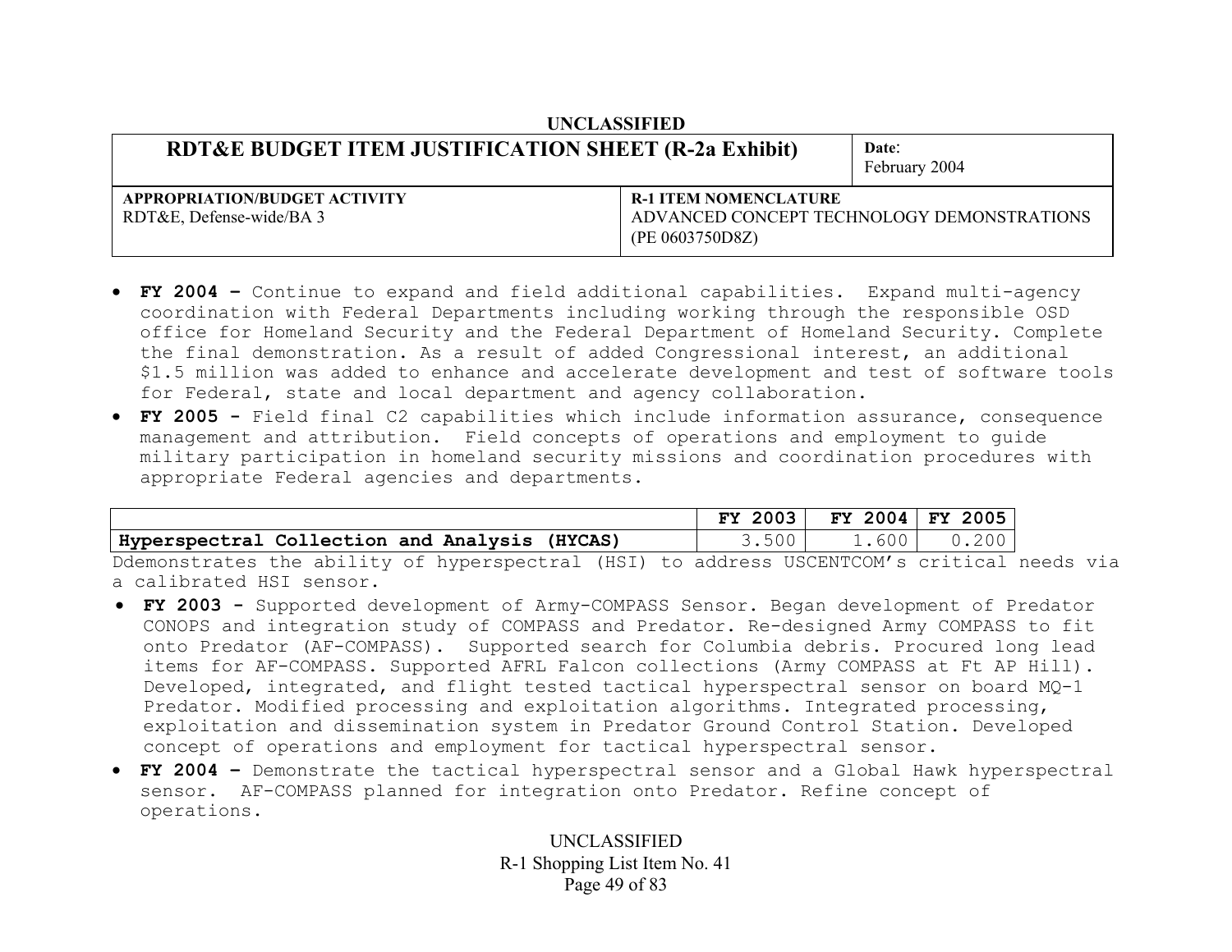UNCLASSIFIED

| RDT&E BUDGET ITEM JUSTIFICATION SHEET (R-2a Exhibit) | Date: February 2004 |
|---|---|
| **APPROPRIATION/BUDGET ACTIVITY** RDT&E, Defense-wide/BA 3 | **R-1 ITEM NOMENCLATURE** ADVANCED CONCEPT TECHNOLOGY DEMONSTRATIONS (PE 0603750D8Z) |

- **FY 2004 –** Continue to expand and field additional capabilities. Expand multi-agency coordination with Federal Departments including working through the responsible OSD office for Homeland Security and the Federal Department of Homeland Security. Complete the final demonstration. As a result of added Congressional interest, an additional $1.5 million was added to enhance and accelerate development and test of software tools for Federal, state and local department and agency collaboration.
- **FY 2005 -** Field final C2 capabilities which include information assurance, consequence management and attribution. Field concepts of operations and employment to guide military participation in homeland security missions and coordination procedures with appropriate Federal agencies and departments.

| | FY 2003 | FY 2004 | FY 2005 |
|---|---|---|---|
| **Hyperspectral Collection and Analysis (HYCAS)** | 3.500 | 1.600 | 0.200 |

Ddemonstrates the ability of hyperspectral (HSI) to address USCENTCOM's critical needs via a calibrated HSI sensor.

- **FY 2003 -** Supported development of Army-COMPASS Sensor. Began development of Predator CONOPS and integration study of COMPASS and Predator. Re-designed Army COMPASS to fit onto Predator (AF-COMPASS). Supported search for Columbia debris. Procured long lead items for AF-COMPASS. Supported AFRL Falcon collections (Army COMPASS at Ft AP Hill). Developed, integrated, and flight tested tactical hyperspectral sensor on board MQ-1 Predator. Modified processing and exploitation algorithms. Integrated processing, exploitation and dissemination system in Predator Ground Control Station. Developed concept of operations and employment for tactical hyperspectral sensor.
- **FY 2004 –** Demonstrate the tactical hyperspectral sensor and a Global Hawk hyperspectral sensor. AF-COMPASS planned for integration onto Predator. Refine concept of operations.

UNCLASSIFIED
R-1 Shopping List Item No. 41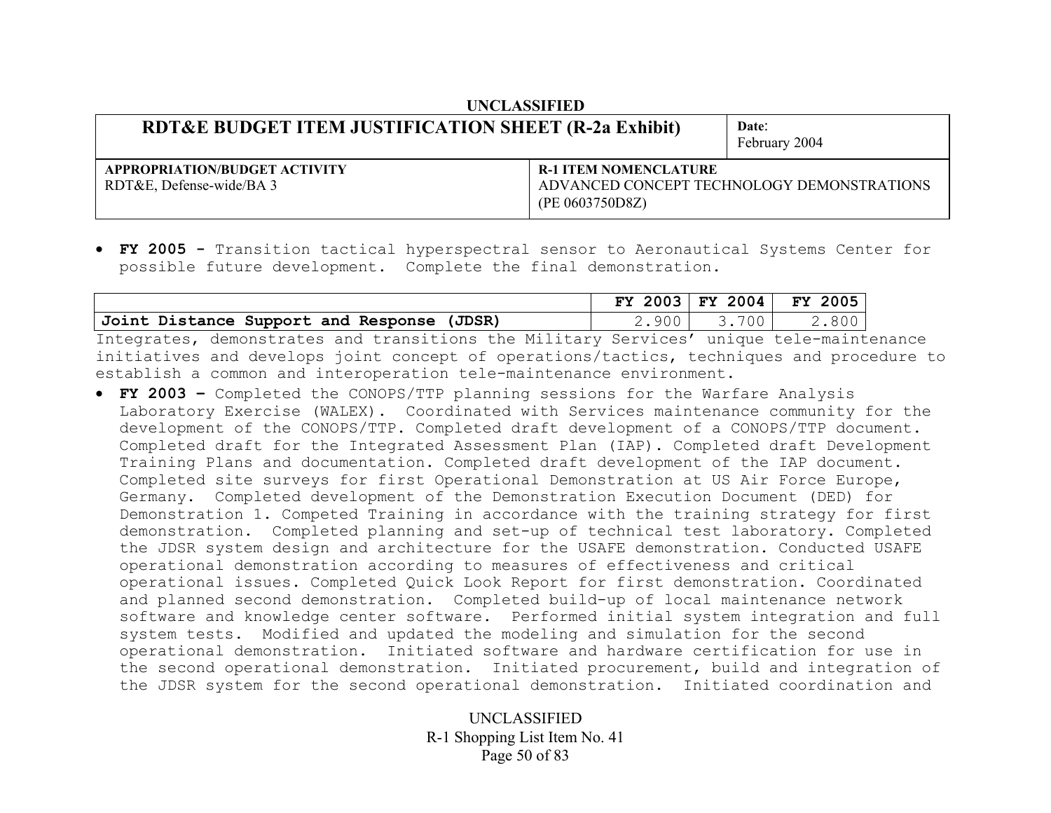- **FY 2005 -** Transition tactical hyperspectral sensor to Aeronautical Systems Center for possible future development. Complete the final demonstration.

| | FY 2003 | FY 2004 | FY 2005 |
|---|---|---|---|
| **Joint Distance Support and Response (JDSR)** | 2.900 | 3.700 | 2.800 |

Integrates, demonstrates and transitions the Military Services' unique tele-maintenance initiatives and develops joint concept of operations/tactics, techniques and procedure to establish a common and interoperation tele-maintenance environment.

- **FY 2003 –** Completed the CONOPS/TTP planning sessions for the Warfare Analysis Laboratory Exercise (WALEX). Coordinated with Services maintenance community for the development of the CONOPS/TTP. Completed draft development of a CONOPS/TTP document. Completed draft for the Integrated Assessment Plan (IAP). Completed draft Development Training Plans and documentation. Completed draft development of the IAP document. Completed site surveys for first Operational Demonstration at US Air Force Europe, Germany. Completed development of the Demonstration Execution Document (DED) for Demonstration 1. Competed Training in accordance with the training strategy for first demonstration. Completed planning and set-up of technical test laboratory. Completed the JDSR system design and architecture for the USAFE demonstration. Conducted USAFE operational demonstration according to measures of effectiveness and critical operational issues. Completed Quick Look Report for first demonstration. Coordinated and planned second demonstration. Completed build-up of local maintenance network software and knowledge center software. Performed initial system integration and full system tests. Modified and updated the modeling and simulation for the second operational demonstration. Initiated software and hardware certification for use in the second operational demonstration. Initiated procurement, build and integration of the JDSR system for the second operational demonstration. Initiated coordination and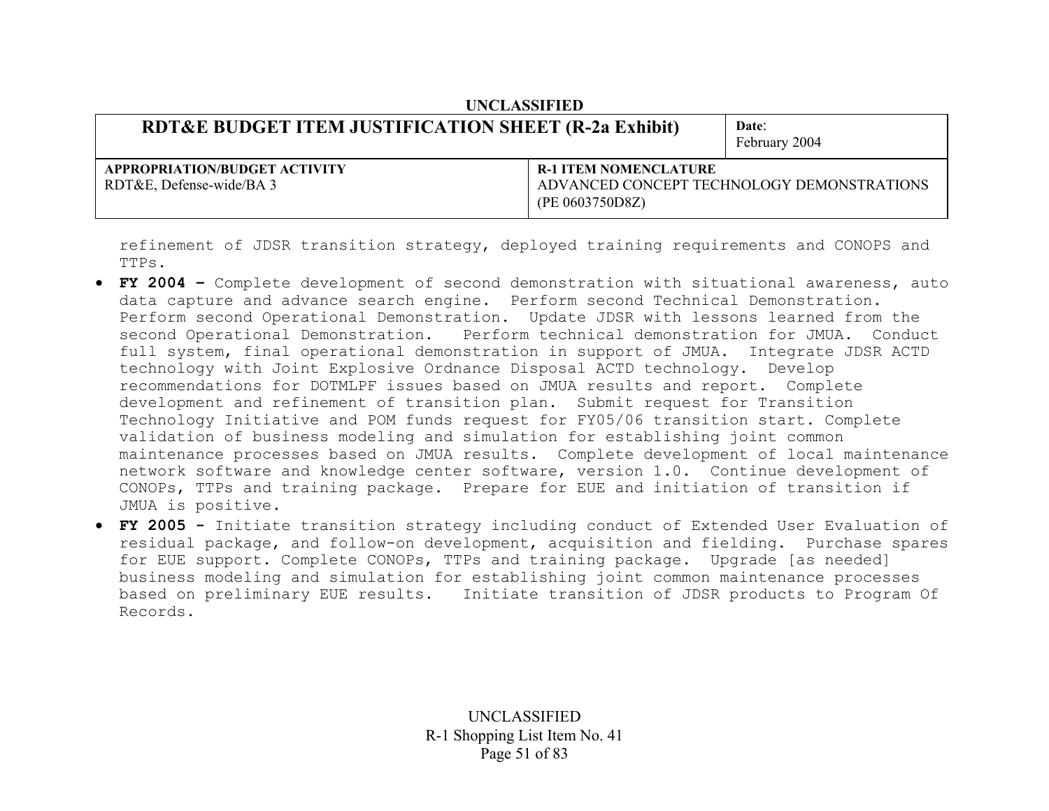refinement of JDSR transition strategy, deployed training requirements and CONOPS and TTPs.

- **FY 2004 –** Complete development of second demonstration with situational awareness, auto data capture and advance search engine. Perform second Technical Demonstration. Perform second Operational Demonstration. Update JDSR with lessons learned from the second Operational Demonstration. Perform technical demonstration for JMUA. Conduct full system, final operational demonstration in support of JMUA. Integrate JDSR ACTD technology with Joint Explosive Ordnance Disposal ACTD technology. Develop recommendations for DOTMLPF issues based on JMUA results and report. Complete development and refinement of transition plan. Submit request for Transition Technology Initiative and POM funds request for FY05/06 transition start. Complete validation of business modeling and simulation for establishing joint common maintenance processes based on JMUA results. Complete development of local maintenance network software and knowledge center software, version 1.0. Continue development of CONOPs, TTPs and training package. Prepare for EUE and initiation of transition if JMUA is positive.
- **FY 2005 -** Initiate transition strategy including conduct of Extended User Evaluation of residual package, and follow-on development, acquisition and fielding. Purchase spares for EUE support. Complete CONOPs, TTPs and training package. Upgrade [as needed] business modeling and simulation for establishing joint common maintenance processes based on preliminary EUE results. Initiate transition of JDSR products to Program Of Records.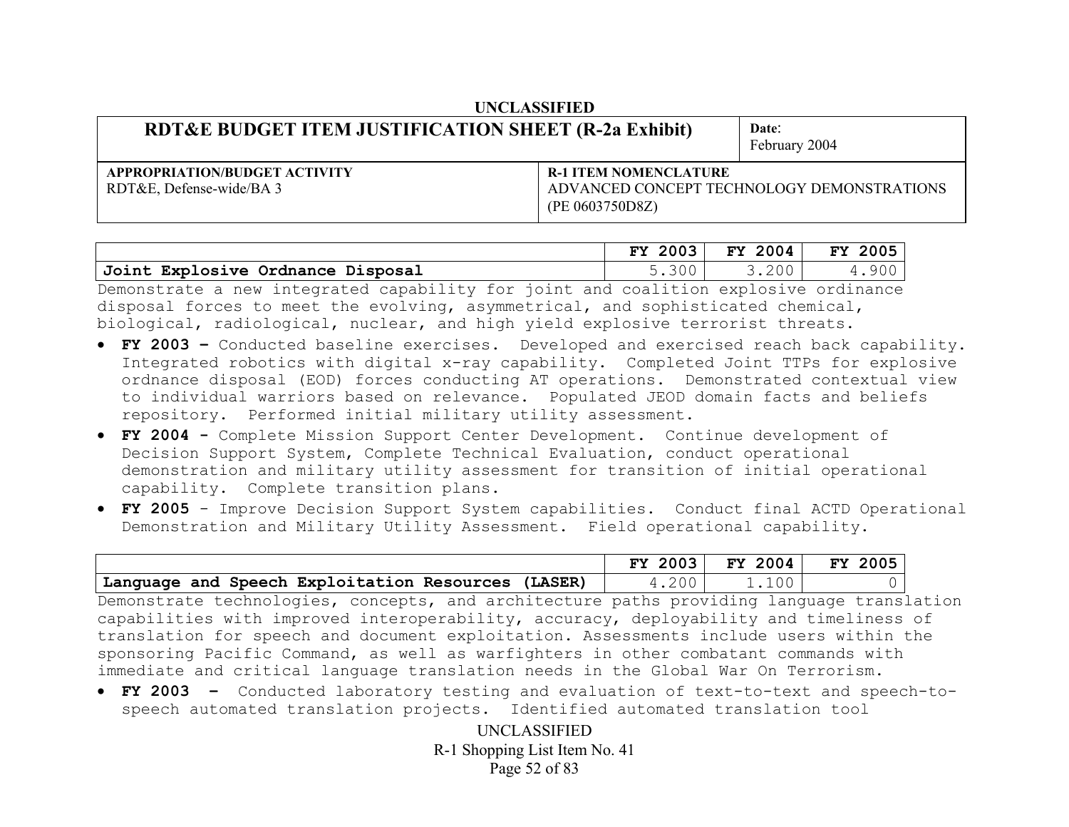UNCLASSIFIED

| RDT&E BUDGET ITEM JUSTIFICATION SHEET (R-2a Exhibit) | Date: February 2004 |
|---|---|
| **APPROPRIATION/BUDGET ACTIVITY** RDT&E, Defense-wide/BA 3 | **R-1 ITEM NOMENCLATURE** ADVANCED CONCEPT TECHNOLOGY DEMONSTRATIONS (PE 0603750D8Z) |

| | FY 2003 | FY 2004 | FY 2005 |
|---|---|---|---|
| **Joint Explosive Ordnance Disposal** | 5.300 | 3.200 | 4.900 |

Demonstrate a new integrated capability for joint and coalition explosive ordinance disposal forces to meet the evolving, asymmetrical, and sophisticated chemical, biological, radiological, nuclear, and high yield explosive terrorist threats.

- **FY 2003 –** Conducted baseline exercises. Developed and exercised reach back capability. Integrated robotics with digital x-ray capability. Completed Joint TTPs for explosive ordnance disposal (EOD) forces conducting AT operations. Demonstrated contextual view to individual warriors based on relevance. Populated JEOD domain facts and beliefs repository. Performed initial military utility assessment.
- **FY 2004 -** Complete Mission Support Center Development. Continue development of Decision Support System, Complete Technical Evaluation, conduct operational demonstration and military utility assessment for transition of initial operational capability. Complete transition plans.
- **FY 2005** - Improve Decision Support System capabilities. Conduct final ACTD Operational Demonstration and Military Utility Assessment. Field operational capability.

| | FY 2003 | FY 2004 | FY 2005 |
|---|---|---|---|
| **Language and Speech Exploitation Resources (LASER)** | 4.200 | 1.100 | 0 |

Demonstrate technologies, concepts, and architecture paths providing language translation capabilities with improved interoperability, accuracy, deployability and timeliness of translation for speech and document exploitation. Assessments include users within the sponsoring Pacific Command, as well as warfighters in other combatant commands with immediate and critical language translation needs in the Global War On Terrorism.

- **FY 2003 –** Conducted laboratory testing and evaluation of text-to-text and speech-to-speech automated translation projects. Identified automated translation tool

UNCLASSIFIED
R-1 Shopping List Item No. 41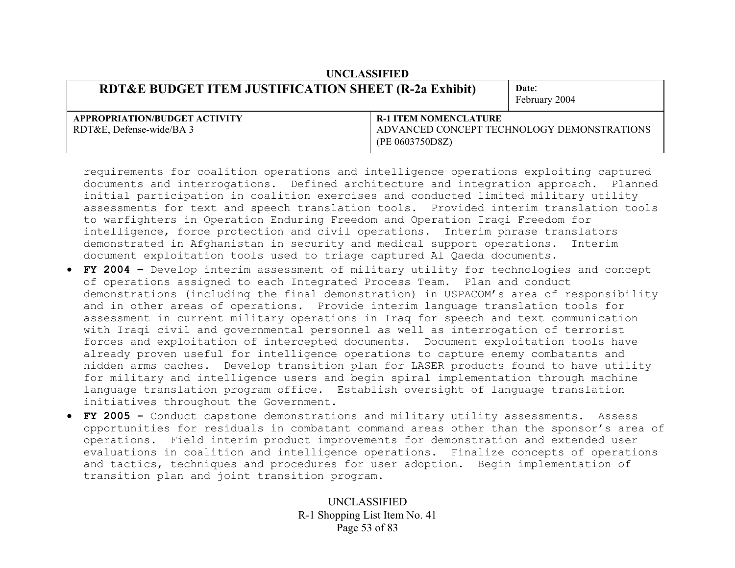requirements for coalition operations and intelligence operations exploiting captured documents and interrogations. Defined architecture and integration approach. Planned initial participation in coalition exercises and conducted limited military utility assessments for text and speech translation tools. Provided interim translation tools to warfighters in Operation Enduring Freedom and Operation Iraqi Freedom for intelligence, force protection and civil operations. Interim phrase translators demonstrated in Afghanistan in security and medical support operations. Interim document exploitation tools used to triage captured Al Qaeda documents.

- **FY 2004 –** Develop interim assessment of military utility for technologies and concept of operations assigned to each Integrated Process Team. Plan and conduct demonstrations (including the final demonstration) in USPACOM's area of responsibility and in other areas of operations. Provide interim language translation tools for assessment in current military operations in Iraq for speech and text communication with Iraqi civil and governmental personnel as well as interrogation of terrorist forces and exploitation of intercepted documents. Document exploitation tools have already proven useful for intelligence operations to capture enemy combatants and hidden arms caches. Develop transition plan for LASER products found to have utility for military and intelligence users and begin spiral implementation through machine language translation program office. Establish oversight of language translation initiatives throughout the Government.
- **FY 2005 -** Conduct capstone demonstrations and military utility assessments. Assess opportunities for residuals in combatant command areas other than the sponsor's area of operations. Field interim product improvements for demonstration and extended user evaluations in coalition and intelligence operations. Finalize concepts of operations and tactics, techniques and procedures for user adoption. Begin implementation of transition plan and joint transition program.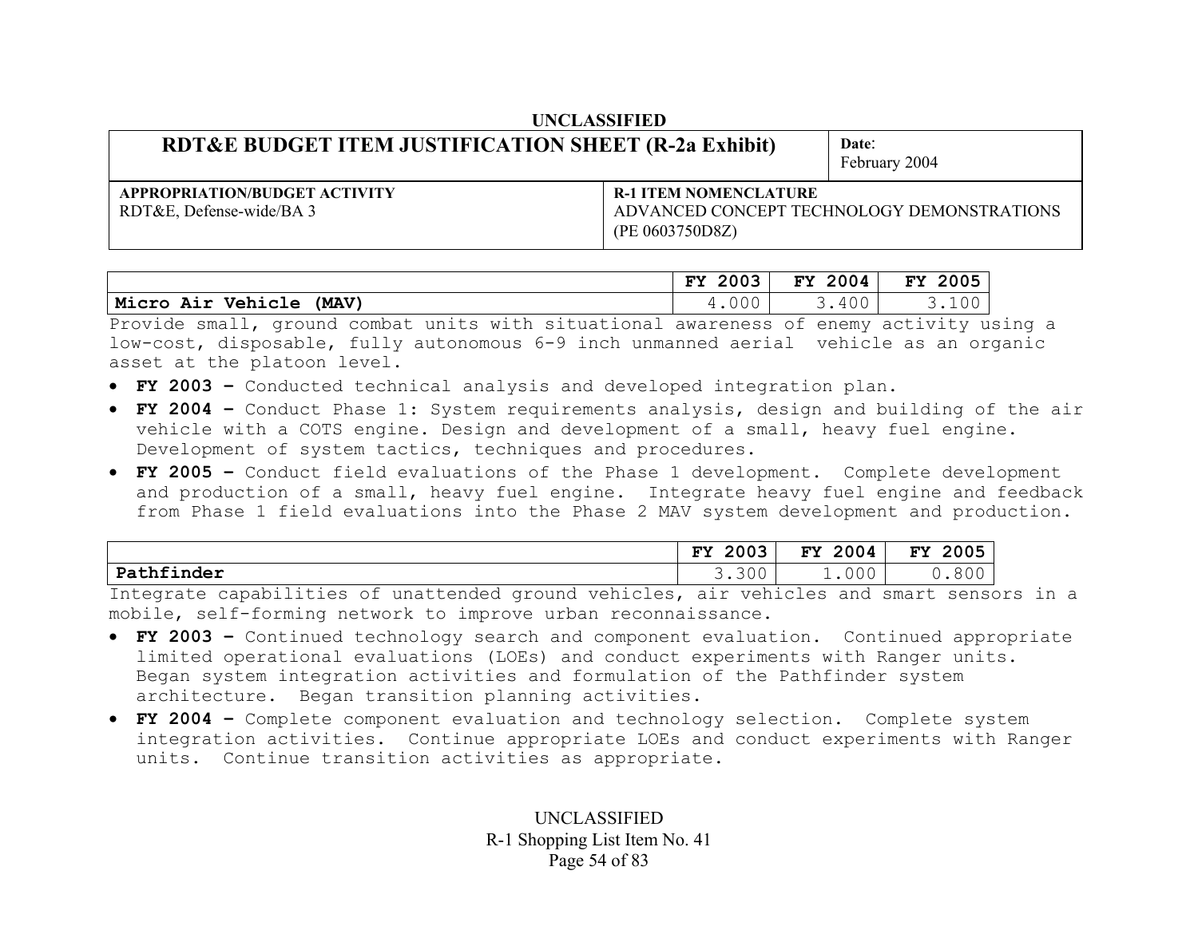UNCLASSIFIED

| RDT&E BUDGET ITEM JUSTIFICATION SHEET (R-2a Exhibit) | Date: February 2004 |
|---|---|
| **APPROPRIATION/BUDGET ACTIVITY** RDT&E, Defense-wide/BA 3 | **R-1 ITEM NOMENCLATURE** ADVANCED CONCEPT TECHNOLOGY DEMONSTRATIONS (PE 0603750D8Z) |

| | FY 2003 | FY 2004 | FY 2005 |
|---|---|---|---|
| **Micro Air Vehicle (MAV)** | 4.000 | 3.400 | 3.100 |

Provide small, ground combat units with situational awareness of enemy activity using a low-cost, disposable, fully autonomous 6-9 inch unmanned aerial vehicle as an organic asset at the platoon level.

- **FY 2003 –** Conducted technical analysis and developed integration plan.
- **FY 2004 –** Conduct Phase 1: System requirements analysis, design and building of the air vehicle with a COTS engine. Design and development of a small, heavy fuel engine. Development of system tactics, techniques and procedures.
- **FY 2005 –** Conduct field evaluations of the Phase 1 development. Complete development and production of a small, heavy fuel engine. Integrate heavy fuel engine and feedback from Phase 1 field evaluations into the Phase 2 MAV system development and production.

| | FY 2003 | FY 2004 | FY 2005 |
|---|---|---|---|
| **Pathfinder** | 3.300 | 1.000 | 0.800 |

Integrate capabilities of unattended ground vehicles, air vehicles and smart sensors in a mobile, self-forming network to improve urban reconnaissance.

- **FY 2003 –** Continued technology search and component evaluation. Continued appropriate limited operational evaluations (LOEs) and conduct experiments with Ranger units. Began system integration activities and formulation of the Pathfinder system architecture. Began transition planning activities.
- **FY 2004 –** Complete component evaluation and technology selection. Complete system integration activities. Continue appropriate LOEs and conduct experiments with Ranger units. Continue transition activities as appropriate.

UNCLASSIFIED

R-1 Shopping List Item No. 41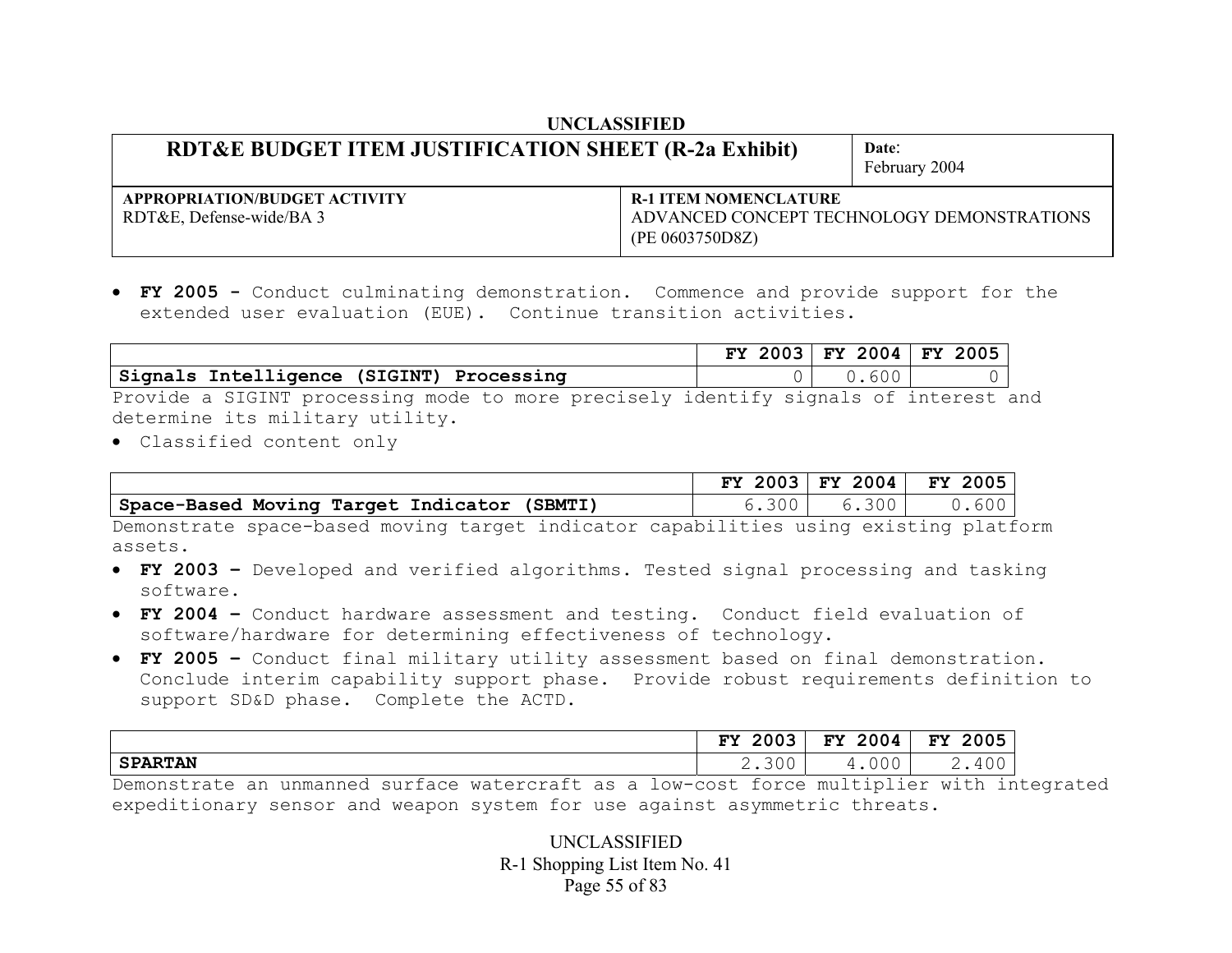- **FY 2005 -** Conduct culminating demonstration. Commence and provide support for the extended user evaluation (EUE). Continue transition activities.

| | FY 2003 | FY 2004 | FY 2005 |
|---|---|---|---|
| **Signals Intelligence (SIGINT) Processing** | 0 | 0.600 | 0 |

Provide a SIGINT processing mode to more precisely identify signals of interest and determine its military utility.

- Classified content only

| | FY 2003 | FY 2004 | FY 2005 |
|---|---|---|---|
| **Space-Based Moving Target Indicator (SBMTI)** | 6.300 | 6.300 | 0.600 |

Demonstrate space-based moving target indicator capabilities using existing platform assets.

- **FY 2003 –** Developed and verified algorithms. Tested signal processing and tasking software.
- **FY 2004 –** Conduct hardware assessment and testing. Conduct field evaluation of software/hardware for determining effectiveness of technology.
- **FY 2005 –** Conduct final military utility assessment based on final demonstration. Conclude interim capability support phase. Provide robust requirements definition to support SD&D phase. Complete the ACTD.

| | FY 2003 | FY 2004 | FY 2005 |
|---|---|---|---|
| **SPARTAN** | 2.300 | 4.000 | 2.400 |

Demonstrate an unmanned surface watercraft as a low-cost force multiplier with integrated expeditionary sensor and weapon system for use against asymmetric threats.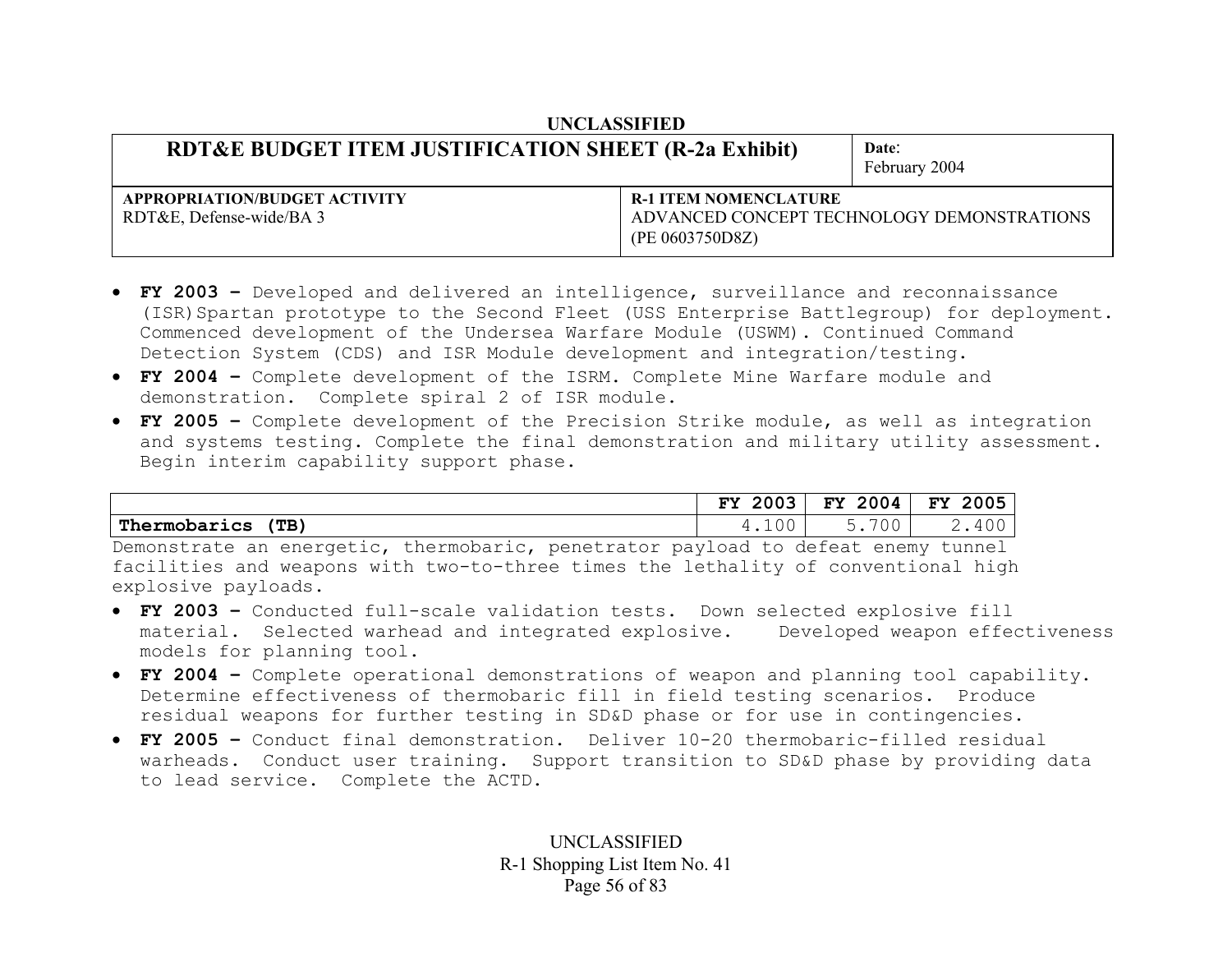UNCLASSIFIED

| RDT&E BUDGET ITEM JUSTIFICATION SHEET (R-2a Exhibit) | Date: February 2004 |
|---|---|
| **APPROPRIATION/BUDGET ACTIVITY** RDT&E, Defense-wide/BA 3 | **R-1 ITEM NOMENCLATURE** ADVANCED CONCEPT TECHNOLOGY DEMONSTRATIONS (PE 0603750D8Z) |

- **FY 2003 –** Developed and delivered an intelligence, surveillance and reconnaissance (ISR) Spartan prototype to the Second Fleet (USS Enterprise Battlegroup) for deployment. Commenced development of the Undersea Warfare Module (USWM). Continued Command Detection System (CDS) and ISR Module development and integration/testing.
- **FY 2004 –** Complete development of the ISRM. Complete Mine Warfare module and demonstration. Complete spiral 2 of ISR module.
- **FY 2005 –** Complete development of the Precision Strike module, as well as integration and systems testing. Complete the final demonstration and military utility assessment. Begin interim capability support phase.

| | FY 2003 | FY 2004 | FY 2005 |
|---|---|---|---|
| **Thermobarics (TB)** | 4.100 | 5.700 | 2.400 |

Demonstrate an energetic, thermobaric, penetrator payload to defeat enemy tunnel facilities and weapons with two-to-three times the lethality of conventional high explosive payloads.

- **FY 2003 –** Conducted full-scale validation tests. Down selected explosive fill material. Selected warhead and integrated explosive. Developed weapon effectiveness models for planning tool.
- **FY 2004 –** Complete operational demonstrations of weapon and planning tool capability. Determine effectiveness of thermobaric fill in field testing scenarios. Produce residual weapons for further testing in SD&D phase or for use in contingencies.
- **FY 2005 –** Conduct final demonstration. Deliver 10-20 thermobaric-filled residual warheads. Conduct user training. Support transition to SD&D phase by providing data to lead service. Complete the ACTD.

UNCLASSIFIED
R-1 Shopping List Item No. 41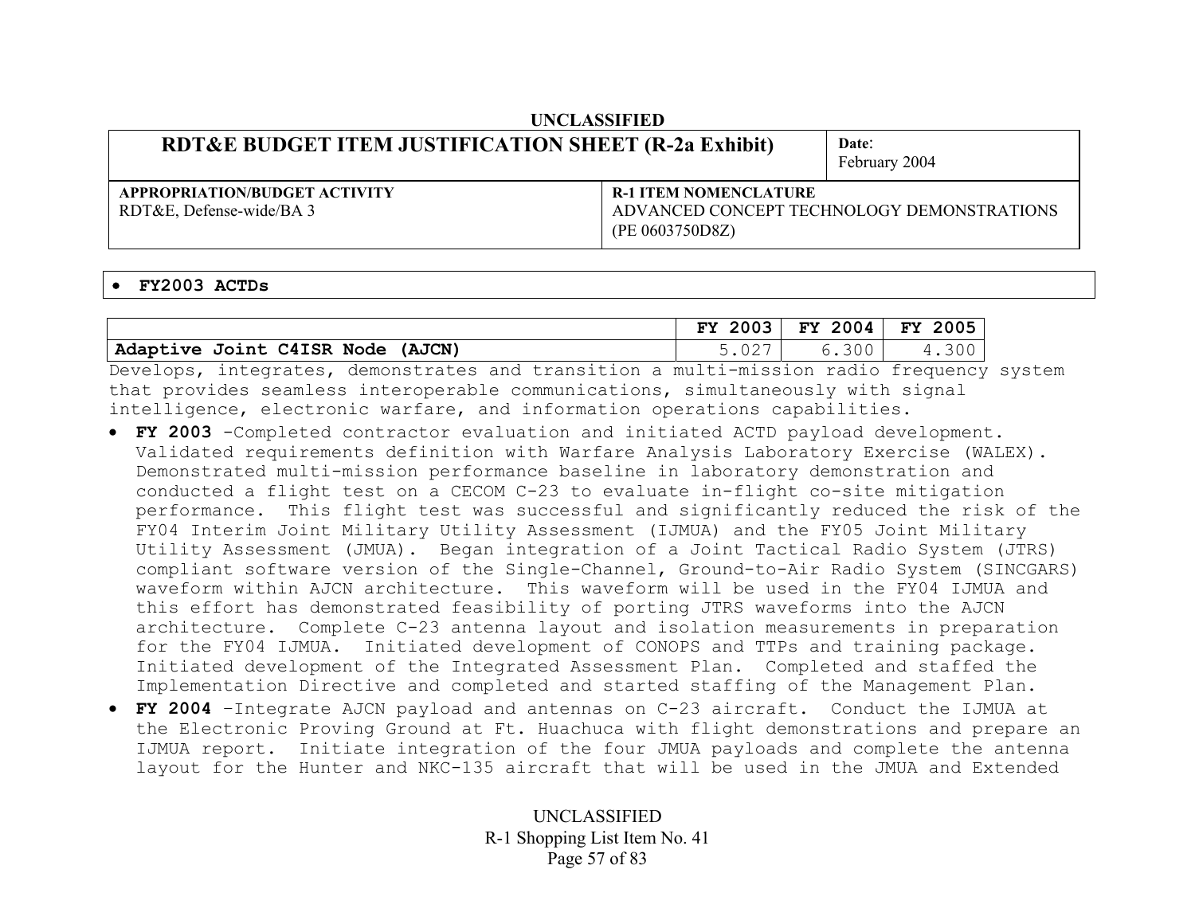UNCLASSIFIED

| RDT&E BUDGET ITEM JUSTIFICATION SHEET (R-2a Exhibit) | Date: February 2004 |
|---|---|
| APPROPRIATION/BUDGET ACTIVITY<br>RDT&E, Defense-wide/BA 3 | R-1 ITEM NOMENCLATURE<br>ADVANCED CONCEPT TECHNOLOGY DEMONSTRATIONS (PE 0603750D8Z) |

- **FY2003 ACTDs**

| | FY 2003 | FY 2004 | FY 2005 |
|---|---|---|---|
| **Adaptive Joint C4ISR Node (AJCN)** | 5.027 | 6.300 | 4.300 |

Develops, integrates, demonstrates and transition a multi-mission radio frequency system that provides seamless interoperable communications, simultaneously with signal intelligence, electronic warfare, and information operations capabilities.

- **FY 2003** -Completed contractor evaluation and initiated ACTD payload development. Validated requirements definition with Warfare Analysis Laboratory Exercise (WALEX). Demonstrated multi-mission performance baseline in laboratory demonstration and conducted a flight test on a CECOM C-23 to evaluate in-flight co-site mitigation performance. This flight test was successful and significantly reduced the risk of the FY04 Interim Joint Military Utility Assessment (IJMUA) and the FY05 Joint Military Utility Assessment (JMUA). Began integration of a Joint Tactical Radio System (JTRS) compliant software version of the Single-Channel, Ground-to-Air Radio System (SINCGARS) waveform within AJCN architecture. This waveform will be used in the FY04 IJMUA and this effort has demonstrated feasibility of porting JTRS waveforms into the AJCN architecture. Complete C-23 antenna layout and isolation measurements in preparation for the FY04 IJMUA. Initiated development of CONOPS and TTPs and training package. Initiated development of the Integrated Assessment Plan. Completed and staffed the Implementation Directive and completed and started staffing of the Management Plan.
- **FY 2004** –Integrate AJCN payload and antennas on C-23 aircraft. Conduct the IJMUA at the Electronic Proving Ground at Ft. Huachuca with flight demonstrations and prepare an IJMUA report. Initiate integration of the four JMUA payloads and complete the antenna layout for the Hunter and NKC-135 aircraft that will be used in the JMUA and Extended

UNCLASSIFIED
R-1 Shopping List Item No. 41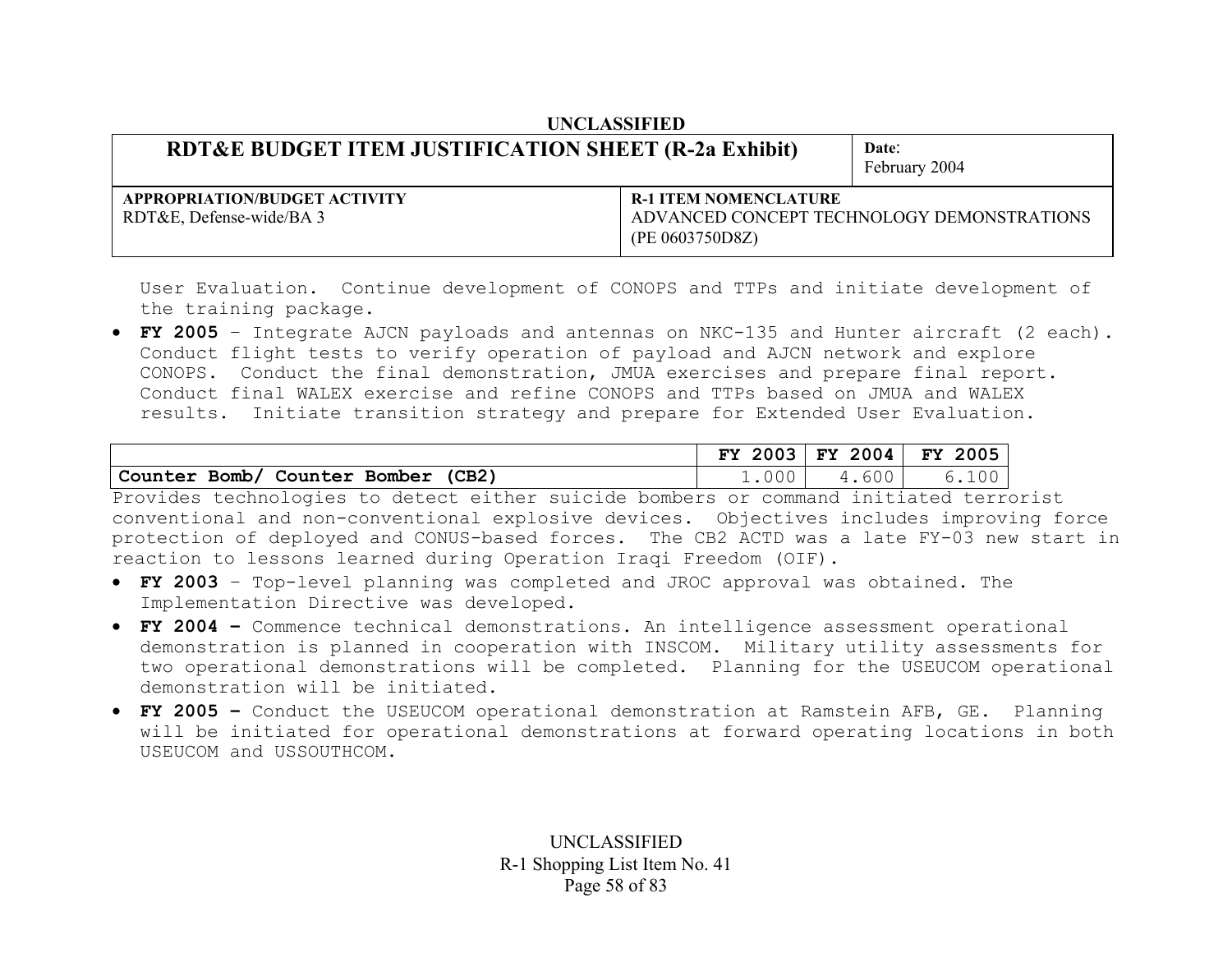User Evaluation. Continue development of CONOPS and TTPs and initiate development of the training package.

- **FY 2005** – Integrate AJCN payloads and antennas on NKC-135 and Hunter aircraft (2 each). Conduct flight tests to verify operation of payload and AJCN network and explore CONOPS. Conduct the final demonstration, JMUA exercises and prepare final report. Conduct final WALEX exercise and refine CONOPS and TTPs based on JMUA and WALEX results. Initiate transition strategy and prepare for Extended User Evaluation.

| | FY 2003 | FY 2004 | FY 2005 |
|---|---|---|---|
| **Counter Bomb/ Counter Bomber (CB2)** | 1.000 | 4.600 | 6.100 |

Provides technologies to detect either suicide bombers or command initiated terrorist conventional and non-conventional explosive devices. Objectives includes improving force protection of deployed and CONUS-based forces. The CB2 ACTD was a late FY-03 new start in reaction to lessons learned during Operation Iraqi Freedom (OIF).

- **FY 2003** – Top-level planning was completed and JROC approval was obtained. The Implementation Directive was developed.
- **FY 2004 –** Commence technical demonstrations. An intelligence assessment operational demonstration is planned in cooperation with INSCOM. Military utility assessments for two operational demonstrations will be completed. Planning for the USEUCOM operational demonstration will be initiated.
- **FY 2005 –** Conduct the USEUCOM operational demonstration at Ramstein AFB, GE. Planning will be initiated for operational demonstrations at forward operating locations in both USEUCOM and USSOUTHCOM.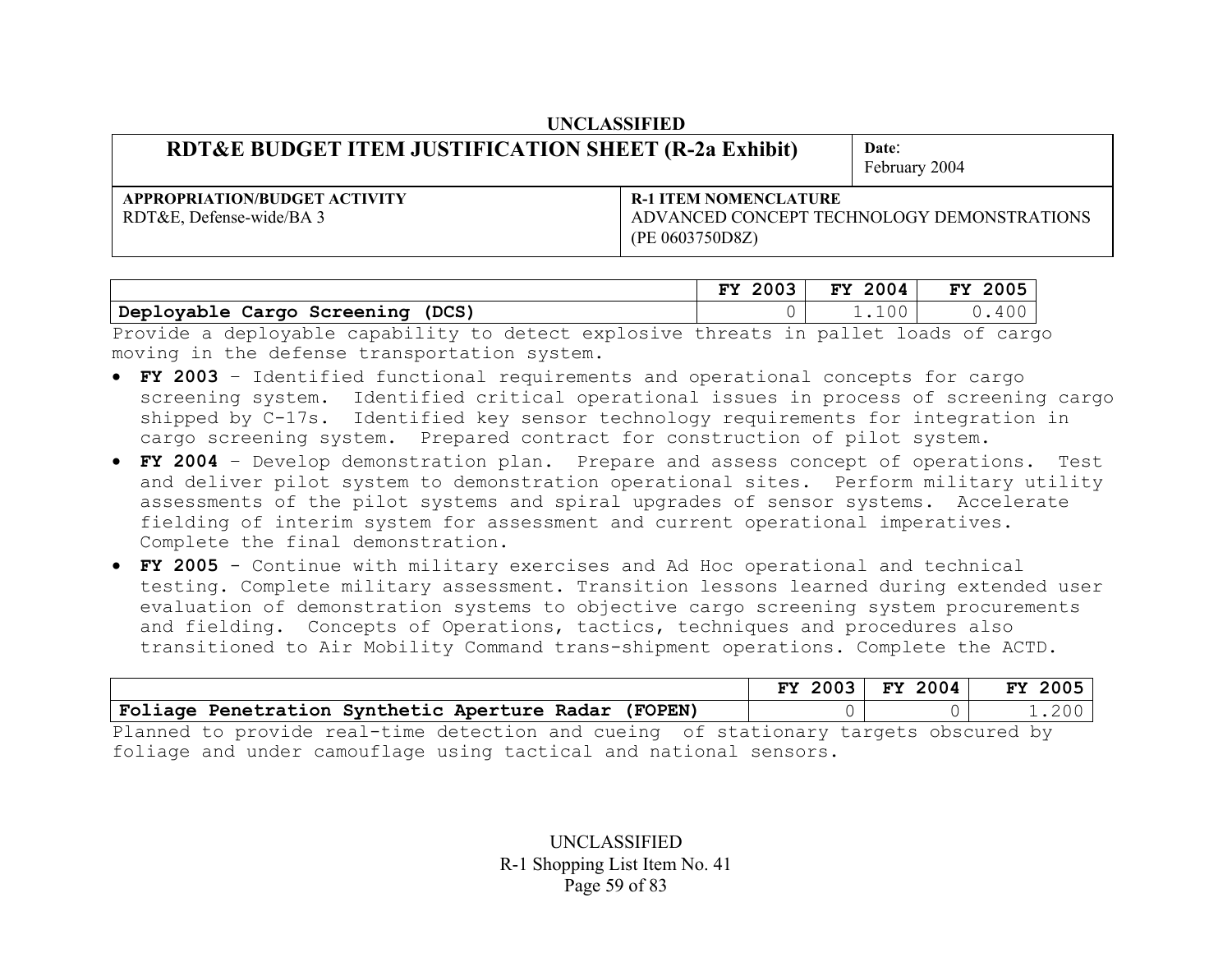UNCLASSIFIED

| RDT&E BUDGET ITEM JUSTIFICATION SHEET (R-2a Exhibit) | | Date: February 2004 |
|---|---|---|
| APPROPRIATION/BUDGET ACTIVITY<br>RDT&E, Defense-wide/BA 3 | R-1 ITEM NOMENCLATURE<br>ADVANCED CONCEPT TECHNOLOGY DEMONSTRATIONS (PE 0603750D8Z) | |

| | FY 2003 | FY 2004 | FY 2005 |
|---|---|---|---|
| **Deployable Cargo Screening (DCS)** | 0 | 1.100 | 0.400 |

Provide a deployable capability to detect explosive threats in pallet loads of cargo moving in the defense transportation system.

- **FY 2003** – Identified functional requirements and operational concepts for cargo screening system. Identified critical operational issues in process of screening cargo shipped by C-17s. Identified key sensor technology requirements for integration in cargo screening system. Prepared contract for construction of pilot system.
- **FY 2004** – Develop demonstration plan. Prepare and assess concept of operations. Test and deliver pilot system to demonstration operational sites. Perform military utility assessments of the pilot systems and spiral upgrades of sensor systems. Accelerate fielding of interim system for assessment and current operational imperatives. Complete the final demonstration.
- **FY 2005** - Continue with military exercises and Ad Hoc operational and technical testing. Complete military assessment. Transition lessons learned during extended user evaluation of demonstration systems to objective cargo screening system procurements and fielding. Concepts of Operations, tactics, techniques and procedures also transitioned to Air Mobility Command trans-shipment operations. Complete the ACTD.

| | FY 2003 | FY 2004 | FY 2005 |
|---|---|---|---|
| **Foliage Penetration Synthetic Aperture Radar (FOPEN)** | 0 | 0 | 1.200 |

Planned to provide real-time detection and cueing of stationary targets obscured by foliage and under camouflage using tactical and national sensors.

UNCLASSIFIED
R-1 Shopping List Item No. 41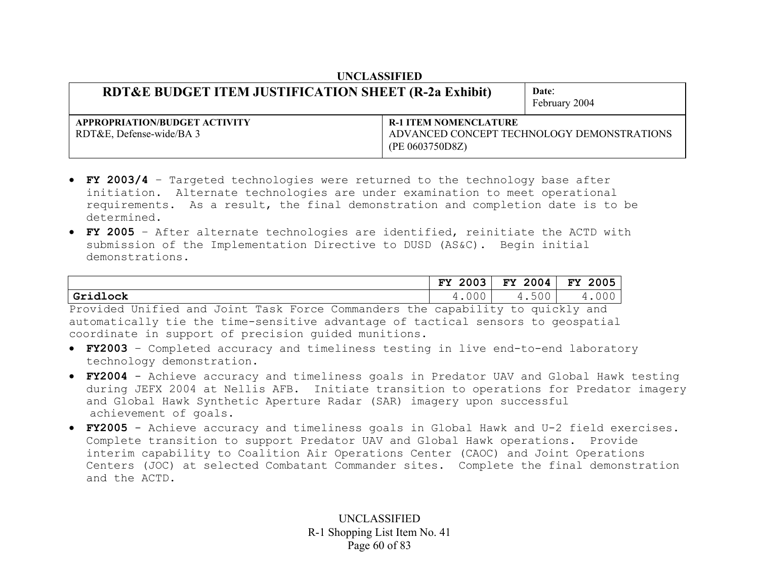UNCLASSIFIED

| RDT&E BUDGET ITEM JUSTIFICATION SHEET (R-2a Exhibit) | Date: February 2004 |
|---|---|
| **APPROPRIATION/BUDGET ACTIVITY** RDT&E, Defense-wide/BA 3 | **R-1 ITEM NOMENCLATURE** ADVANCED CONCEPT TECHNOLOGY DEMONSTRATIONS (PE 0603750D8Z) |

- **FY 2003/4** – Targeted technologies were returned to the technology base after initiation. Alternate technologies are under examination to meet operational requirements. As a result, the final demonstration and completion date is to be determined.
- **FY 2005** – After alternate technologies are identified, reinitiate the ACTD with submission of the Implementation Directive to DUSD (AS&C). Begin initial demonstrations.

| | FY 2003 | FY 2004 | FY 2005 |
|---|---|---|---|
| **Gridlock** | 4.000 | 4.500 | 4.000 |

Provided Unified and Joint Task Force Commanders the capability to quickly and automatically tie the time-sensitive advantage of tactical sensors to geospatial coordinate in support of precision guided munitions.

- **FY2003** – Completed accuracy and timeliness testing in live end-to-end laboratory technology demonstration.
- **FY2004** - Achieve accuracy and timeliness goals in Predator UAV and Global Hawk testing during JEFX 2004 at Nellis AFB. Initiate transition to operations for Predator imagery and Global Hawk Synthetic Aperture Radar (SAR) imagery upon successful achievement of goals.
- **FY2005** - Achieve accuracy and timeliness goals in Global Hawk and U-2 field exercises. Complete transition to support Predator UAV and Global Hawk operations. Provide interim capability to Coalition Air Operations Center (CAOC) and Joint Operations Centers (JOC) at selected Combatant Commander sites. Complete the final demonstration and the ACTD.

UNCLASSIFIED
R-1 Shopping List Item No. 41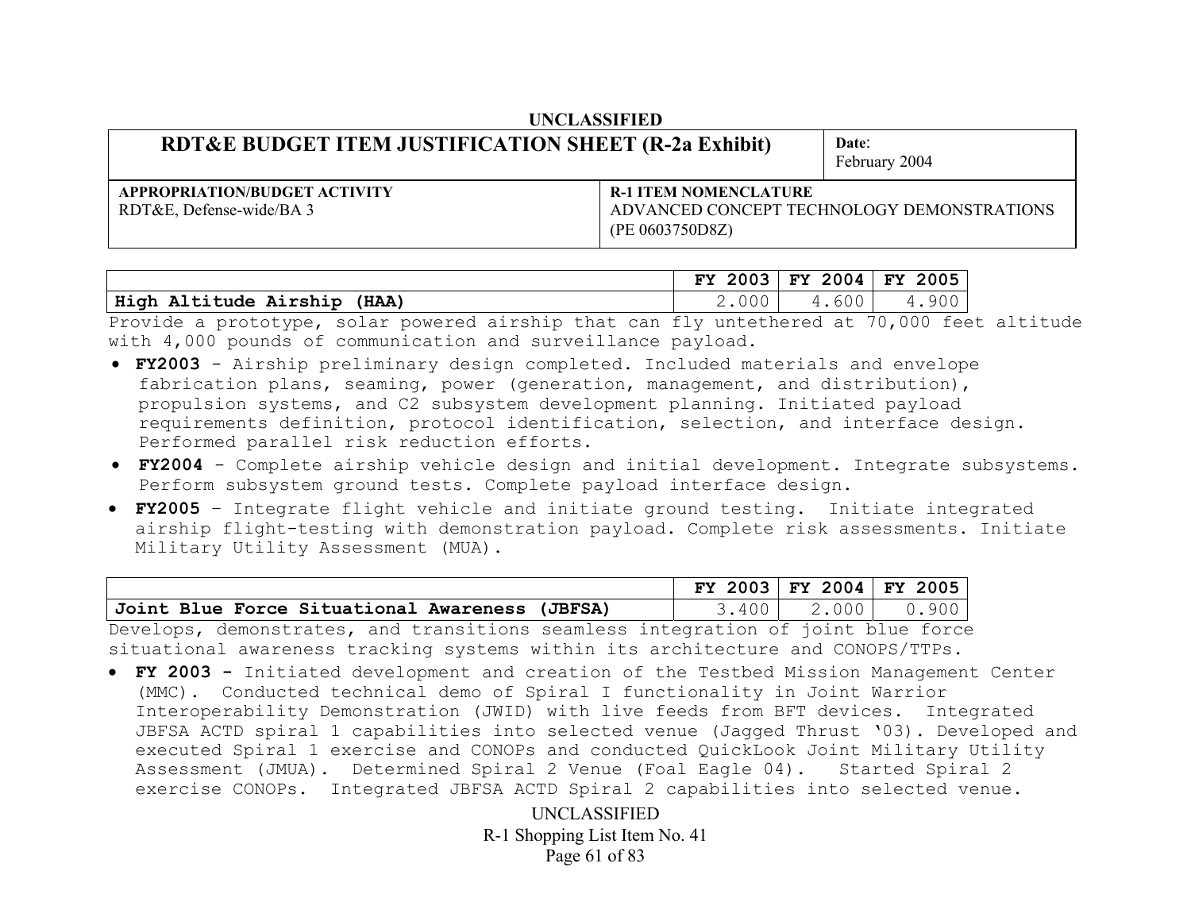UNCLASSIFIED

| RDT&E BUDGET ITEM JUSTIFICATION SHEET (R-2a Exhibit) | | Date: February 2004 |
|---|---|---|
| **APPROPRIATION/BUDGET ACTIVITY** RDT&E, Defense-wide/BA 3 | **R-1 ITEM NOMENCLATURE** ADVANCED CONCEPT TECHNOLOGY DEMONSTRATIONS (PE 0603750D8Z) | |

| | FY 2003 | FY 2004 | FY 2005 |
|---|---|---|---|
| **High Altitude Airship (HAA)** | 2.000 | 4.600 | 4.900 |

Provide a prototype, solar powered airship that can fly untethered at 70,000 feet altitude with 4,000 pounds of communication and surveillance payload.

- **FY2003** - Airship preliminary design completed. Included materials and envelope fabrication plans, seaming, power (generation, management, and distribution), propulsion systems, and C2 subsystem development planning. Initiated payload requirements definition, protocol identification, selection, and interface design. Performed parallel risk reduction efforts.
- **FY2004** - Complete airship vehicle design and initial development. Integrate subsystems. Perform subsystem ground tests. Complete payload interface design.
- **FY2005** – Integrate flight vehicle and initiate ground testing. Initiate integrated airship flight-testing with demonstration payload. Complete risk assessments. Initiate Military Utility Assessment (MUA).

| | FY 2003 | FY 2004 | FY 2005 |
|---|---|---|---|
| **Joint Blue Force Situational Awareness (JBFSA)** | 3.400 | 2.000 | 0.900 |

Develops, demonstrates, and transitions seamless integration of joint blue force situational awareness tracking systems within its architecture and CONOPS/TTPs.

- **FY 2003 -** Initiated development and creation of the Testbed Mission Management Center (MMC). Conducted technical demo of Spiral I functionality in Joint Warrior Interoperability Demonstration (JWID) with live feeds from BFT devices. Integrated JBFSA ACTD spiral 1 capabilities into selected venue (Jagged Thrust '03). Developed and executed Spiral 1 exercise and CONOPs and conducted QuickLook Joint Military Utility Assessment (JMUA). Determined Spiral 2 Venue (Foal Eagle 04). Started Spiral 2 exercise CONOPs. Integrated JBFSA ACTD Spiral 2 capabilities into selected venue.

UNCLASSIFIED

R-1 Shopping List Item No. 41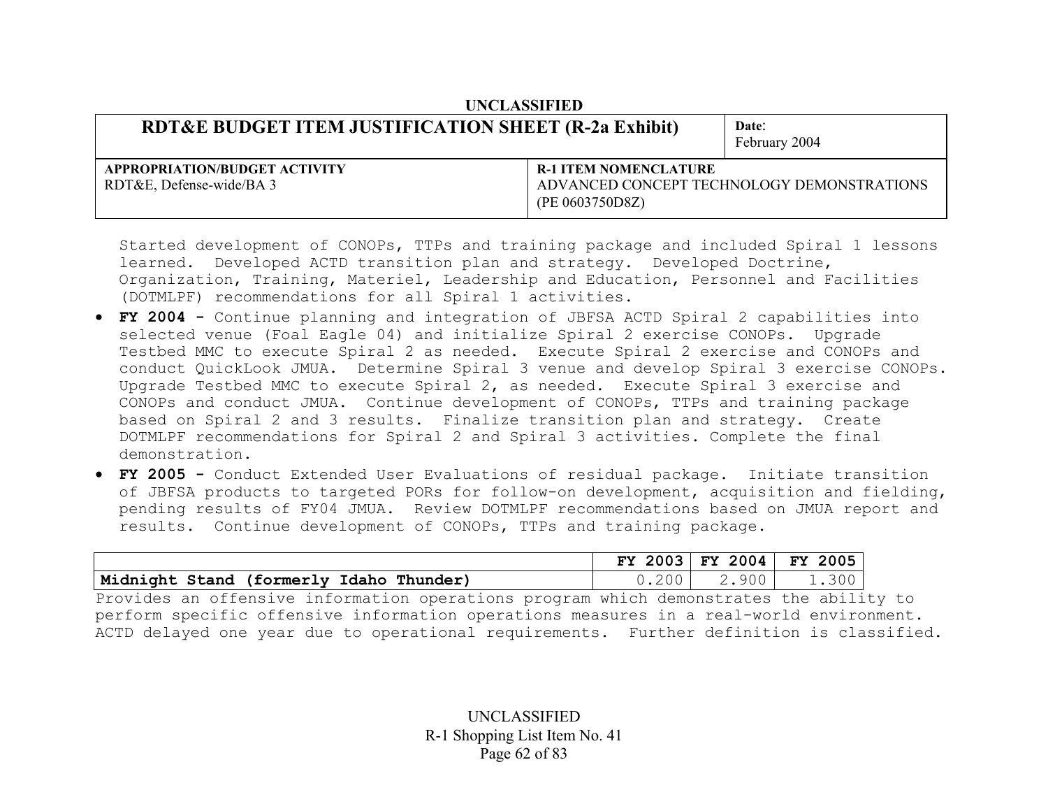Started development of CONOPs, TTPs and training package and included Spiral 1 lessons learned. Developed ACTD transition plan and strategy. Developed Doctrine, Organization, Training, Materiel, Leadership and Education, Personnel and Facilities (DOTMLPF) recommendations for all Spiral 1 activities.

- **FY 2004 -** Continue planning and integration of JBFSA ACTD Spiral 2 capabilities into selected venue (Foal Eagle 04) and initialize Spiral 2 exercise CONOPs. Upgrade Testbed MMC to execute Spiral 2 as needed. Execute Spiral 2 exercise and CONOPs and conduct QuickLook JMUA. Determine Spiral 3 venue and develop Spiral 3 exercise CONOPs. Upgrade Testbed MMC to execute Spiral 2, as needed. Execute Spiral 3 exercise and CONOPs and conduct JMUA. Continue development of CONOPs, TTPs and training package based on Spiral 2 and 3 results. Finalize transition plan and strategy. Create DOTMLPF recommendations for Spiral 2 and Spiral 3 activities. Complete the final demonstration.
- **FY 2005 -** Conduct Extended User Evaluations of residual package. Initiate transition of JBFSA products to targeted PORs for follow-on development, acquisition and fielding, pending results of FY04 JMUA. Review DOTMLPF recommendations based on JMUA report and results. Continue development of CONOPs, TTPs and training package.

| | FY 2003 | FY 2004 | FY 2005 |
|---|---|---|---|
| **Midnight Stand (formerly Idaho Thunder)** | 0.200 | 2.900 | 1.300 |

Provides an offensive information operations program which demonstrates the ability to perform specific offensive information operations measures in a real-world environment. ACTD delayed one year due to operational requirements. Further definition is classified.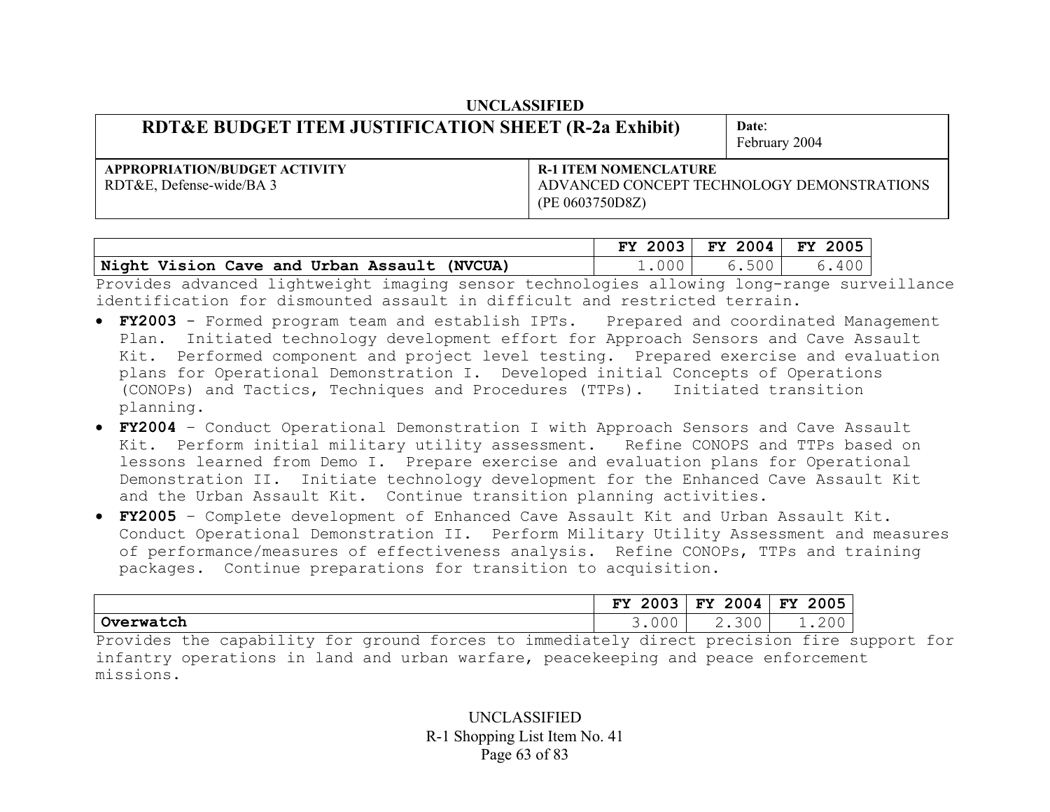| RDT&E BUDGET ITEM JUSTIFICATION SHEET (R-2a Exhibit) | Date: February 2004 |
|---|---|
| APPROPRIATION/BUDGET ACTIVITY<br>RDT&E, Defense-wide/BA 3 | R-1 ITEM NOMENCLATURE<br>ADVANCED CONCEPT TECHNOLOGY DEMONSTRATIONS (PE 0603750D8Z) |

| | FY 2003 | FY 2004 | FY 2005 |
|---|---|---|---|
| **Night Vision Cave and Urban Assault (NVCUA)** | 1.000 | 6.500 | 6.400 |

Provides advanced lightweight imaging sensor technologies allowing long-range surveillance identification for dismounted assault in difficult and restricted terrain.

- **FY2003** - Formed program team and establish IPTs. Prepared and coordinated Management Plan. Initiated technology development effort for Approach Sensors and Cave Assault Kit. Performed component and project level testing. Prepared exercise and evaluation plans for Operational Demonstration I. Developed initial Concepts of Operations (CONOPs) and Tactics, Techniques and Procedures (TTPs). Initiated transition planning.
- **FY2004** – Conduct Operational Demonstration I with Approach Sensors and Cave Assault Kit. Perform initial military utility assessment. Refine CONOPS and TTPs based on lessons learned from Demo I. Prepare exercise and evaluation plans for Operational Demonstration II. Initiate technology development for the Enhanced Cave Assault Kit and the Urban Assault Kit. Continue transition planning activities.
- **FY2005** – Complete development of Enhanced Cave Assault Kit and Urban Assault Kit. Conduct Operational Demonstration II. Perform Military Utility Assessment and measures of performance/measures of effectiveness analysis. Refine CONOPs, TTPs and training packages. Continue preparations for transition to acquisition.

| | FY 2003 | FY 2004 | FY 2005 |
|---|---|---|---|
| **Overwatch** | 3.000 | 2.300 | 1.200 |

Provides the capability for ground forces to immediately direct precision fire support for infantry operations in land and urban warfare, peacekeeping and peace enforcement missions.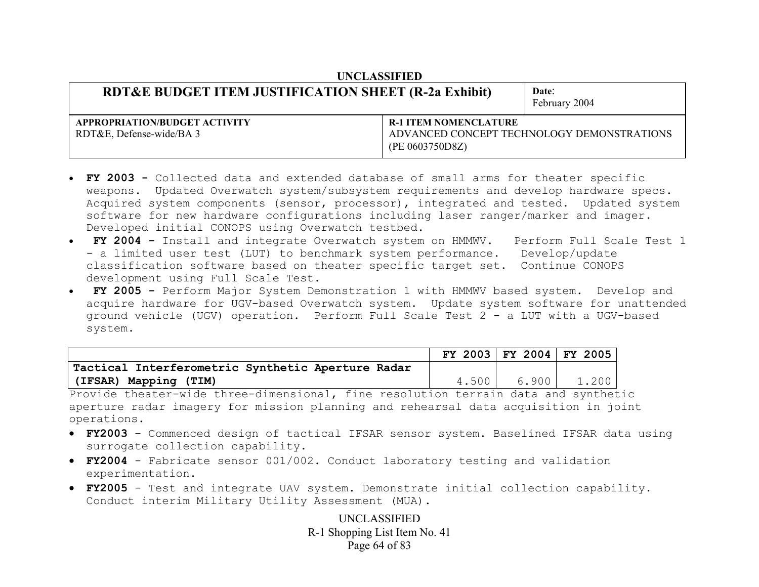UNCLASSIFIED

| RDT&E BUDGET ITEM JUSTIFICATION SHEET (R-2a Exhibit) | Date: February 2004 |
|---|---|
| **APPROPRIATION/BUDGET ACTIVITY** RDT&E, Defense-wide/BA 3 | **R-1 ITEM NOMENCLATURE** ADVANCED CONCEPT TECHNOLOGY DEMONSTRATIONS (PE 0603750D8Z) |

- **FY 2003 -** Collected data and extended database of small arms for theater specific weapons. Updated Overwatch system/subsystem requirements and develop hardware specs. Acquired system components (sensor, processor), integrated and tested. Updated system software for new hardware configurations including laser ranger/marker and imager. Developed initial CONOPS using Overwatch testbed.
- **FY 2004 -** Install and integrate Overwatch system on HMMWV. Perform Full Scale Test 1 - a limited user test (LUT) to benchmark system performance. Develop/update classification software based on theater specific target set. Continue CONOPS development using Full Scale Test.
- **FY 2005 -** Perform Major System Demonstration 1 with HMMWV based system. Develop and acquire hardware for UGV-based Overwatch system. Update system software for unattended ground vehicle (UGV) operation. Perform Full Scale Test 2 - a LUT with a UGV-based system.

| | FY 2003 | FY 2004 | FY 2005 |
|---|---|---|---|
| **Tactical Interferometric Synthetic Aperture Radar (IFSAR) Mapping (TIM)** | 4.500 | 6.900 | 1.200 |

Provide theater-wide three-dimensional, fine resolution terrain data and synthetic aperture radar imagery for mission planning and rehearsal data acquisition in joint operations.

- **FY2003** – Commenced design of tactical IFSAR sensor system. Baselined IFSAR data using surrogate collection capability.
- **FY2004** - Fabricate sensor 001/002. Conduct laboratory testing and validation experimentation.
- **FY2005** - Test and integrate UAV system. Demonstrate initial collection capability. Conduct interim Military Utility Assessment (MUA).

UNCLASSIFIED
R-1 Shopping List Item No. 41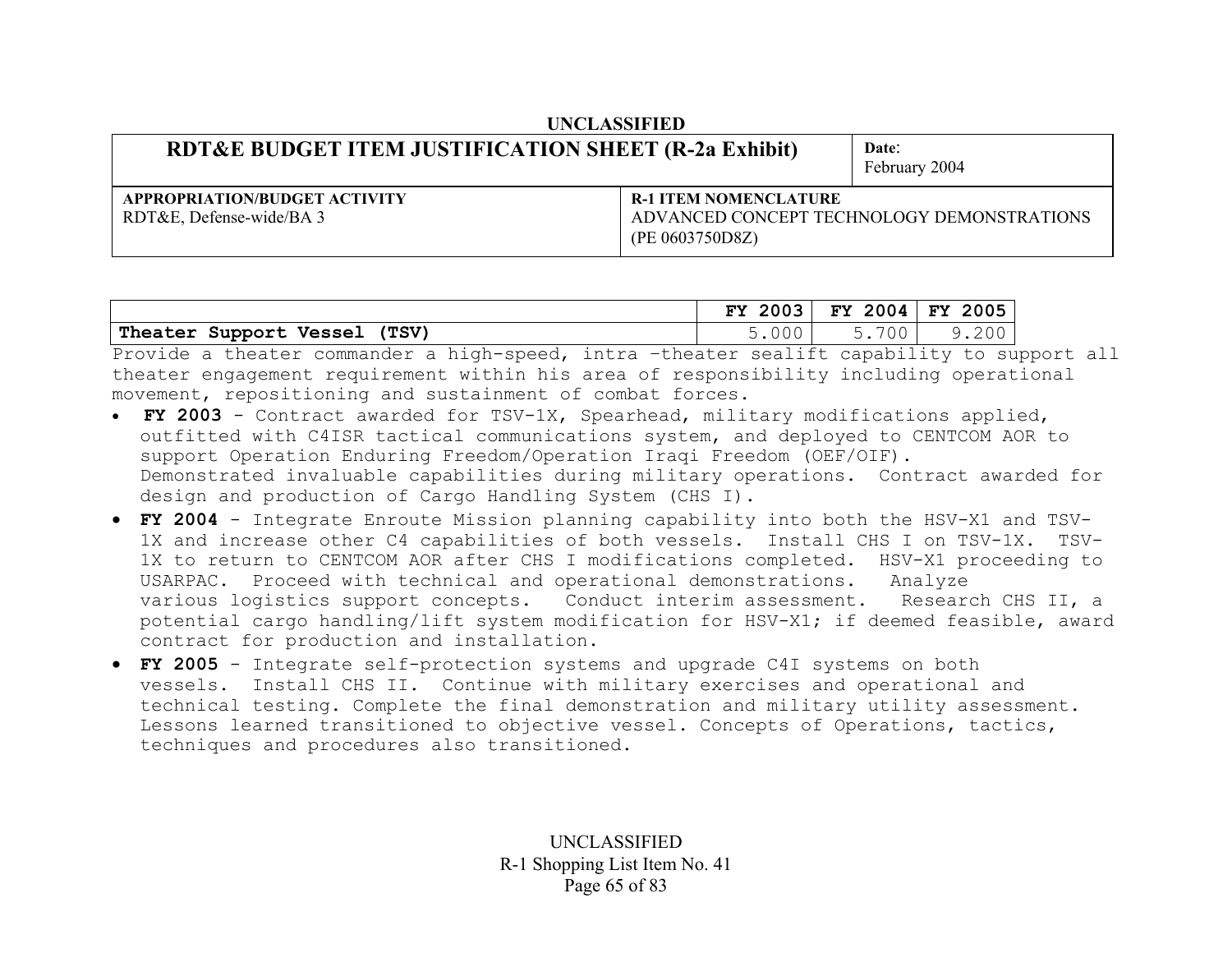UNCLASSIFIED

| RDT&E BUDGET ITEM JUSTIFICATION SHEET (R-2a Exhibit) | | Date: February 2004 |
|---|---|---|
| **APPROPRIATION/BUDGET ACTIVITY** RDT&E, Defense-wide/BA 3 | **R-1 ITEM NOMENCLATURE** ADVANCED CONCEPT TECHNOLOGY DEMONSTRATIONS (PE 0603750D8Z) | |

| | FY 2003 | FY 2004 | FY 2005 |
|---|---|---|---|
| **Theater Support Vessel (TSV)** | 5.000 | 5.700 | 9.200 |

Provide a theater commander a high-speed, intra –theater sealift capability to support all theater engagement requirement within his area of responsibility including operational movement, repositioning and sustainment of combat forces.

- **FY 2003** - Contract awarded for TSV-1X, Spearhead, military modifications applied, outfitted with C4ISR tactical communications system, and deployed to CENTCOM AOR to support Operation Enduring Freedom/Operation Iraqi Freedom (OEF/OIF). Demonstrated invaluable capabilities during military operations. Contract awarded for design and production of Cargo Handling System (CHS I).
- **FY 2004** - Integrate Enroute Mission planning capability into both the HSV-X1 and TSV-1X and increase other C4 capabilities of both vessels. Install CHS I on TSV-1X. TSV-1X to return to CENTCOM AOR after CHS I modifications completed. HSV-X1 proceeding to USARPAC. Proceed with technical and operational demonstrations. Analyze various logistics support concepts. Conduct interim assessment. Research CHS II, a potential cargo handling/lift system modification for HSV-X1; if deemed feasible, award contract for production and installation.
- **FY 2005** - Integrate self-protection systems and upgrade C4I systems on both vessels. Install CHS II. Continue with military exercises and operational and technical testing. Complete the final demonstration and military utility assessment. Lessons learned transitioned to objective vessel. Concepts of Operations, tactics, techniques and procedures also transitioned.

UNCLASSIFIED
R-1 Shopping List Item No. 41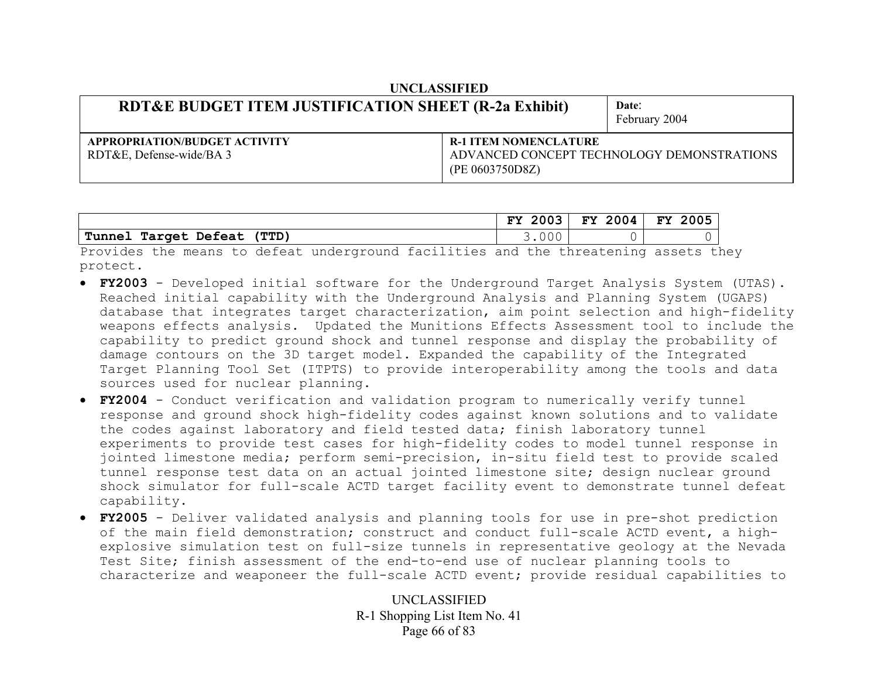UNCLASSIFIED

| RDT&E BUDGET ITEM JUSTIFICATION SHEET (R-2a Exhibit) | | Date: February 2004 |
|---|---|---|
| APPROPRIATION/BUDGET ACTIVITY<br>RDT&E, Defense-wide/BA 3 | R-1 ITEM NOMENCLATURE<br>ADVANCED CONCEPT TECHNOLOGY DEMONSTRATIONS (PE 0603750D8Z) | |

| | FY 2003 | FY 2004 | FY 2005 |
|---|---|---|---|
| **Tunnel Target Defeat (TTD)** | 3.000 | 0 | 0 |

Provides the means to defeat underground facilities and the threatening assets they protect.

- **FY2003** - Developed initial software for the Underground Target Analysis System (UTAS). Reached initial capability with the Underground Analysis and Planning System (UGAPS) database that integrates target characterization, aim point selection and high-fidelity weapons effects analysis. Updated the Munitions Effects Assessment tool to include the capability to predict ground shock and tunnel response and display the probability of damage contours on the 3D target model. Expanded the capability of the Integrated Target Planning Tool Set (ITPTS) to provide interoperability among the tools and data sources used for nuclear planning.
- **FY2004** - Conduct verification and validation program to numerically verify tunnel response and ground shock high-fidelity codes against known solutions and to validate the codes against laboratory and field tested data; finish laboratory tunnel experiments to provide test cases for high-fidelity codes to model tunnel response in jointed limestone media; perform semi-precision, in-situ field test to provide scaled tunnel response test data on an actual jointed limestone site; design nuclear ground shock simulator for full-scale ACTD target facility event to demonstrate tunnel defeat capability.
- **FY2005** - Deliver validated analysis and planning tools for use in pre-shot prediction of the main field demonstration; construct and conduct full-scale ACTD event, a high-explosive simulation test on full-size tunnels in representative geology at the Nevada Test Site; finish assessment of the end-to-end use of nuclear planning tools to characterize and weaponeer the full-scale ACTD event; provide residual capabilities to

UNCLASSIFIED
R-1 Shopping List Item No. 41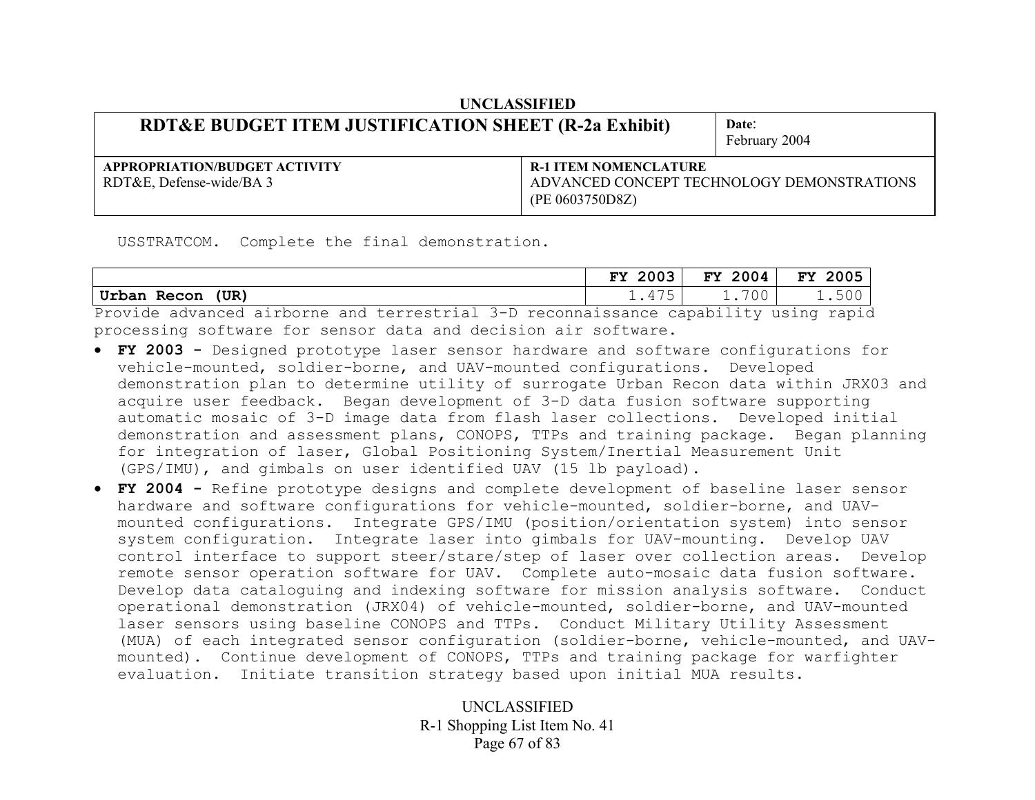USSTRATCOM. Complete the final demonstration.

| | FY 2003 | FY 2004 | FY 2005 |
|---|---|---|---|
| **Urban Recon (UR)** | 1.475 | 1.700 | 1.500 |

Provide advanced airborne and terrestrial 3-D reconnaissance capability using rapid processing software for sensor data and decision air software.

- **FY 2003 -** Designed prototype laser sensor hardware and software configurations for vehicle-mounted, soldier-borne, and UAV-mounted configurations. Developed demonstration plan to determine utility of surrogate Urban Recon data within JRX03 and acquire user feedback. Began development of 3-D data fusion software supporting automatic mosaic of 3-D image data from flash laser collections. Developed initial demonstration and assessment plans, CONOPS, TTPs and training package. Began planning for integration of laser, Global Positioning System/Inertial Measurement Unit (GPS/IMU), and gimbals on user identified UAV (15 lb payload).
- **FY 2004 -** Refine prototype designs and complete development of baseline laser sensor hardware and software configurations for vehicle-mounted, soldier-borne, and UAV-mounted configurations. Integrate GPS/IMU (position/orientation system) into sensor system configuration. Integrate laser into gimbals for UAV-mounting. Develop UAV control interface to support steer/stare/step of laser over collection areas. Develop remote sensor operation software for UAV. Complete auto-mosaic data fusion software. Develop data cataloguing and indexing software for mission analysis software. Conduct operational demonstration (JRX04) of vehicle-mounted, soldier-borne, and UAV-mounted laser sensors using baseline CONOPS and TTPs. Conduct Military Utility Assessment (MUA) of each integrated sensor configuration (soldier-borne, vehicle-mounted, and UAV-mounted). Continue development of CONOPS, TTPs and training package for warfighter evaluation. Initiate transition strategy based upon initial MUA results.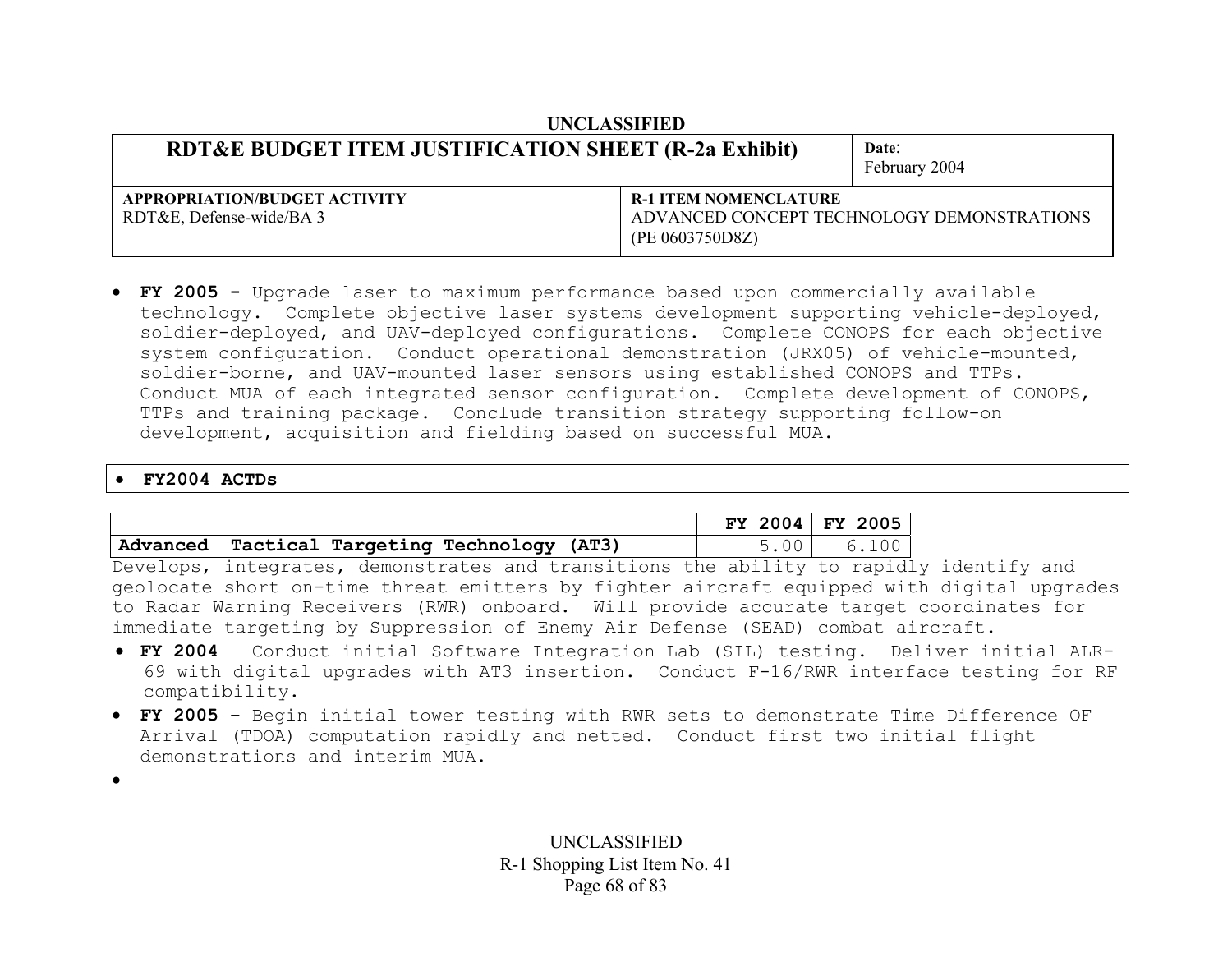- **FY 2005 -** Upgrade laser to maximum performance based upon commercially available technology. Complete objective laser systems development supporting vehicle-deployed, soldier-deployed, and UAV-deployed configurations. Complete CONOPS for each objective system configuration. Conduct operational demonstration (JRX05) of vehicle-mounted, soldier-borne, and UAV-mounted laser sensors using established CONOPS and TTPs. Conduct MUA of each integrated sensor configuration. Complete development of CONOPS, TTPs and training package. Conclude transition strategy supporting follow-on development, acquisition and fielding based on successful MUA.

- **FY2004 ACTDs**

| | FY 2004 | FY 2005 |
|---|---|---|
| **Advanced Tactical Targeting Technology (AT3)** | 5.00 | 6.100 |

Develops, integrates, demonstrates and transitions the ability to rapidly identify and geolocate short on-time threat emitters by fighter aircraft equipped with digital upgrades to Radar Warning Receivers (RWR) onboard. Will provide accurate target coordinates for immediate targeting by Suppression of Enemy Air Defense (SEAD) combat aircraft.

- **FY 2004** – Conduct initial Software Integration Lab (SIL) testing. Deliver initial ALR-69 with digital upgrades with AT3 insertion. Conduct F-16/RWR interface testing for RF compatibility.
- **FY 2005** – Begin initial tower testing with RWR sets to demonstrate Time Difference OF Arrival (TDOA) computation rapidly and netted. Conduct first two initial flight demonstrations and interim MUA.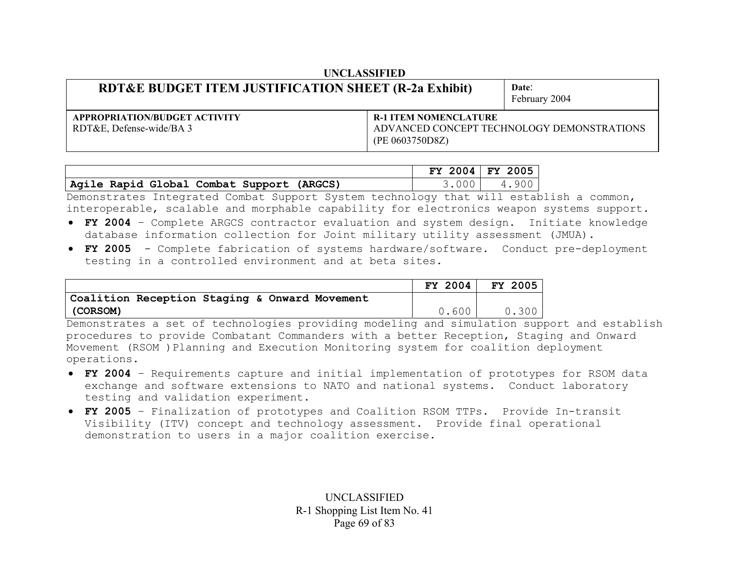UNCLASSIFIED

| RDT&E BUDGET ITEM JUSTIFICATION SHEET (R-2a Exhibit) | | Date: February 2004 |
|---|---|---|
| APPROPRIATION/BUDGET ACTIVITY<br>RDT&E, Defense-wide/BA 3 | R-1 ITEM NOMENCLATURE<br>ADVANCED CONCEPT TECHNOLOGY DEMONSTRATIONS (PE 0603750D8Z) | |

| | FY 2004 | FY 2005 |
|---|---|---|
| **Agile Rapid Global Combat Support (ARGCS)** | 3.000 | 4.900 |

Demonstrates Integrated Combat Support System technology that will establish a common, interoperable, scalable and morphable capability for electronics weapon systems support.

- **FY 2004** – Complete ARGCS contractor evaluation and system design. Initiate knowledge database information collection for Joint military utility assessment (JMUA).
- **FY 2005** - Complete fabrication of systems hardware/software. Conduct pre-deployment testing in a controlled environment and at beta sites.

| | FY 2004 | FY 2005 |
|---|---|---|
| **Coalition Reception Staging & Onward Movement (CORSOM)** | 0.600 | 0.300 |

Demonstrates a set of technologies providing modeling and simulation support and establish procedures to provide Combatant Commanders with a better Reception, Staging and Onward Movement (RSOM )Planning and Execution Monitoring system for coalition deployment operations.

- **FY 2004** – Requirements capture and initial implementation of prototypes for RSOM data exchange and software extensions to NATO and national systems. Conduct laboratory testing and validation experiment.
- **FY 2005** – Finalization of prototypes and Coalition RSOM TTPs. Provide In-transit Visibility (ITV) concept and technology assessment. Provide final operational demonstration to users in a major coalition exercise.

UNCLASSIFIED

R-1 Shopping List Item No. 41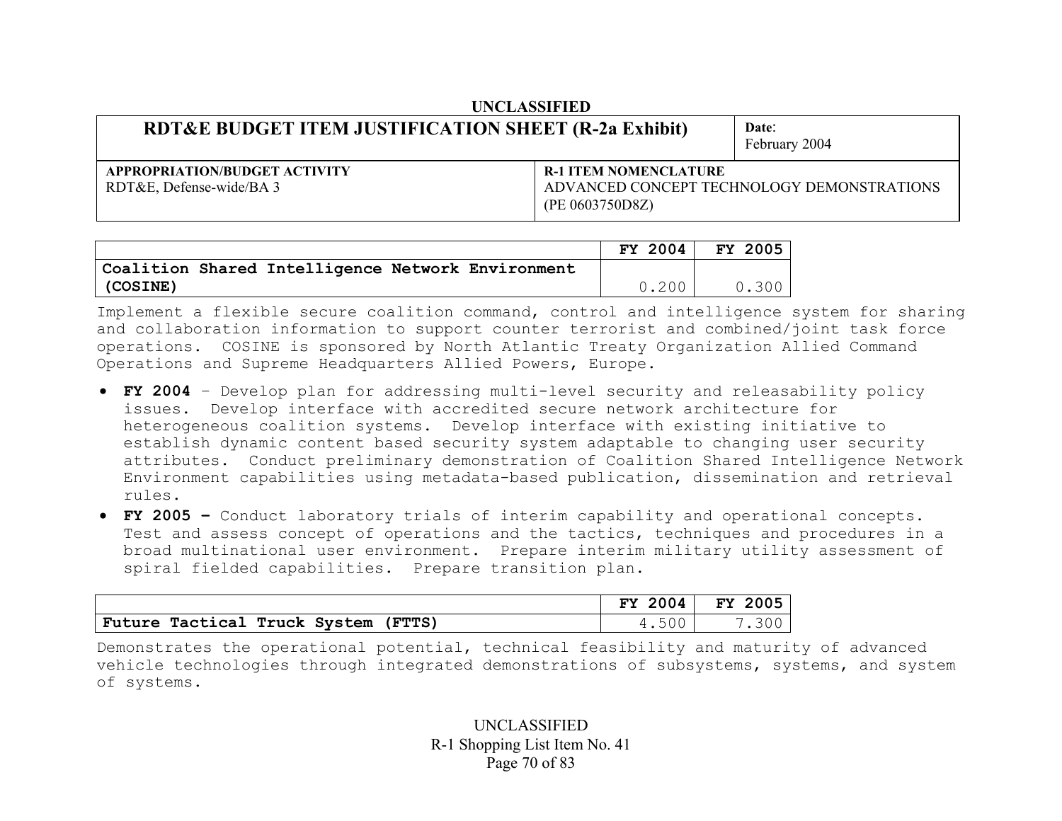UNCLASSIFIED

| RDT&E BUDGET ITEM JUSTIFICATION SHEET (R-2a Exhibit) | Date: February 2004 |
|---|---|
| **APPROPRIATION/BUDGET ACTIVITY** RDT&E, Defense-wide/BA 3 | **R-1 ITEM NOMENCLATURE** ADVANCED CONCEPT TECHNOLOGY DEMONSTRATIONS (PE 0603750D8Z) |

| | FY 2004 | FY 2005 |
|---|---|---|
| **Coalition Shared Intelligence Network Environment (COSINE)** | 0.200 | 0.300 |

Implement a flexible secure coalition command, control and intelligence system for sharing and collaboration information to support counter terrorist and combined/joint task force operations. COSINE is sponsored by North Atlantic Treaty Organization Allied Command Operations and Supreme Headquarters Allied Powers, Europe.

- **FY 2004** – Develop plan for addressing multi-level security and releasability policy issues. Develop interface with accredited secure network architecture for heterogeneous coalition systems. Develop interface with existing initiative to establish dynamic content based security system adaptable to changing user security attributes. Conduct preliminary demonstration of Coalition Shared Intelligence Network Environment capabilities using metadata-based publication, dissemination and retrieval rules.
- **FY 2005 –** Conduct laboratory trials of interim capability and operational concepts. Test and assess concept of operations and the tactics, techniques and procedures in a broad multinational user environment. Prepare interim military utility assessment of spiral fielded capabilities. Prepare transition plan.

| | FY 2004 | FY 2005 |
|---|---|---|
| **Future Tactical Truck System (FTTS)** | 4.500 | 7.300 |

Demonstrates the operational potential, technical feasibility and maturity of advanced vehicle technologies through integrated demonstrations of subsystems, systems, and system of systems.

UNCLASSIFIED
R-1 Shopping List Item No. 41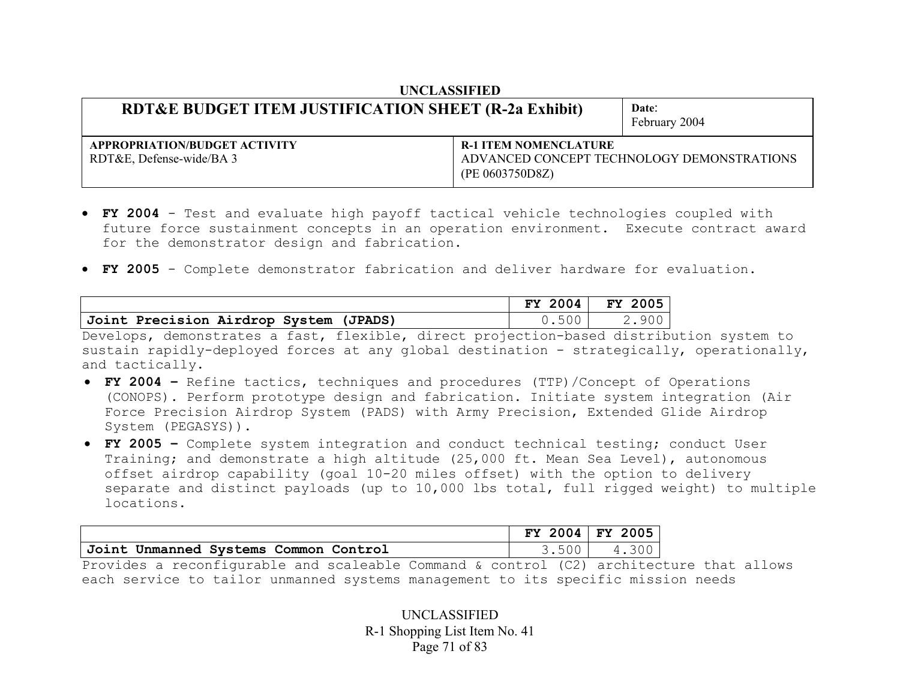UNCLASSIFIED

| RDT&E BUDGET ITEM JUSTIFICATION SHEET (R-2a Exhibit) | | Date: February 2004 |
|---|---|---|
| **APPROPRIATION/BUDGET ACTIVITY** RDT&E, Defense-wide/BA 3 | **R-1 ITEM NOMENCLATURE** ADVANCED CONCEPT TECHNOLOGY DEMONSTRATIONS (PE 0603750D8Z) | |

- **FY 2004** - Test and evaluate high payoff tactical vehicle technologies coupled with future force sustainment concepts in an operation environment. Execute contract award for the demonstrator design and fabrication.
- **FY 2005** - Complete demonstrator fabrication and deliver hardware for evaluation.

| | FY 2004 | FY 2005 |
|---|---|---|
| **Joint Precision Airdrop System (JPADS)** | 0.500 | 2.900 |

Develops, demonstrates a fast, flexible, direct projection-based distribution system to sustain rapidly-deployed forces at any global destination - strategically, operationally, and tactically.

- **FY 2004 –** Refine tactics, techniques and procedures (TTP)/Concept of Operations (CONOPS). Perform prototype design and fabrication. Initiate system integration (Air Force Precision Airdrop System (PADS) with Army Precision, Extended Glide Airdrop System (PEGASYS)).
- **FY 2005 –** Complete system integration and conduct technical testing; conduct User Training; and demonstrate a high altitude (25,000 ft. Mean Sea Level), autonomous offset airdrop capability (goal 10-20 miles offset) with the option to delivery separate and distinct payloads (up to 10,000 lbs total, full rigged weight) to multiple locations.

| | FY 2004 | FY 2005 |
|---|---|---|
| **Joint Unmanned Systems Common Control** | 3.500 | 4.300 |

Provides a reconfigurable and scaleable Command & control (C2) architecture that allows each service to tailor unmanned systems management to its specific mission needs

UNCLASSIFIED
R-1 Shopping List Item No. 41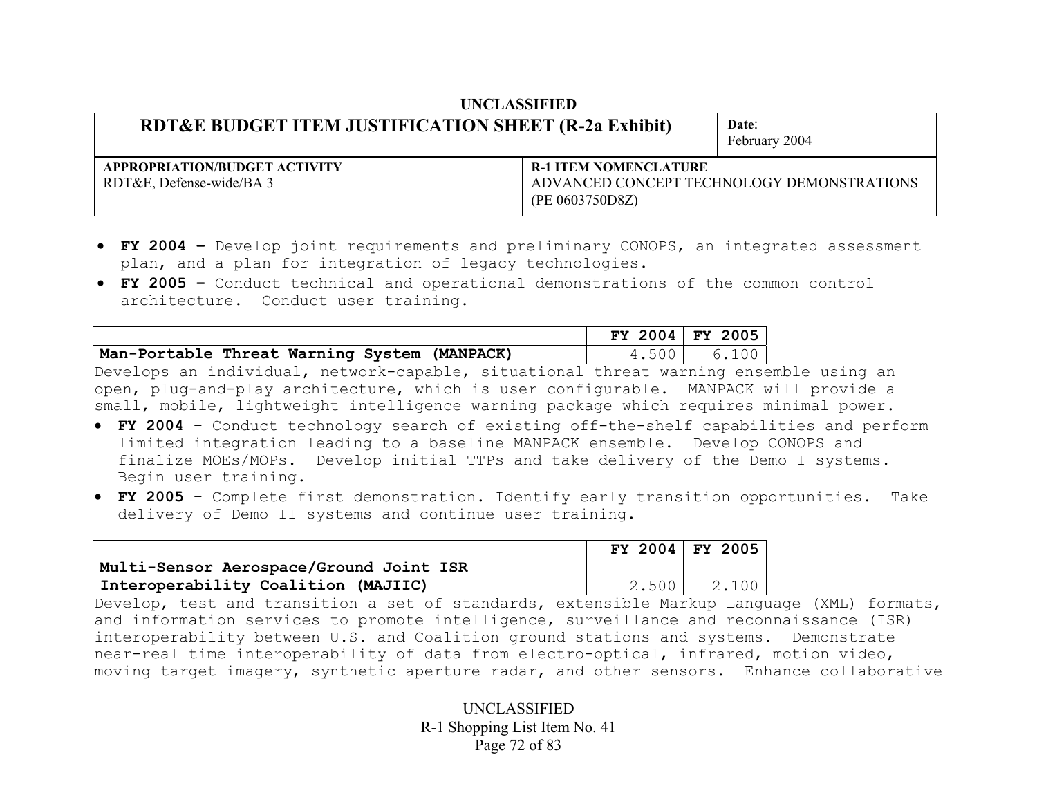**UNCLASSIFIED**

| RDT&E BUDGET ITEM JUSTIFICATION SHEET (R-2a Exhibit) | Date: February 2004 |
|---|---|
| **APPROPRIATION/BUDGET ACTIVITY** RDT&E, Defense-wide/BA 3 | **R-1 ITEM NOMENCLATURE** ADVANCED CONCEPT TECHNOLOGY DEMONSTRATIONS (PE 0603750D8Z) |

- **FY 2004 –** Develop joint requirements and preliminary CONOPS, an integrated assessment plan, and a plan for integration of legacy technologies.
- **FY 2005 –** Conduct technical and operational demonstrations of the common control architecture. Conduct user training.

| | FY 2004 | FY 2005 |
|---|---|---|
| **Man-Portable Threat Warning System (MANPACK)** | 4.500 | 6.100 |

Develops an individual, network-capable, situational threat warning ensemble using an open, plug-and-play architecture, which is user configurable. MANPACK will provide a small, mobile, lightweight intelligence warning package which requires minimal power.

- **FY 2004** – Conduct technology search of existing off-the-shelf capabilities and perform limited integration leading to a baseline MANPACK ensemble. Develop CONOPS and finalize MOEs/MOPs. Develop initial TTPs and take delivery of the Demo I systems. Begin user training.
- **FY 2005** – Complete first demonstration. Identify early transition opportunities. Take delivery of Demo II systems and continue user training.

| | FY 2004 | FY 2005 |
|---|---|---|
| **Multi-Sensor Aerospace/Ground Joint ISR Interoperability Coalition (MAJIIC)** | 2.500 | 2.100 |

Develop, test and transition a set of standards, extensible Markup Language (XML) formats, and information services to promote intelligence, surveillance and reconnaissance (ISR) interoperability between U.S. and Coalition ground stations and systems. Demonstrate near-real time interoperability of data from electro-optical, infrared, motion video, moving target imagery, synthetic aperture radar, and other sensors. Enhance collaborative

UNCLASSIFIED

R-1 Shopping List Item No. 41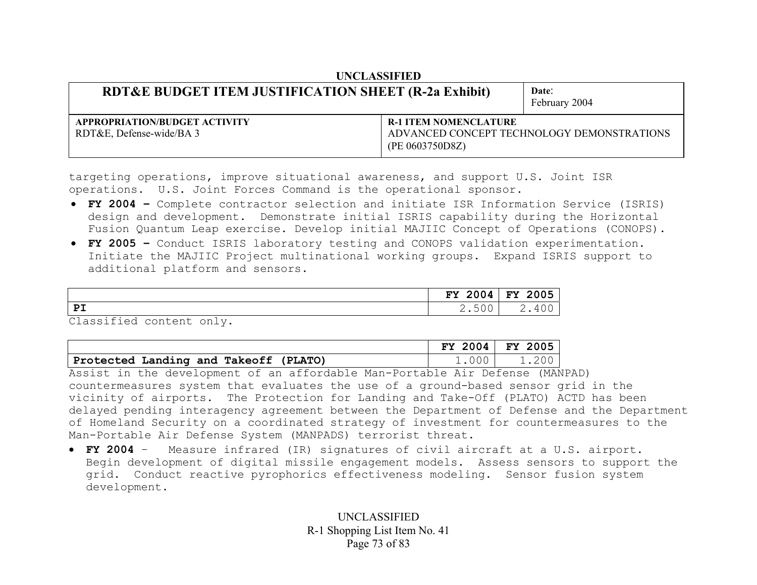targeting operations, improve situational awareness, and support U.S. Joint ISR operations. U.S. Joint Forces Command is the operational sponsor.

- **FY 2004 –** Complete contractor selection and initiate ISR Information Service (ISRIS) design and development. Demonstrate initial ISRIS capability during the Horizontal Fusion Quantum Leap exercise. Develop initial MAJIIC Concept of Operations (CONOPS).
- **FY 2005 –** Conduct ISRIS laboratory testing and CONOPS validation experimentation. Initiate the MAJIIC Project multinational working groups. Expand ISRIS support to additional platform and sensors.

| | FY 2004 | FY 2005 |
|---|---|---|
| **PI** | 2.500 | 2.400 |

Classified content only.

| | FY 2004 | FY 2005 |
|---|---|---|
| **Protected Landing and Takeoff (PLATO)** | 1.000 | 1.200 |

Assist in the development of an affordable Man-Portable Air Defense (MANPAD) countermeasures system that evaluates the use of a ground-based sensor grid in the vicinity of airports. The Protection for Landing and Take-Off (PLATO) ACTD has been delayed pending interagency agreement between the Department of Defense and the Department of Homeland Security on a coordinated strategy of investment for countermeasures to the Man-Portable Air Defense System (MANPADS) terrorist threat.

- **FY 2004** – Measure infrared (IR) signatures of civil aircraft at a U.S. airport. Begin development of digital missile engagement models. Assess sensors to support the grid. Conduct reactive pyrophorics effectiveness modeling. Sensor fusion system development.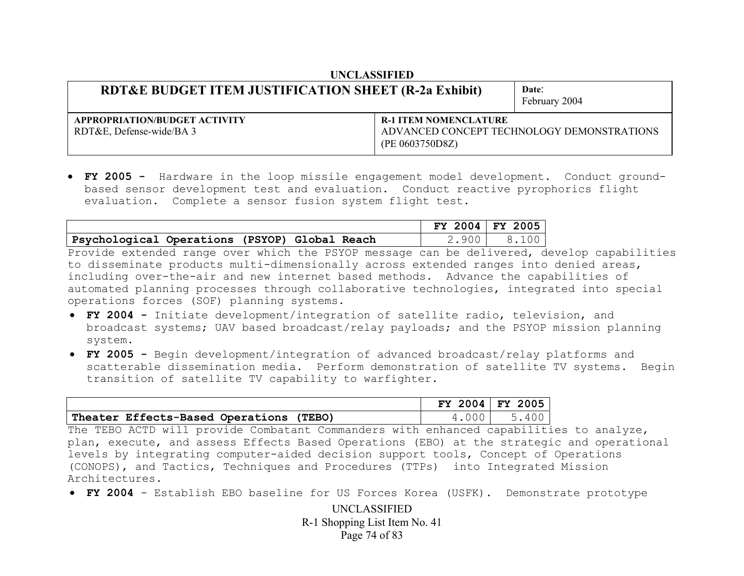- **FY 2005 -** Hardware in the loop missile engagement model development. Conduct ground-based sensor development test and evaluation. Conduct reactive pyrophorics flight evaluation. Complete a sensor fusion system flight test.

| | FY 2004 | FY 2005 |
|---|---|---|
| **Psychological Operations (PSYOP) Global Reach** | 2.900 | 8.100 |

Provide extended range over which the PSYOP message can be delivered, develop capabilities to disseminate products multi-dimensionally across extended ranges into denied areas, including over-the-air and new internet based methods. Advance the capabilities of automated planning processes through collaborative technologies, integrated into special operations forces (SOF) planning systems.

- **FY 2004 -** Initiate development/integration of satellite radio, television, and broadcast systems; UAV based broadcast/relay payloads; and the PSYOP mission planning system.
- **FY 2005 -** Begin development/integration of advanced broadcast/relay platforms and scatterable dissemination media. Perform demonstration of satellite TV systems. Begin transition of satellite TV capability to warfighter.

| | FY 2004 | FY 2005 |
|---|---|---|
| **Theater Effects-Based Operations (TEBO)** | 4.000 | 5.400 |

The TEBO ACTD will provide Combatant Commanders with enhanced capabilities to analyze, plan, execute, and assess Effects Based Operations (EBO) at the strategic and operational levels by integrating computer-aided decision support tools, Concept of Operations (CONOPS), and Tactics, Techniques and Procedures (TTPs) into Integrated Mission Architectures.

- **FY 2004** - Establish EBO baseline for US Forces Korea (USFK). Demonstrate prototype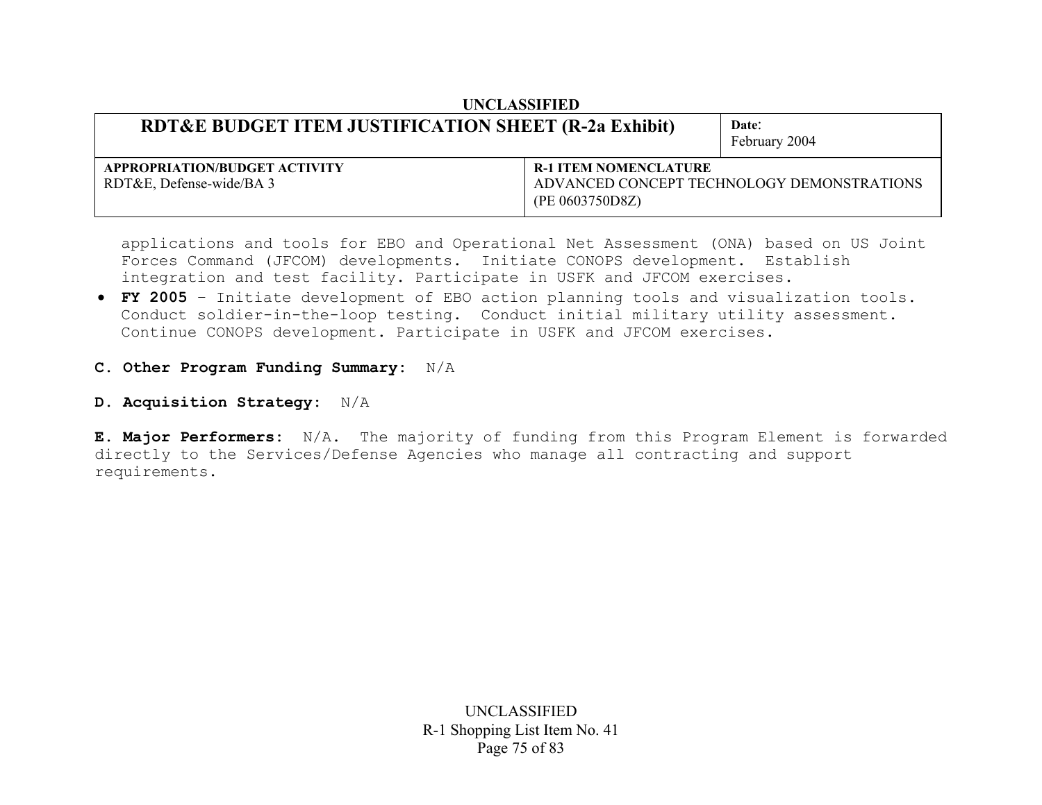| RDT&E BUDGET ITEM JUSTIFICATION SHEET (R-2a Exhibit) | | Date: February 2004 |
| --- | --- | --- |
| **APPROPRIATION/BUDGET ACTIVITY** RDT&E, Defense-wide/BA 3 | **R-1 ITEM NOMENCLATURE** ADVANCED CONCEPT TECHNOLOGY DEMONSTRATIONS (PE 0603750D8Z) | |

applications and tools for EBO and Operational Net Assessment (ONA) based on US Joint Forces Command (JFCOM) developments. Initiate CONOPS development. Establish integration and test facility. Participate in USFK and JFCOM exercises.

- **FY 2005** – Initiate development of EBO action planning tools and visualization tools. Conduct soldier-in-the-loop testing. Conduct initial military utility assessment. Continue CONOPS development. Participate in USFK and JFCOM exercises.

**C. Other Program Funding Summary:** N/A

**D. Acquisition Strategy:** N/A

**E. Major Performers:** N/A. The majority of funding from this Program Element is forwarded directly to the Services/Defense Agencies who manage all contracting and support requirements.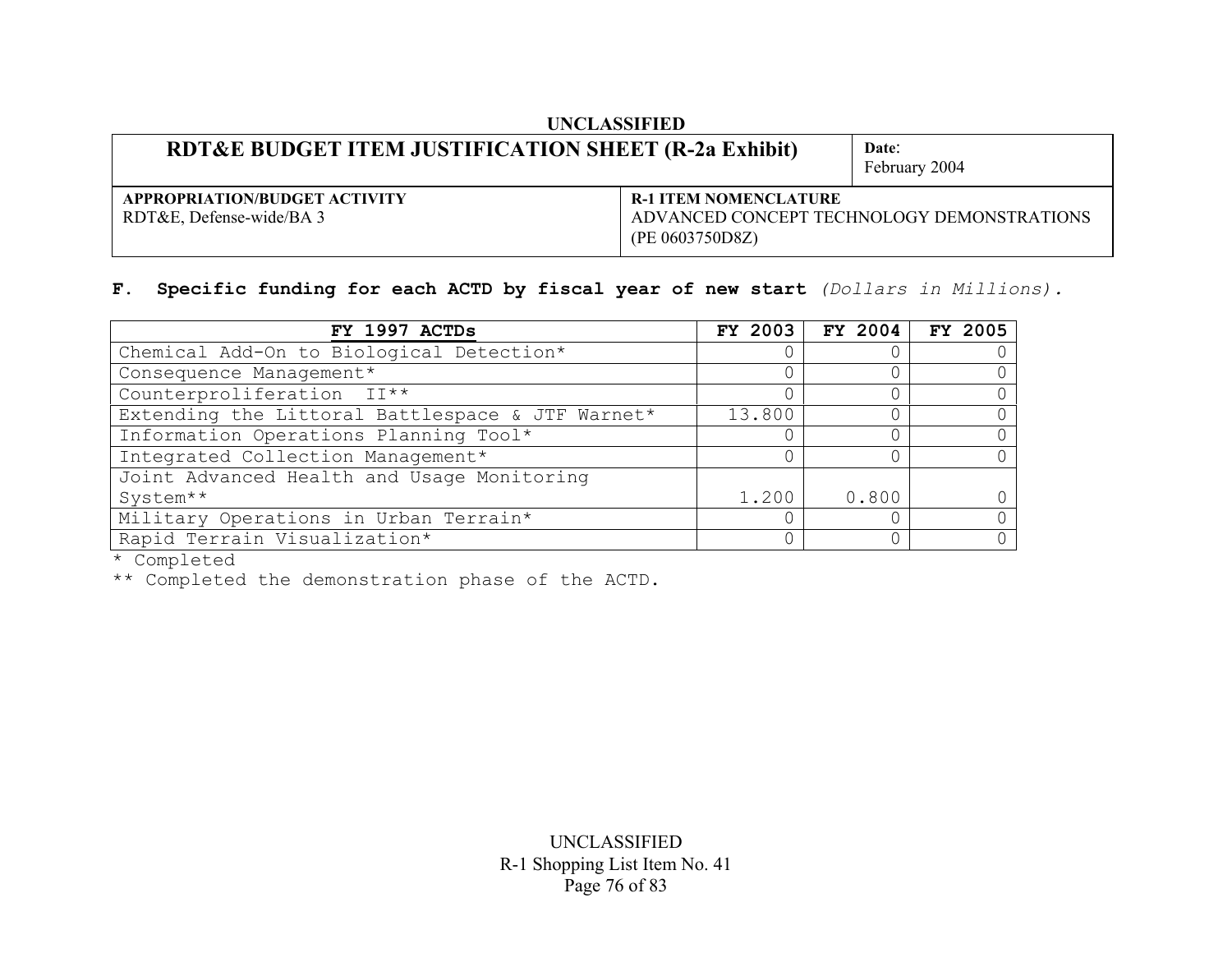UNCLASSIFIED

| RDT&E BUDGET ITEM JUSTIFICATION SHEET (R-2a Exhibit) | Date: February 2004 |
|---|---|
| **APPROPRIATION/BUDGET ACTIVITY** RDT&E, Defense-wide/BA 3 | **R-1 ITEM NOMENCLATURE** ADVANCED CONCEPT TECHNOLOGY DEMONSTRATIONS (PE 0603750D8Z) |

**F. Specific funding for each ACTD by fiscal year of new start** *(Dollars in Millions).*

| FY 1997 ACTDs | FY 2003 | FY 2004 | FY 2005 |
|---|---|---|---|
| Chemical Add-On to Biological Detection* | 0 | 0 | 0 |
| Consequence Management* | 0 | 0 | 0 |
| Counterproliferation II** | 0 | 0 | 0 |
| Extending the Littoral Battlespace & JTF Warnet* | 13.800 | 0 | 0 |
| Information Operations Planning Tool* | 0 | 0 | 0 |
| Integrated Collection Management* | 0 | 0 | 0 |
| Joint Advanced Health and Usage Monitoring System** | 1.200 | 0.800 | 0 |
| Military Operations in Urban Terrain* | 0 | 0 | 0 |
| Rapid Terrain Visualization* | 0 | 0 | 0 |

* Completed

** Completed the demonstration phase of the ACTD.

UNCLASSIFIED

R-1 Shopping List Item No. 41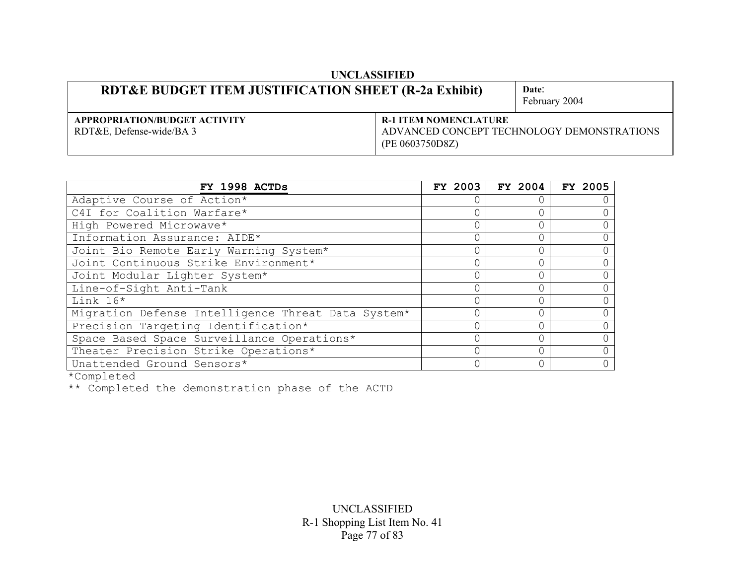UNCLASSIFIED

| RDT&E BUDGET ITEM JUSTIFICATION SHEET (R-2a Exhibit) | Date: February 2004 |
|---|---|
| **APPROPRIATION/BUDGET ACTIVITY** RDT&E, Defense-wide/BA 3 | **R-1 ITEM NOMENCLATURE** ADVANCED CONCEPT TECHNOLOGY DEMONSTRATIONS (PE 0603750D8Z) |

| FY 1998 ACTDs | FY 2003 | FY 2004 | FY 2005 |
|---|---|---|---|
| Adaptive Course of Action* | 0 | 0 | 0 |
| C4I for Coalition Warfare* | 0 | 0 | 0 |
| High Powered Microwave* | 0 | 0 | 0 |
| Information Assurance: AIDE* | 0 | 0 | 0 |
| Joint Bio Remote Early Warning System* | 0 | 0 | 0 |
| Joint Continuous Strike Environment* | 0 | 0 | 0 |
| Joint Modular Lighter System* | 0 | 0 | 0 |
| Line-of-Sight Anti-Tank | 0 | 0 | 0 |
| Link 16* | 0 | 0 | 0 |
| Migration Defense Intelligence Threat Data System* | 0 | 0 | 0 |
| Precision Targeting Identification* | 0 | 0 | 0 |
| Space Based Space Surveillance Operations* | 0 | 0 | 0 |
| Theater Precision Strike Operations* | 0 | 0 | 0 |
| Unattended Ground Sensors* | 0 | 0 | 0 |

*Completed

** Completed the demonstration phase of the ACTD

UNCLASSIFIED
R-1 Shopping List Item No. 41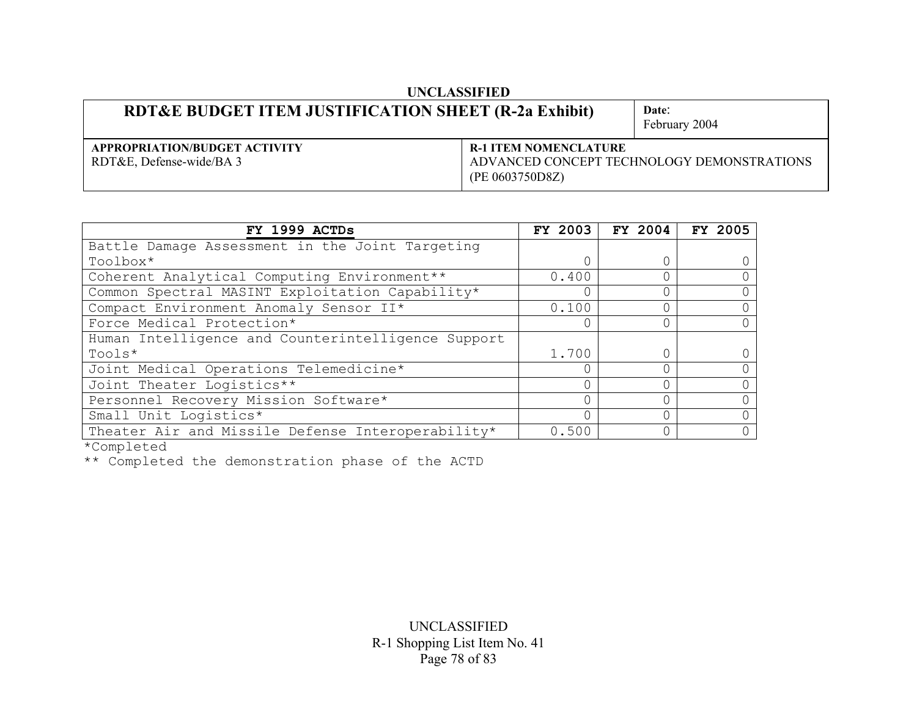**UNCLASSIFIED**

| **RDT&E BUDGET ITEM JUSTIFICATION SHEET (R-2a Exhibit)** | **Date**: February 2004 |
|---|---|
| **APPROPRIATION/BUDGET ACTIVITY** RDT&E, Defense-wide/BA 3 | **R-1 ITEM NOMENCLATURE** ADVANCED CONCEPT TECHNOLOGY DEMONSTRATIONS (PE 0603750D8Z) |

| **FY 1999 ACTDs** | **FY 2003** | **FY 2004** | **FY 2005** |
|---|---|---|---|
| Battle Damage Assessment in the Joint Targeting Toolbox* | 0 | 0 | 0 |
| Coherent Analytical Computing Environment** | 0.400 | 0 | 0 |
| Common Spectral MASINT Exploitation Capability* | 0 | 0 | 0 |
| Compact Environment Anomaly Sensor II* | 0.100 | 0 | 0 |
| Force Medical Protection* | 0 | 0 | 0 |
| Human Intelligence and Counterintelligence Support Tools* | 1.700 | 0 | 0 |
| Joint Medical Operations Telemedicine* | 0 | 0 | 0 |
| Joint Theater Logistics** | 0 | 0 | 0 |
| Personnel Recovery Mission Software* | 0 | 0 | 0 |
| Small Unit Logistics* | 0 | 0 | 0 |
| Theater Air and Missile Defense Interoperability* | 0.500 | 0 | 0 |

*Completed

** Completed the demonstration phase of the ACTD

UNCLASSIFIED

R-1 Shopping List Item No. 41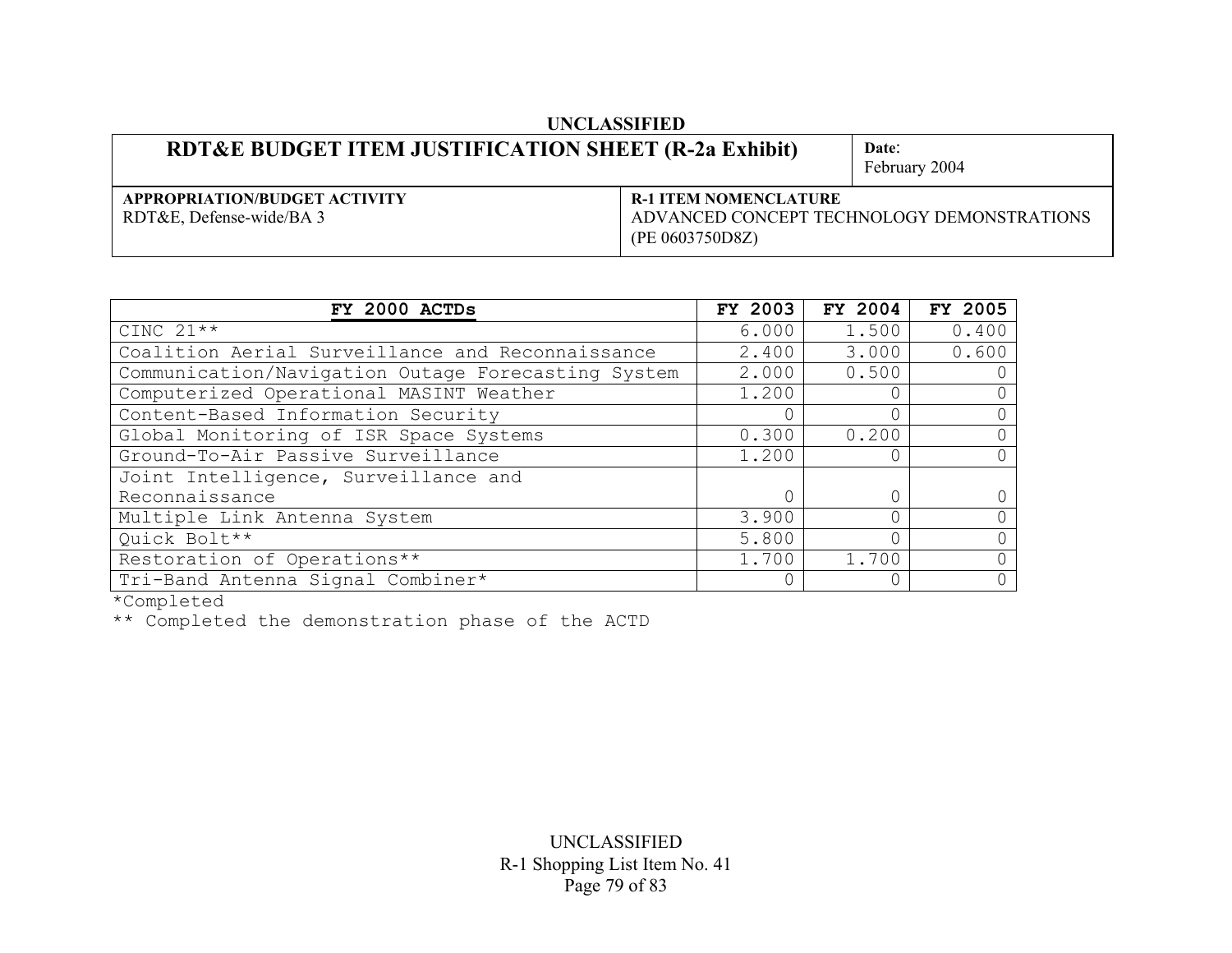UNCLASSIFIED

| RDT&E BUDGET ITEM JUSTIFICATION SHEET (R-2a Exhibit) | | Date: February 2004 |
|---|---|---|
| **APPROPRIATION/BUDGET ACTIVITY** RDT&E, Defense-wide/BA 3 | **R-1 ITEM NOMENCLATURE** ADVANCED CONCEPT TECHNOLOGY DEMONSTRATIONS (PE 0603750D8Z) | |

| FY 2000 ACTDs | FY 2003 | FY 2004 | FY 2005 |
|---|---|---|---|
| CINC 21** | 6.000 | 1.500 | 0.400 |
| Coalition Aerial Surveillance and Reconnaissance | 2.400 | 3.000 | 0.600 |
| Communication/Navigation Outage Forecasting System | 2.000 | 0.500 | 0 |
| Computerized Operational MASINT Weather | 1.200 | 0 | 0 |
| Content-Based Information Security | 0 | 0 | 0 |
| Global Monitoring of ISR Space Systems | 0.300 | 0.200 | 0 |
| Ground-To-Air Passive Surveillance | 1.200 | 0 | 0 |
| Joint Intelligence, Surveillance and Reconnaissance | 0 | 0 | 0 |
| Multiple Link Antenna System | 3.900 | 0 | 0 |
| Quick Bolt** | 5.800 | 0 | 0 |
| Restoration of Operations** | 1.700 | 1.700 | 0 |
| Tri-Band Antenna Signal Combiner* | 0 | 0 | 0 |

*Completed

** Completed the demonstration phase of the ACTD

UNCLASSIFIED

R-1 Shopping List Item No. 41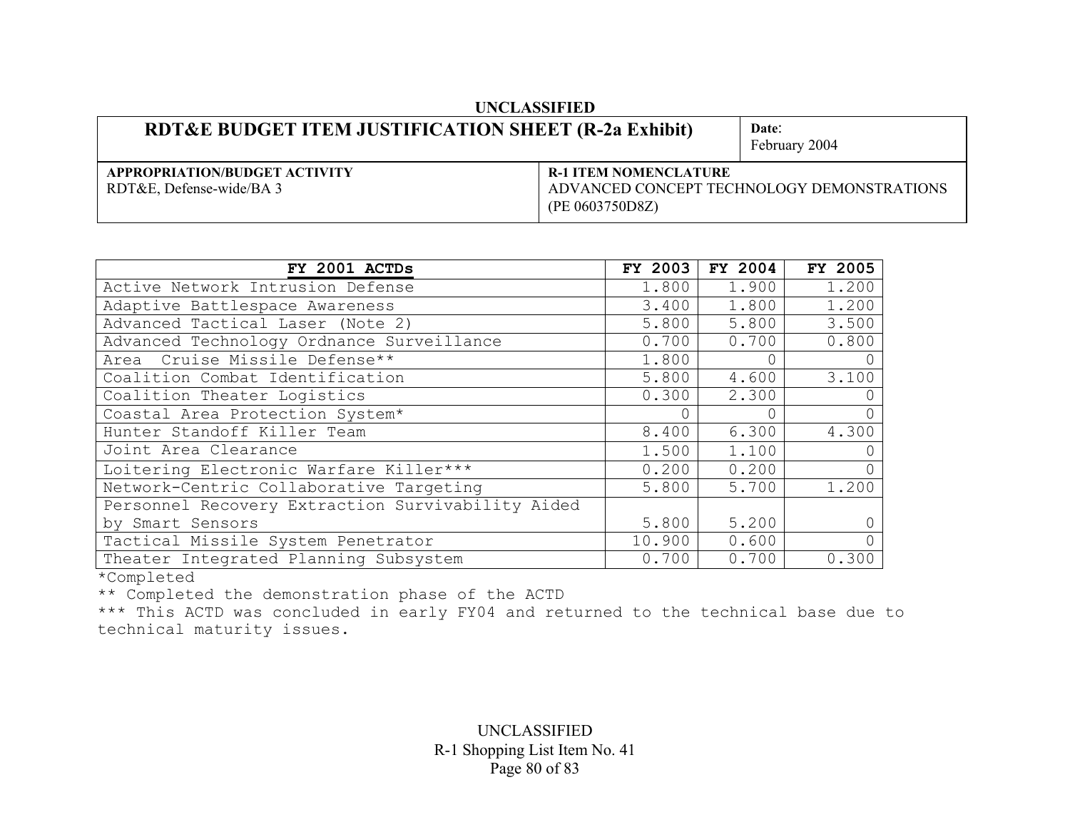UNCLASSIFIED

| RDT&E BUDGET ITEM JUSTIFICATION SHEET (R-2a Exhibit) | Date: February 2004 |
|---|---|
| **APPROPRIATION/BUDGET ACTIVITY** RDT&E, Defense-wide/BA 3 | **R-1 ITEM NOMENCLATURE** ADVANCED CONCEPT TECHNOLOGY DEMONSTRATIONS (PE 0603750D8Z) |

| FY 2001 ACTDs | FY 2003 | FY 2004 | FY 2005 |
|---|---|---|---|
| Active Network Intrusion Defense | 1.800 | 1.900 | 1.200 |
| Adaptive Battlespace Awareness | 3.400 | 1.800 | 1.200 |
| Advanced Tactical Laser (Note 2) | 5.800 | 5.800 | 3.500 |
| Advanced Technology Ordnance Surveillance | 0.700 | 0.700 | 0.800 |
| Area Cruise Missile Defense** | 1.800 | 0 | 0 |
| Coalition Combat Identification | 5.800 | 4.600 | 3.100 |
| Coalition Theater Logistics | 0.300 | 2.300 | 0 |
| Coastal Area Protection System* | 0 | 0 | 0 |
| Hunter Standoff Killer Team | 8.400 | 6.300 | 4.300 |
| Joint Area Clearance | 1.500 | 1.100 | 0 |
| Loitering Electronic Warfare Killer*** | 0.200 | 0.200 | 0 |
| Network-Centric Collaborative Targeting | 5.800 | 5.700 | 1.200 |
| Personnel Recovery Extraction Survivability Aided by Smart Sensors | 5.800 | 5.200 | 0 |
| Tactical Missile System Penetrator | 10.900 | 0.600 | 0 |
| Theater Integrated Planning Subsystem | 0.700 | 0.700 | 0.300 |

*Completed

** Completed the demonstration phase of the ACTD

*** This ACTD was concluded in early FY04 and returned to the technical base due to technical maturity issues.

UNCLASSIFIED

R-1 Shopping List Item No. 41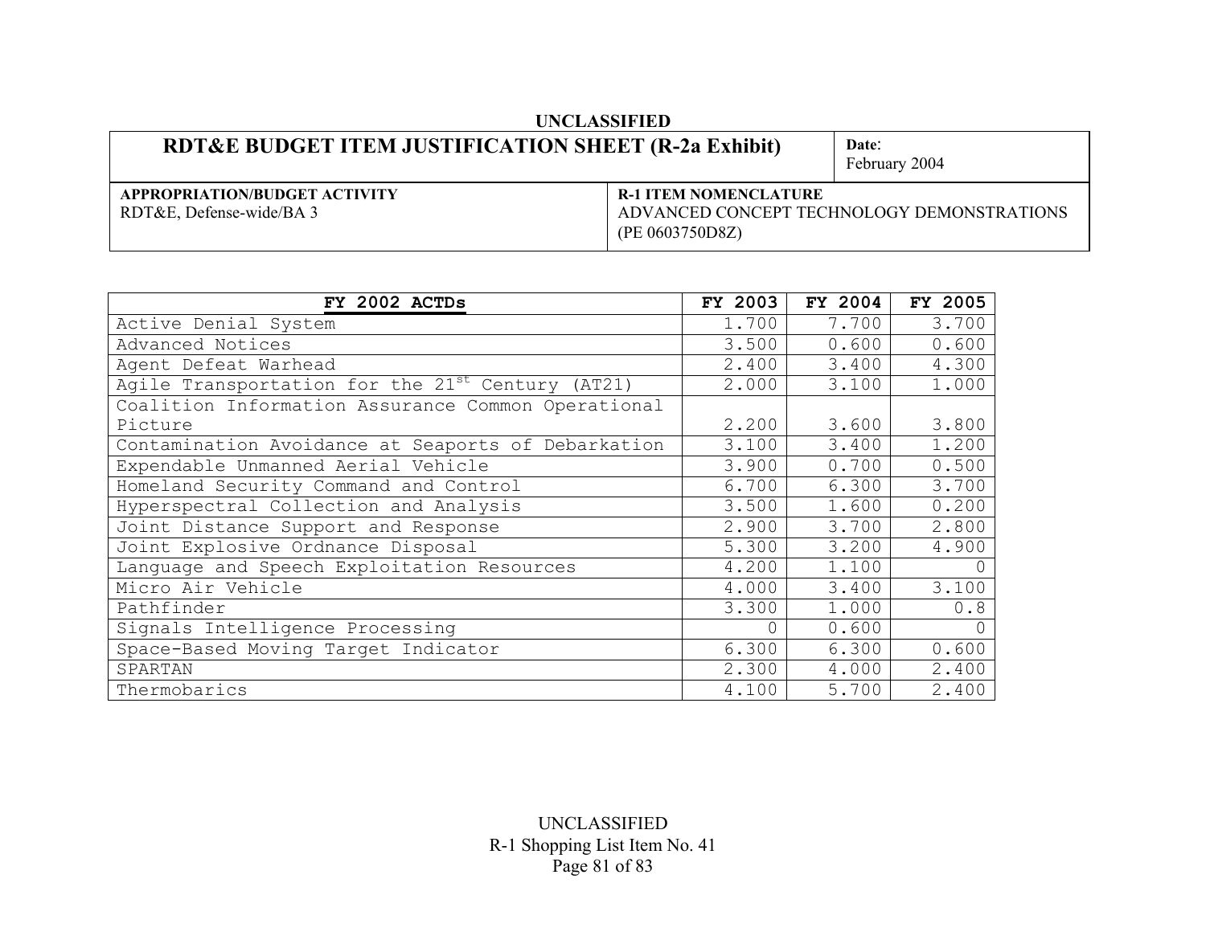UNCLASSIFIED

| RDT&E BUDGET ITEM JUSTIFICATION SHEET (R-2a Exhibit) | Date: February 2004 |
|---|---|
| **APPROPRIATION/BUDGET ACTIVITY** RDT&E, Defense-wide/BA 3 | **R-1 ITEM NOMENCLATURE** ADVANCED CONCEPT TECHNOLOGY DEMONSTRATIONS (PE 0603750D8Z) |

| FY 2002 ACTDs | FY 2003 | FY 2004 | FY 2005 |
|---|---|---|---|
| Active Denial System | 1.700 | 7.700 | 3.700 |
| Advanced Notices | 3.500 | 0.600 | 0.600 |
| Agent Defeat Warhead | 2.400 | 3.400 | 4.300 |
| Agile Transportation for the 21st Century (AT21) | 2.000 | 3.100 | 1.000 |
| Coalition Information Assurance Common Operational Picture | 2.200 | 3.600 | 3.800 |
| Contamination Avoidance at Seaports of Debarkation | 3.100 | 3.400 | 1.200 |
| Expendable Unmanned Aerial Vehicle | 3.900 | 0.700 | 0.500 |
| Homeland Security Command and Control | 6.700 | 6.300 | 3.700 |
| Hyperspectral Collection and Analysis | 3.500 | 1.600 | 0.200 |
| Joint Distance Support and Response | 2.900 | 3.700 | 2.800 |
| Joint Explosive Ordnance Disposal | 5.300 | 3.200 | 4.900 |
| Language and Speech Exploitation Resources | 4.200 | 1.100 | 0 |
| Micro Air Vehicle | 4.000 | 3.400 | 3.100 |
| Pathfinder | 3.300 | 1.000 | 0.8 |
| Signals Intelligence Processing | 0 | 0.600 | 0 |
| Space-Based Moving Target Indicator | 6.300 | 6.300 | 0.600 |
| SPARTAN | 2.300 | 4.000 | 2.400 |
| Thermobarics | 4.100 | 5.700 | 2.400 |

UNCLASSIFIED

R-1 Shopping List Item No. 41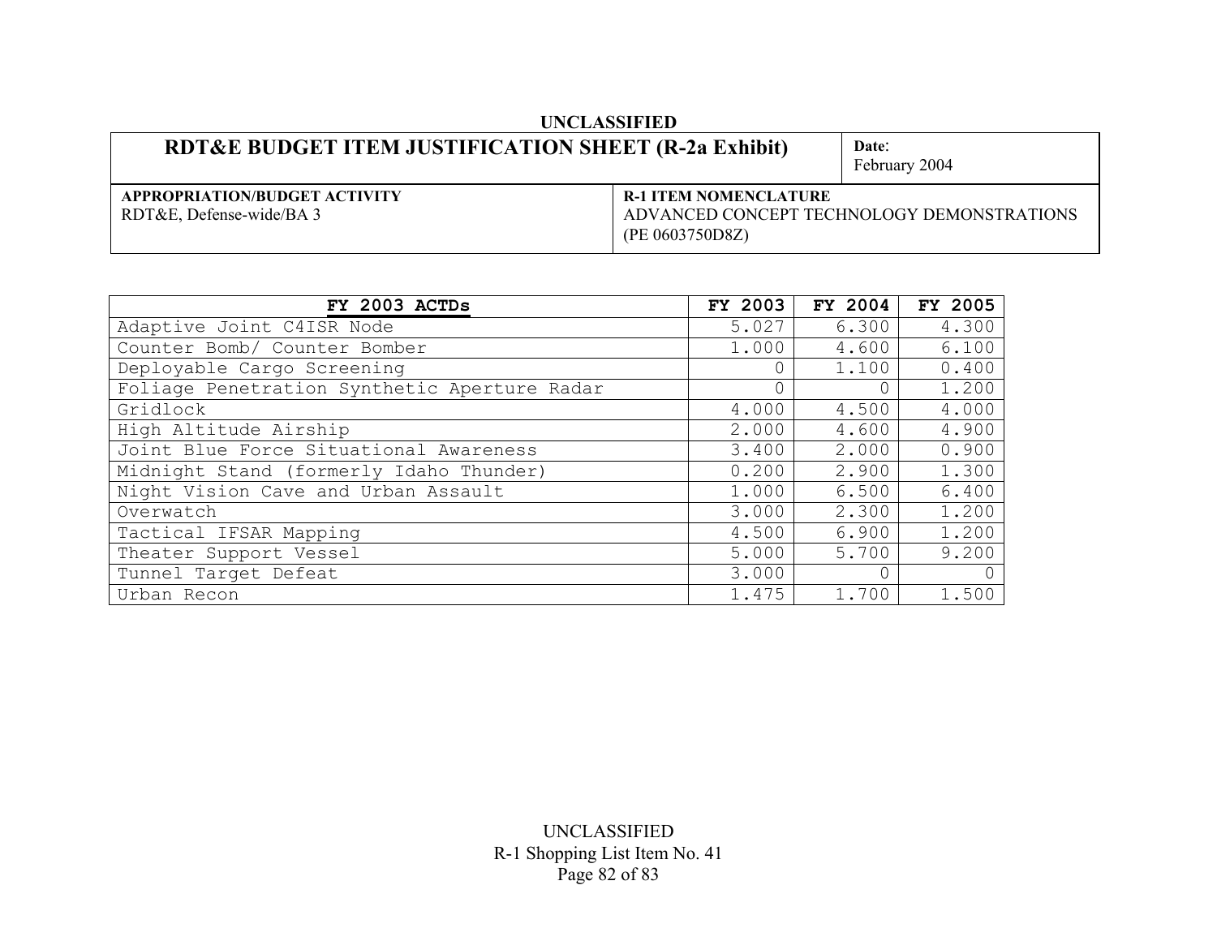UNCLASSIFIED

| RDT&E BUDGET ITEM JUSTIFICATION SHEET (R-2a Exhibit) | Date: February 2004 |
|---|---|
| **APPROPRIATION/BUDGET ACTIVITY** RDT&E, Defense-wide/BA 3 | **R-1 ITEM NOMENCLATURE** ADVANCED CONCEPT TECHNOLOGY DEMONSTRATIONS (PE 0603750D8Z) |

| FY 2003 ACTDs | FY 2003 | FY 2004 | FY 2005 |
|---|---|---|---|
| Adaptive Joint C4ISR Node | 5.027 | 6.300 | 4.300 |
| Counter Bomb/ Counter Bomber | 1.000 | 4.600 | 6.100 |
| Deployable Cargo Screening | 0 | 1.100 | 0.400 |
| Foliage Penetration Synthetic Aperture Radar | 0 | 0 | 1.200 |
| Gridlock | 4.000 | 4.500 | 4.000 |
| High Altitude Airship | 2.000 | 4.600 | 4.900 |
| Joint Blue Force Situational Awareness | 3.400 | 2.000 | 0.900 |
| Midnight Stand (formerly Idaho Thunder) | 0.200 | 2.900 | 1.300 |
| Night Vision Cave and Urban Assault | 1.000 | 6.500 | 6.400 |
| Overwatch | 3.000 | 2.300 | 1.200 |
| Tactical IFSAR Mapping | 4.500 | 6.900 | 1.200 |
| Theater Support Vessel | 5.000 | 5.700 | 9.200 |
| Tunnel Target Defeat | 3.000 | 0 | 0 |
| Urban Recon | 1.475 | 1.700 | 1.500 |

UNCLASSIFIED

R-1 Shopping List Item No. 41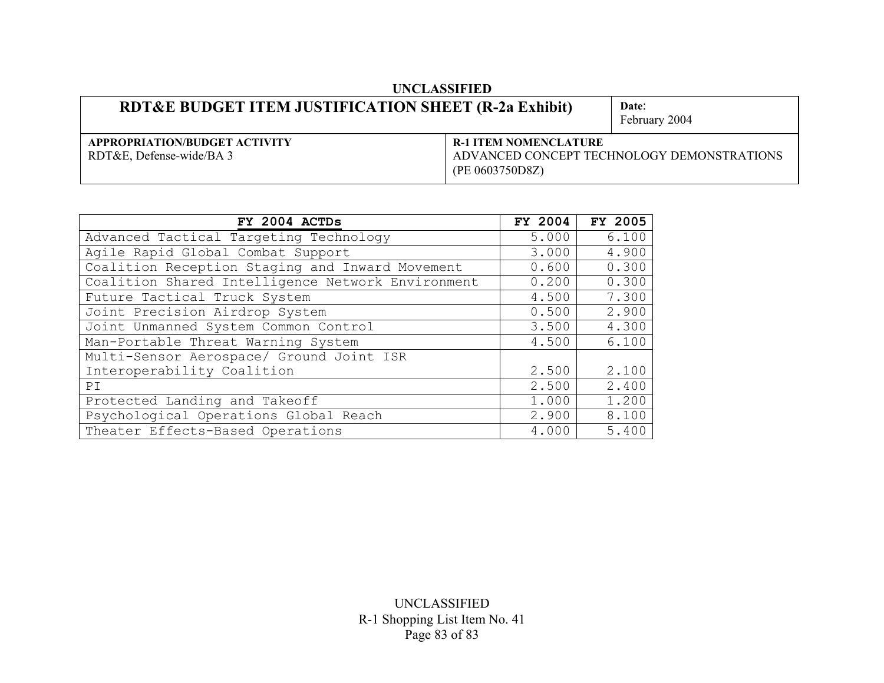UNCLASSIFIED

| RDT&E BUDGET ITEM JUSTIFICATION SHEET (R-2a Exhibit) | Date: February 2004 |
|---|---|
| **APPROPRIATION/BUDGET ACTIVITY** RDT&E, Defense-wide/BA 3 | **R-1 ITEM NOMENCLATURE** ADVANCED CONCEPT TECHNOLOGY DEMONSTRATIONS (PE 0603750D8Z) |

| FY 2004 ACTDs | FY 2004 | FY 2005 |
|---|---|---|
| Advanced Tactical Targeting Technology | 5.000 | 6.100 |
| Agile Rapid Global Combat Support | 3.000 | 4.900 |
| Coalition Reception Staging and Inward Movement | 0.600 | 0.300 |
| Coalition Shared Intelligence Network Environment | 0.200 | 0.300 |
| Future Tactical Truck System | 4.500 | 7.300 |
| Joint Precision Airdrop System | 0.500 | 2.900 |
| Joint Unmanned System Common Control | 3.500 | 4.300 |
| Man-Portable Threat Warning System | 4.500 | 6.100 |
| Multi-Sensor Aerospace/ Ground Joint ISR Interoperability Coalition | 2.500 | 2.100 |
| PI | 2.500 | 2.400 |
| Protected Landing and Takeoff | 1.000 | 1.200 |
| Psychological Operations Global Reach | 2.900 | 8.100 |
| Theater Effects-Based Operations | 4.000 | 5.400 |

UNCLASSIFIED
R-1 Shopping List Item No. 41